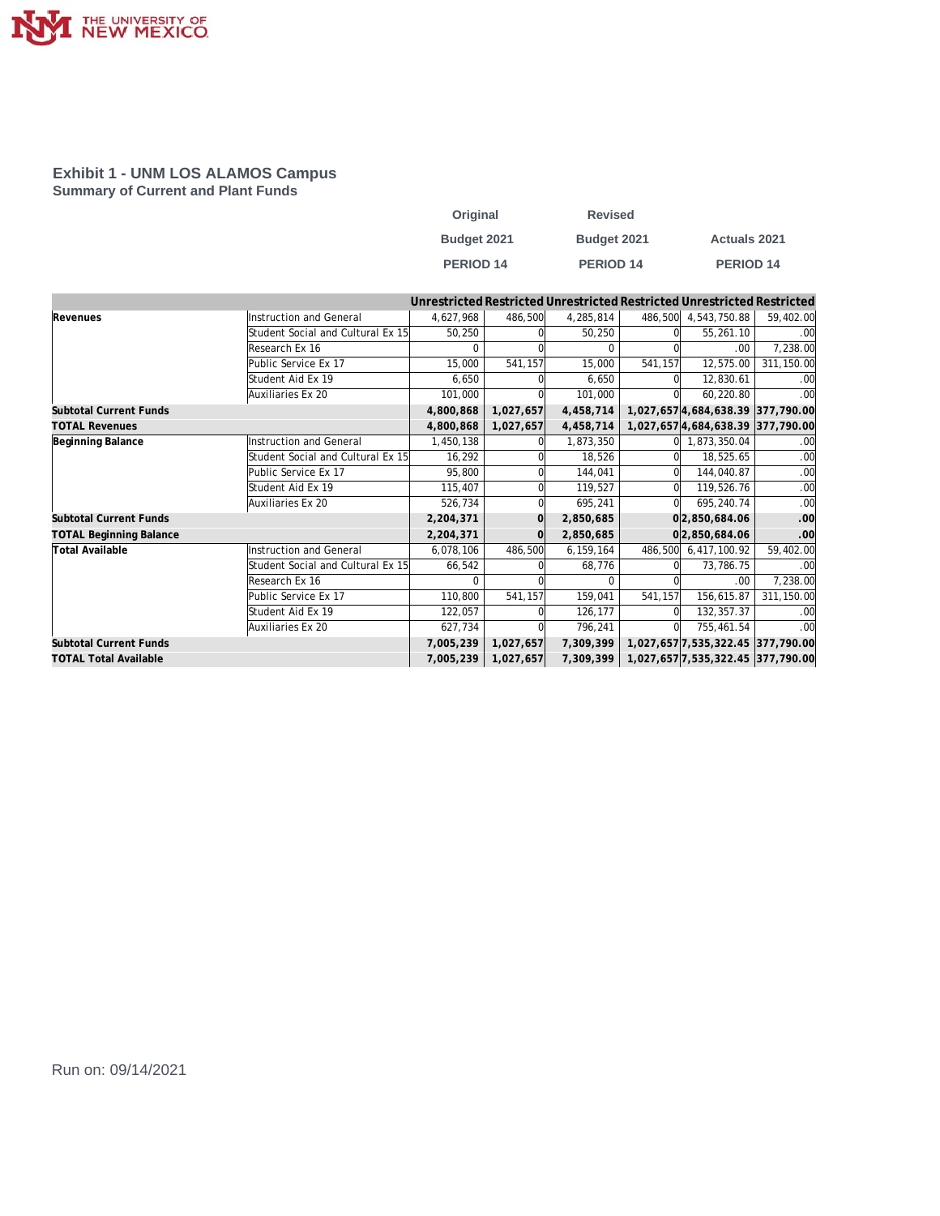# Exhibit 1 - UNM LOS ALAMOS Campus

## Summary of Current and Plant Funds

| | | Original Budget 2021 PERIOD 14 | | Revised Budget 2021 PERIOD 14 | | Actuals 2021 PERIOD 14 | |
|---|---|---|---|---|---|---|---|
| | | Unrestricted | Restricted | Unrestricted | Restricted | Unrestricted | Restricted |
| **Revenues** | Instruction and General | 4,627,968 | 486,500 | 4,285,814 | 486,500 | 4,543,750.88 | 59,402.00 |
| | Student Social and Cultural Ex 15 | 50,250 | 0 | 50,250 | 0 | 55,261.10 | .00 |
| | Research Ex 16 | 0 | 0 | 0 | 0 | .00 | 7,238.00 |
| | Public Service Ex 17 | 15,000 | 541,157 | 15,000 | 541,157 | 12,575.00 | 311,150.00 |
| | Student Aid Ex 19 | 6,650 | 0 | 6,650 | 0 | 12,830.61 | .00 |
| | Auxiliaries Ex 20 | 101,000 | 0 | 101,000 | 0 | 60,220.80 | .00 |
| **Subtotal Current Funds** | | **4,800,868** | **1,027,657** | **4,458,714** | **1,027,657** | **4,684,638.39** | **377,790.00** |
| **TOTAL Revenues** | | **4,800,868** | **1,027,657** | **4,458,714** | **1,027,657** | **4,684,638.39** | **377,790.00** |
| **Beginning Balance** | Instruction and General | 1,450,138 | 0 | 1,873,350 | 0 | 1,873,350.04 | .00 |
| | Student Social and Cultural Ex 15 | 16,292 | 0 | 18,526 | 0 | 18,525.65 | .00 |
| | Public Service Ex 17 | 95,800 | 0 | 144,041 | 0 | 144,040.87 | .00 |
| | Student Aid Ex 19 | 115,407 | 0 | 119,527 | 0 | 119,526.76 | .00 |
| | Auxiliaries Ex 20 | 526,734 | 0 | 695,241 | 0 | 695,240.74 | .00 |
| **Subtotal Current Funds** | | **2,204,371** | **0** | **2,850,685** | **0** | **2,850,684.06** | **.00** |
| **TOTAL Beginning Balance** | | **2,204,371** | **0** | **2,850,685** | **0** | **2,850,684.06** | **.00** |
| **Total Available** | Instruction and General | 6,078,106 | 486,500 | 6,159,164 | 486,500 | 6,417,100.92 | 59,402.00 |
| | Student Social and Cultural Ex 15 | 66,542 | 0 | 68,776 | 0 | 73,786.75 | .00 |
| | Research Ex 16 | 0 | 0 | 0 | 0 | .00 | 7,238.00 |
| | Public Service Ex 17 | 110,800 | 541,157 | 159,041 | 541,157 | 156,615.87 | 311,150.00 |
| | Student Aid Ex 19 | 122,057 | 0 | 126,177 | 0 | 132,357.37 | .00 |
| | Auxiliaries Ex 20 | 627,734 | 0 | 796,241 | 0 | 755,461.54 | .00 |
| **Subtotal Current Funds** | | **7,005,239** | **1,027,657** | **7,309,399** | **1,027,657** | **7,535,322.45** | **377,790.00** |
| **TOTAL Total Available** | | **7,005,239** | **1,027,657** | **7,309,399** | **1,027,657** | **7,535,322.45** | **377,790.00** |

Run on: 09/14/2021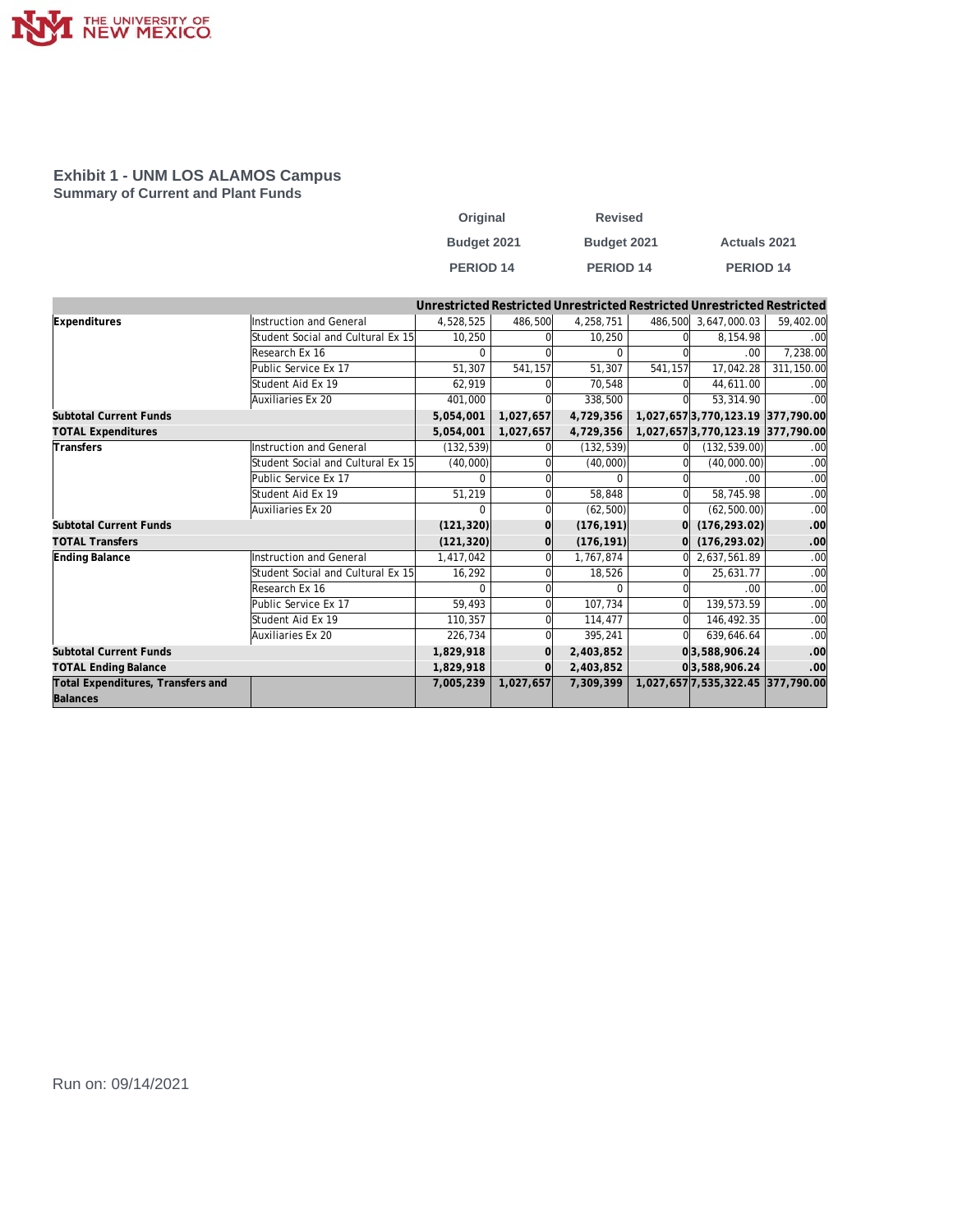## Exhibit 1 - UNM LOS ALAMOS Campus

### Summary of Current and Plant Funds

| | | Original Budget 2021 PERIOD 14 | | Revised Budget 2021 PERIOD 14 | | Actuals 2021 PERIOD 14 | |
|---|---|---|---|---|---|---|---|
| | | Unrestricted | Restricted | Unrestricted | Restricted | Unrestricted | Restricted |
| **Expenditures** | Instruction and General | 4,528,525 | 486,500 | 4,258,751 | 486,500 | 3,647,000.03 | 59,402.00 |
| | Student Social and Cultural Ex 15 | 10,250 | 0 | 10,250 | 0 | 8,154.98 | .00 |
| | Research Ex 16 | 0 | 0 | 0 | 0 | .00 | 7,238.00 |
| | Public Service Ex 17 | 51,307 | 541,157 | 51,307 | 541,157 | 17,042.28 | 311,150.00 |
| | Student Aid Ex 19 | 62,919 | 0 | 70,548 | 0 | 44,611.00 | .00 |
| | Auxiliaries Ex 20 | 401,000 | 0 | 338,500 | 0 | 53,314.90 | .00 |
| **Subtotal Current Funds** | | **5,054,001** | **1,027,657** | **4,729,356** | **1,027,657** | **3,770,123.19** | **377,790.00** |
| **TOTAL Expenditures** | | **5,054,001** | **1,027,657** | **4,729,356** | **1,027,657** | **3,770,123.19** | **377,790.00** |
| **Transfers** | Instruction and General | (132,539) | 0 | (132,539) | 0 | (132,539.00) | .00 |
| | Student Social and Cultural Ex 15 | (40,000) | 0 | (40,000) | 0 | (40,000.00) | .00 |
| | Public Service Ex 17 | 0 | 0 | 0 | 0 | .00 | .00 |
| | Student Aid Ex 19 | 51,219 | 0 | 58,848 | 0 | 58,745.98 | .00 |
| | Auxiliaries Ex 20 | 0 | 0 | (62,500) | 0 | (62,500.00) | .00 |
| **Subtotal Current Funds** | | **(121,320)** | **0** | **(176,191)** | **0** | **(176,293.02)** | **.00** |
| **TOTAL Transfers** | | **(121,320)** | **0** | **(176,191)** | **0** | **(176,293.02)** | **.00** |
| **Ending Balance** | Instruction and General | 1,417,042 | 0 | 1,767,874 | 0 | 2,637,561.89 | .00 |
| | Student Social and Cultural Ex 15 | 16,292 | 0 | 18,526 | 0 | 25,631.77 | .00 |
| | Research Ex 16 | 0 | 0 | 0 | 0 | .00 | .00 |
| | Public Service Ex 17 | 59,493 | 0 | 107,734 | 0 | 139,573.59 | .00 |
| | Student Aid Ex 19 | 110,357 | 0 | 114,477 | 0 | 146,492.35 | .00 |
| | Auxiliaries Ex 20 | 226,734 | 0 | 395,241 | 0 | 639,646.64 | .00 |
| **Subtotal Current Funds** | | **1,829,918** | **0** | **2,403,852** | **0** | **3,588,906.24** | **.00** |
| **TOTAL Ending Balance** | | **1,829,918** | **0** | **2,403,852** | **0** | **3,588,906.24** | **.00** |
| **Total Expenditures, Transfers and Balances** | | **7,005,239** | **1,027,657** | **7,309,399** | **1,027,657** | **7,535,322.45** | **377,790.00** |

Run on: 09/14/2021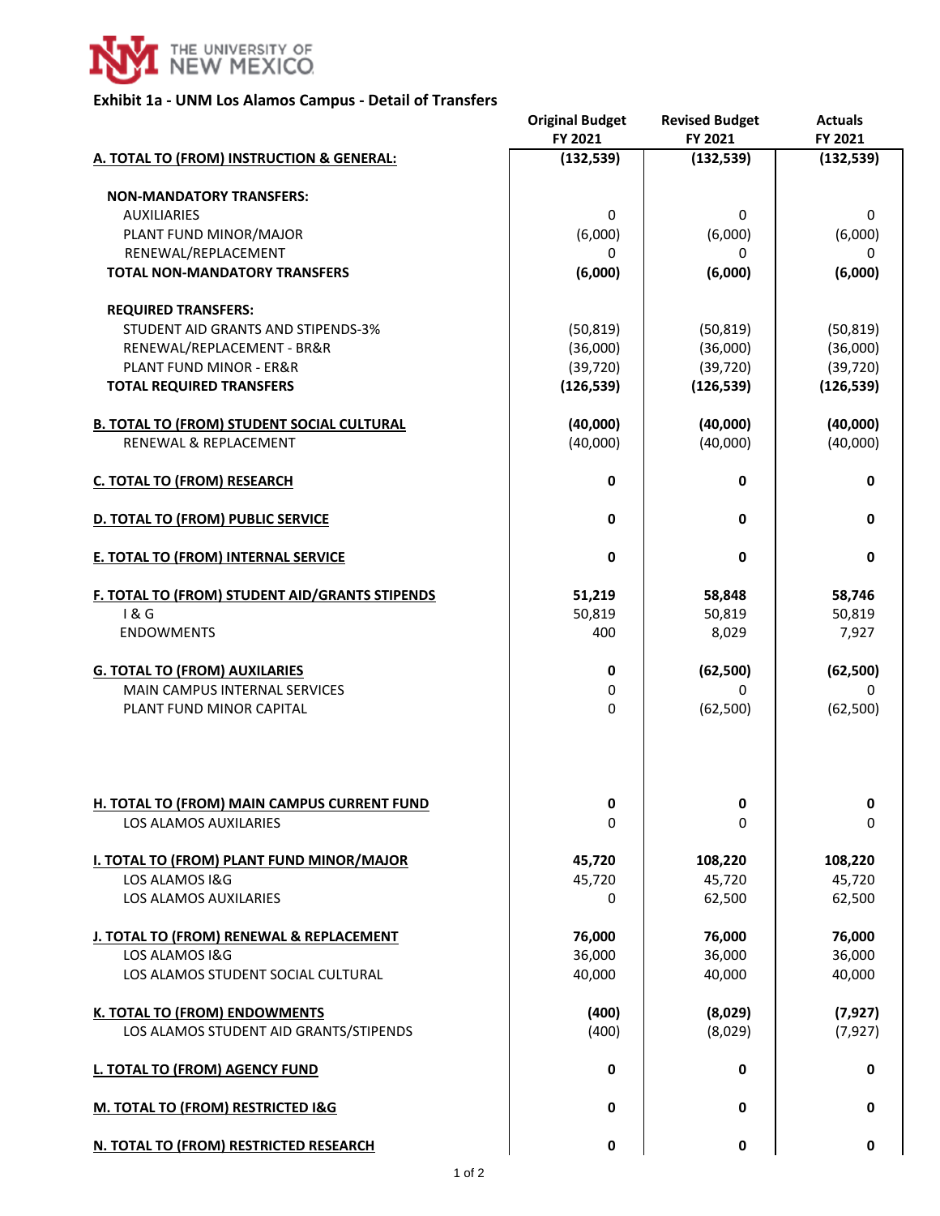THE UNIVERSITY OF NEW MEXICO

## Exhibit 1a - UNM Los Alamos Campus - Detail of Transfers

| | Original Budget FY 2021 | Revised Budget FY 2021 | Actuals FY 2021 |
|---|---|---|---|
| **A. TOTAL TO (FROM) INSTRUCTION & GENERAL:** | **(132,539)** | **(132,539)** | **(132,539)** |
| **NON-MANDATORY TRANSFERS:** | | | |
| AUXILIARIES | 0 | 0 | 0 |
| PLANT FUND MINOR/MAJOR | (6,000) | (6,000) | (6,000) |
| RENEWAL/REPLACEMENT | 0 | 0 | 0 |
| **TOTAL NON-MANDATORY TRANSFERS** | **(6,000)** | **(6,000)** | **(6,000)** |
| **REQUIRED TRANSFERS:** | | | |
| STUDENT AID GRANTS AND STIPENDS-3% | (50,819) | (50,819) | (50,819) |
| RENEWAL/REPLACEMENT - BR&R | (36,000) | (36,000) | (36,000) |
| PLANT FUND MINOR - ER&R | (39,720) | (39,720) | (39,720) |
| **TOTAL REQUIRED TRANSFERS** | **(126,539)** | **(126,539)** | **(126,539)** |
| **B. TOTAL TO (FROM) STUDENT SOCIAL CULTURAL** | **(40,000)** | **(40,000)** | **(40,000)** |
| RENEWAL & REPLACEMENT | (40,000) | (40,000) | (40,000) |
| **C. TOTAL TO (FROM) RESEARCH** | **0** | **0** | **0** |
| **D. TOTAL TO (FROM) PUBLIC SERVICE** | **0** | **0** | **0** |
| **E. TOTAL TO (FROM) INTERNAL SERVICE** | **0** | **0** | **0** |
| **F. TOTAL TO (FROM) STUDENT AID/GRANTS STIPENDS** | **51,219** | **58,848** | **58,746** |
| I & G | 50,819 | 50,819 | 50,819 |
| ENDOWMENTS | 400 | 8,029 | 7,927 |
| **G. TOTAL TO (FROM) AUXILARIES** | **0** | **(62,500)** | **(62,500)** |
| MAIN CAMPUS INTERNAL SERVICES | 0 | 0 | 0 |
| PLANT FUND MINOR CAPITAL | 0 | (62,500) | (62,500) |
| **H. TOTAL TO (FROM) MAIN CAMPUS CURRENT FUND** | **0** | **0** | **0** |
| LOS ALAMOS AUXILARIES | 0 | 0 | 0 |
| **I. TOTAL TO (FROM) PLANT FUND MINOR/MAJOR** | **45,720** | **108,220** | **108,220** |
| LOS ALAMOS I&G | 45,720 | 45,720 | 45,720 |
| LOS ALAMOS AUXILARIES | 0 | 62,500 | 62,500 |
| **J. TOTAL TO (FROM) RENEWAL & REPLACEMENT** | **76,000** | **76,000** | **76,000** |
| LOS ALAMOS I&G | 36,000 | 36,000 | 36,000 |
| LOS ALAMOS STUDENT SOCIAL CULTURAL | 40,000 | 40,000 | 40,000 |
| **K. TOTAL TO (FROM) ENDOWMENTS** | **(400)** | **(8,029)** | **(7,927)** |
| LOS ALAMOS STUDENT AID GRANTS/STIPENDS | (400) | (8,029) | (7,927) |
| **L. TOTAL TO (FROM) AGENCY FUND** | **0** | **0** | **0** |
| **M. TOTAL TO (FROM) RESTRICTED I&G** | **0** | **0** | **0** |
| **N. TOTAL TO (FROM) RESTRICTED RESEARCH** | **0** | **0** | **0** |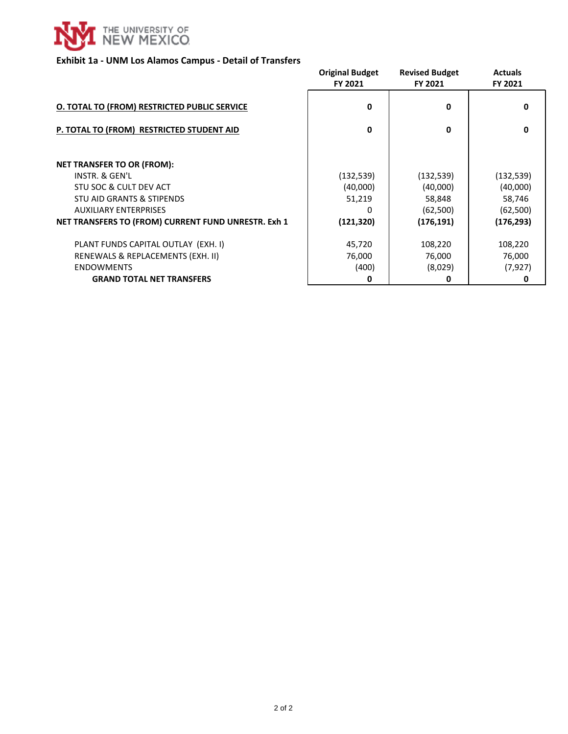THE UNIVERSITY OF NEW MEXICO

**Exhibit 1a - UNM Los Alamos Campus - Detail of Transfers**

| | Original Budget FY 2021 | Revised Budget FY 2021 | Actuals FY 2021 |
|---|---|---|---|
| **O. TOTAL TO (FROM) RESTRICTED PUBLIC SERVICE** | **0** | **0** | **0** |
| **P. TOTAL TO (FROM) RESTRICTED STUDENT AID** | **0** | **0** | **0** |
| **NET TRANSFER TO OR (FROM):** | | | |
| INSTR. & GEN'L | (132,539) | (132,539) | (132,539) |
| STU SOC & CULT DEV ACT | (40,000) | (40,000) | (40,000) |
| STU AID GRANTS & STIPENDS | 51,219 | 58,848 | 58,746 |
| AUXILIARY ENTERPRISES | 0 | (62,500) | (62,500) |
| **NET TRANSFERS TO (FROM) CURRENT FUND UNRESTR. Exh 1** | **(121,320)** | **(176,191)** | **(176,293)** |
| PLANT FUNDS CAPITAL OUTLAY (EXH. I) | 45,720 | 108,220 | 108,220 |
| RENEWALS & REPLACEMENTS (EXH. II) | 76,000 | 76,000 | 76,000 |
| ENDOWMENTS | (400) | (8,029) | (7,927) |
| **GRAND TOTAL NET TRANSFERS** | **0** | **0** | **0** |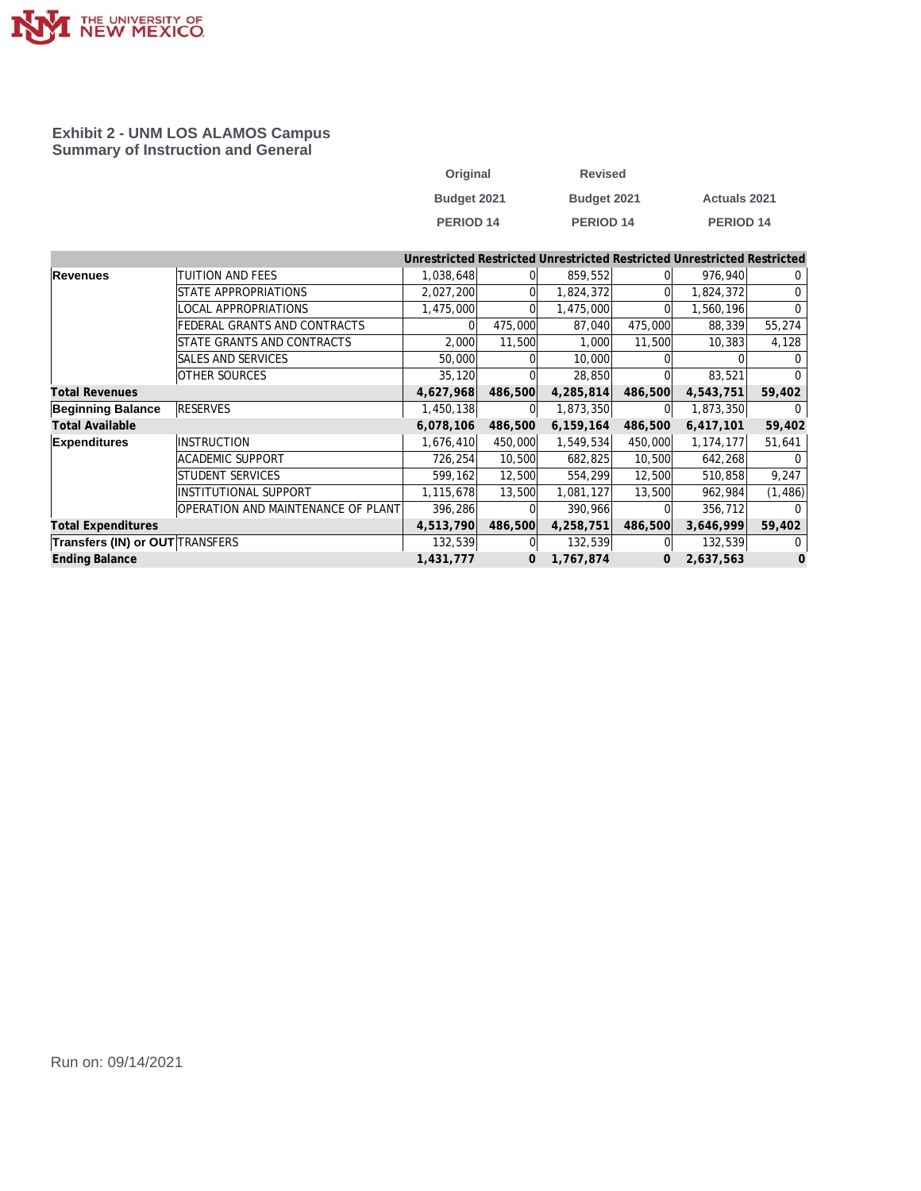THE UNIVERSITY OF NEW MEXICO

## Exhibit 2 - UNM LOS ALAMOS Campus
## Summary of Instruction and General

| | | Original Budget 2021 PERIOD 14 | | Revised Budget 2021 PERIOD 14 | | Actuals 2021 PERIOD 14 | |
|---|---|---|---|---|---|---|---|
| | | Unrestricted | Restricted | Unrestricted | Restricted | Unrestricted | Restricted |
| **Revenues** | TUITION AND FEES | 1,038,648 | 0 | 859,552 | 0 | 976,940 | 0 |
| | STATE APPROPRIATIONS | 2,027,200 | 0 | 1,824,372 | 0 | 1,824,372 | 0 |
| | LOCAL APPROPRIATIONS | 1,475,000 | 0 | 1,475,000 | 0 | 1,560,196 | 0 |
| | FEDERAL GRANTS AND CONTRACTS | 0 | 475,000 | 87,040 | 475,000 | 88,339 | 55,274 |
| | STATE GRANTS AND CONTRACTS | 2,000 | 11,500 | 1,000 | 11,500 | 10,383 | 4,128 |
| | SALES AND SERVICES | 50,000 | 0 | 10,000 | 0 | 0 | 0 |
| | OTHER SOURCES | 35,120 | 0 | 28,850 | 0 | 83,521 | 0 |
| **Total Revenues** | | **4,627,968** | **486,500** | **4,285,814** | **486,500** | **4,543,751** | **59,402** |
| **Beginning Balance** | RESERVES | 1,450,138 | 0 | 1,873,350 | 0 | 1,873,350 | 0 |
| **Total Available** | | **6,078,106** | **486,500** | **6,159,164** | **486,500** | **6,417,101** | **59,402** |
| **Expenditures** | INSTRUCTION | 1,676,410 | 450,000 | 1,549,534 | 450,000 | 1,174,177 | 51,641 |
| | ACADEMIC SUPPORT | 726,254 | 10,500 | 682,825 | 10,500 | 642,268 | 0 |
| | STUDENT SERVICES | 599,162 | 12,500 | 554,299 | 12,500 | 510,858 | 9,247 |
| | INSTITUTIONAL SUPPORT | 1,115,678 | 13,500 | 1,081,127 | 13,500 | 962,984 | (1,486) |
| | OPERATION AND MAINTENANCE OF PLANT | 396,286 | 0 | 390,966 | 0 | 356,712 | 0 |
| **Total Expenditures** | | **4,513,790** | **486,500** | **4,258,751** | **486,500** | **3,646,999** | **59,402** |
| **Transfers (IN) or OUT** | TRANSFERS | 132,539 | 0 | 132,539 | 0 | 132,539 | 0 |
| **Ending Balance** | | **1,431,777** | **0** | **1,767,874** | **0** | **2,637,563** | **0** |

Run on: 09/14/2021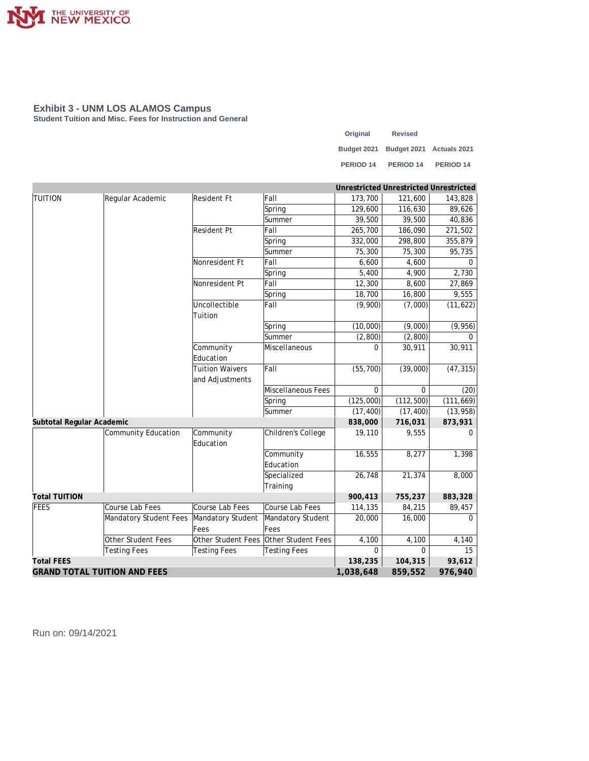## Exhibit 3 - UNM LOS ALAMOS Campus

**Student Tuition and Misc. Fees for Instruction and General**

| | | | | Original Budget 2021 PERIOD 14 | Revised Budget 2021 PERIOD 14 | Actuals 2021 PERIOD 14 |
|---|---|---|---|---|---|---|
| | | | | Unrestricted | Unrestricted | Unrestricted |
| TUITION | Regular Academic | Resident Ft | Fall | 173,700 | 121,600 | 143,828 |
| | | | Spring | 129,600 | 116,630 | 89,626 |
| | | | Summer | 39,500 | 39,500 | 40,836 |
| | | Resident Pt | Fall | 265,700 | 186,090 | 271,502 |
| | | | Spring | 332,000 | 298,800 | 355,879 |
| | | | Summer | 75,300 | 75,300 | 95,735 |
| | | Nonresident Ft | Fall | 6,600 | 4,600 | 0 |
| | | | Spring | 5,400 | 4,900 | 2,730 |
| | | Nonresident Pt | Fall | 12,300 | 8,600 | 27,869 |
| | | | Spring | 18,700 | 16,800 | 9,555 |
| | | Uncollectible Tuition | Fall | (9,900) | (7,000) | (11,622) |
| | | | Spring | (10,000) | (9,000) | (9,956) |
| | | | Summer | (2,800) | (2,800) | 0 |
| | | Community Education | Miscellaneous | 0 | 30,911 | 30,911 |
| | | Tuition Waivers and Adjustments | Fall | (55,700) | (39,000) | (47,315) |
| | | | Miscellaneous Fees | 0 | 0 | (20) |
| | | | Spring | (125,000) | (112,500) | (111,669) |
| | | | Summer | (17,400) | (17,400) | (13,958) |
| **Subtotal Regular Academic** | | | | **838,000** | **716,031** | **873,931** |
| | Community Education | Community Education | Children's College | 19,110 | 9,555 | 0 |
| | | | Community Education | 16,555 | 8,277 | 1,398 |
| | | | Specialized Training | 26,748 | 21,374 | 8,000 |
| **Total TUITION** | | | | **900,413** | **755,237** | **883,328** |
| FEES | Course Lab Fees | Course Lab Fees | Course Lab Fees | 114,135 | 84,215 | 89,457 |
| | Mandatory Student Fees | Mandatory Student Fees | Mandatory Student Fees | 20,000 | 16,000 | 0 |
| | Other Student Fees | Other Student Fees | Other Student Fees | 4,100 | 4,100 | 4,140 |
| | Testing Fees | Testing Fees | Testing Fees | 0 | 0 | 15 |
| **Total FEES** | | | | **138,235** | **104,315** | **93,612** |
| **GRAND TOTAL TUITION AND FEES** | | | | **1,038,648** | **859,552** | **976,940** |

Run on: 09/14/2021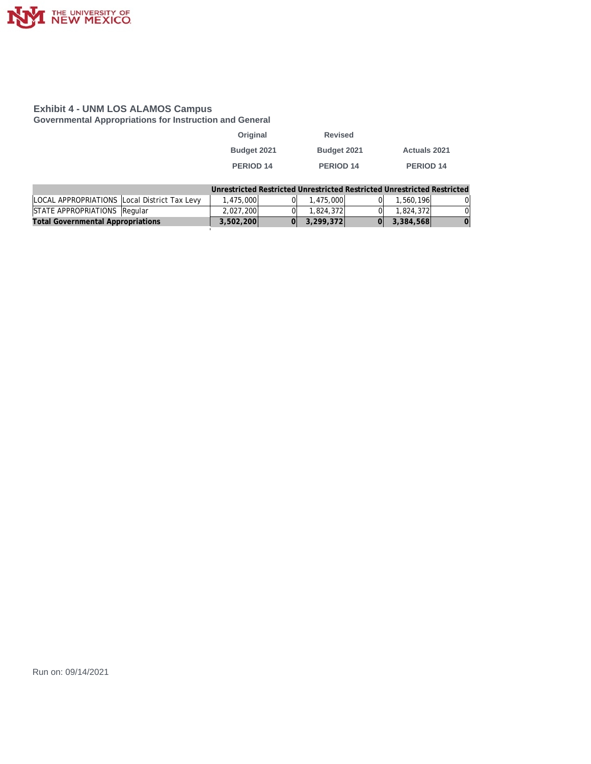## Exhibit 4 - UNM LOS ALAMOS Campus

### Governmental Appropriations for Instruction and General

| | | Original Budget 2021 PERIOD 14 | | Revised Budget 2021 PERIOD 14 | | Actuals 2021 PERIOD 14 | |
|---|---|---|---|---|---|---|---|
| | | **Unrestricted** | **Restricted** | **Unrestricted** | **Restricted** | **Unrestricted** | **Restricted** |
| LOCAL APPROPRIATIONS | Local District Tax Levy | 1,475,000 | 0 | 1,475,000 | 0 | 1,560,196 | 0 |
| STATE APPROPRIATIONS | Regular | 2,027,200 | 0 | 1,824,372 | 0 | 1,824,372 | 0 |
| **Total Governmental Appropriations** | | **3,502,200** | **0** | **3,299,372** | **0** | **3,384,568** | **0** |

Run on: 09/14/2021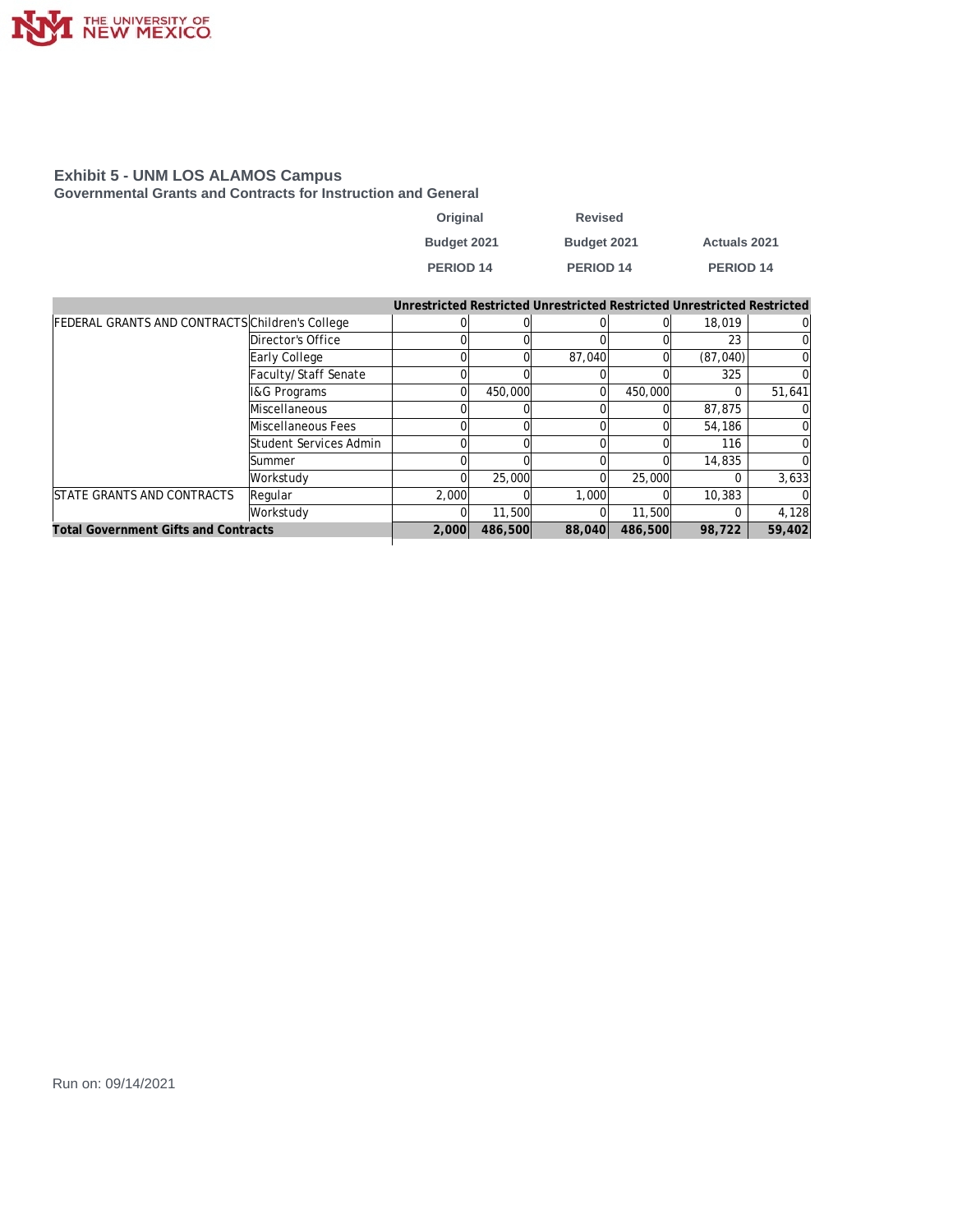# Exhibit 5 - UNM LOS ALAMOS Campus

## Governmental Grants and Contracts for Instruction and General

| | | Original Budget 2021 PERIOD 14 | | Revised Budget 2021 PERIOD 14 | | Actuals 2021 PERIOD 14 | |
|---|---|---|---|---|---|---|---|
| | | Unrestricted | Restricted | Unrestricted | Restricted | Unrestricted | Restricted |
| FEDERAL GRANTS AND CONTRACTS | Children's College | 0 | 0 | 0 | 0 | 18,019 | 0 |
| | Director's Office | 0 | 0 | 0 | 0 | 23 | 0 |
| | Early College | 0 | 0 | 87,040 | 0 | (87,040) | 0 |
| | Faculty/Staff Senate | 0 | 0 | 0 | 0 | 325 | 0 |
| | I&G Programs | 0 | 450,000 | 0 | 450,000 | 0 | 51,641 |
| | Miscellaneous | 0 | 0 | 0 | 0 | 87,875 | 0 |
| | Miscellaneous Fees | 0 | 0 | 0 | 0 | 54,186 | 0 |
| | Student Services Admin | 0 | 0 | 0 | 0 | 116 | 0 |
| | Summer | 0 | 0 | 0 | 0 | 14,835 | 0 |
| | Workstudy | 0 | 25,000 | 0 | 25,000 | 0 | 3,633 |
| STATE GRANTS AND CONTRACTS | Regular | 2,000 | 0 | 1,000 | 0 | 10,383 | 0 |
| | Workstudy | 0 | 11,500 | 0 | 11,500 | 0 | 4,128 |
| **Total Government Gifts and Contracts** | | **2,000** | **486,500** | **88,040** | **486,500** | **98,722** | **59,402** |

Run on: 09/14/2021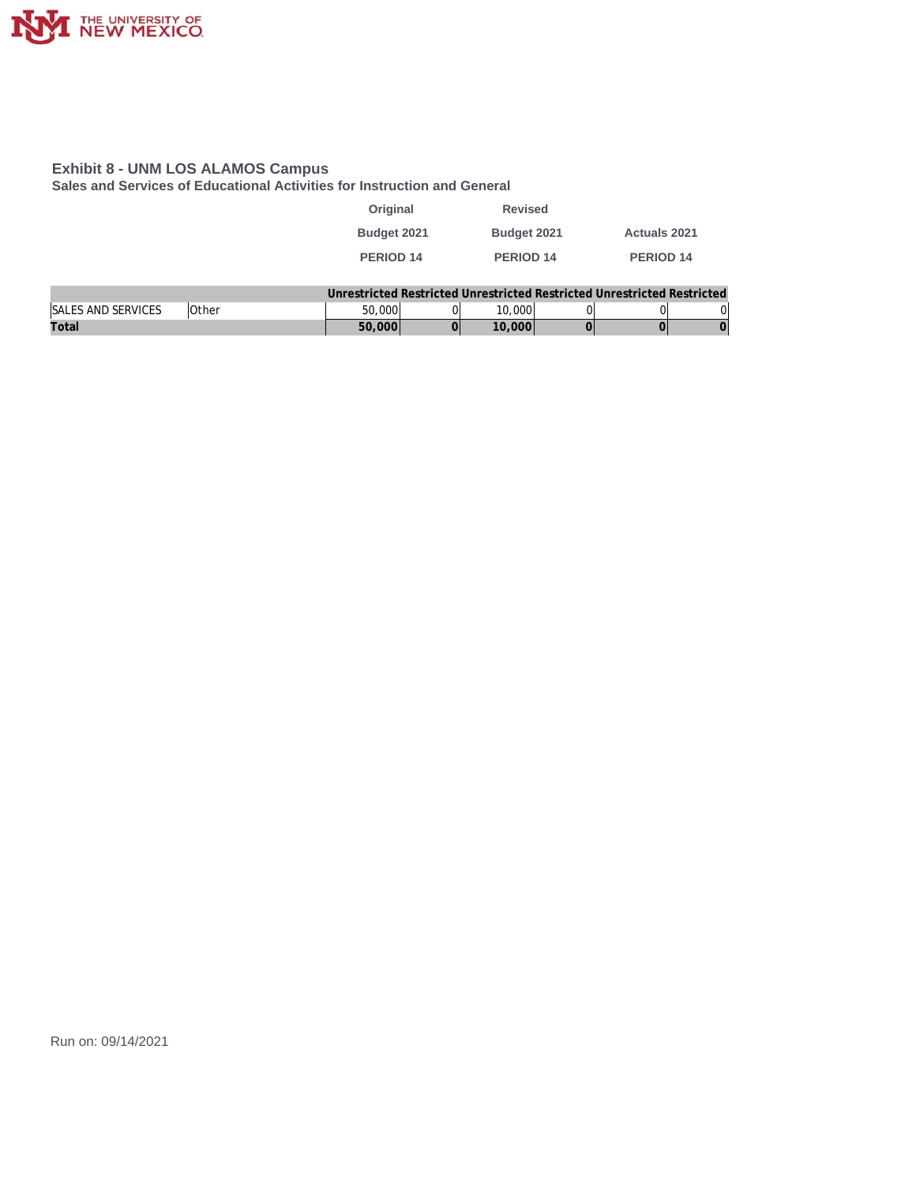## Exhibit 8 - UNM LOS ALAMOS Campus

### Sales and Services of Educational Activities for Instruction and General

| | | Original Budget 2021 PERIOD 14 | | Revised Budget 2021 PERIOD 14 | | Actuals 2021 PERIOD 14 | |
|---|---|---|---|---|---|---|---|
| | | Unrestricted | Restricted | Unrestricted | Restricted | Unrestricted | Restricted |
| SALES AND SERVICES | Other | 50,000 | 0 | 10,000 | 0 | 0 | 0 |
| **Total** | | **50,000** | **0** | **10,000** | **0** | **0** | **0** |

Run on: 09/14/2021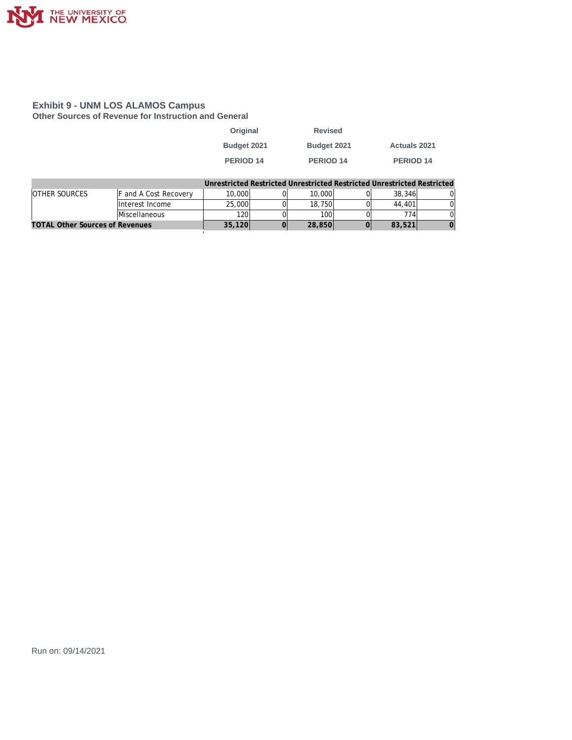## Exhibit 9 - UNM LOS ALAMOS Campus

### Other Sources of Revenue for Instruction and General

| | | Original Budget 2021 PERIOD 14 | | Revised Budget 2021 PERIOD 14 | | Actuals 2021 PERIOD 14 | |
|---|---|---|---|---|---|---|---|
| | | Unrestricted | Restricted | Unrestricted | Restricted | Unrestricted | Restricted |
| OTHER SOURCES | F and A Cost Recovery | 10,000 | 0 | 10,000 | 0 | 38,346 | 0 |
| | Interest Income | 25,000 | 0 | 18,750 | 0 | 44,401 | 0 |
| | Miscellaneous | 120 | 0 | 100 | 0 | 774 | 0 |
| **TOTAL Other Sources of Revenues** | | **35,120** | **0** | **28,850** | **0** | **83,521** | **0** |

Run on: 09/14/2021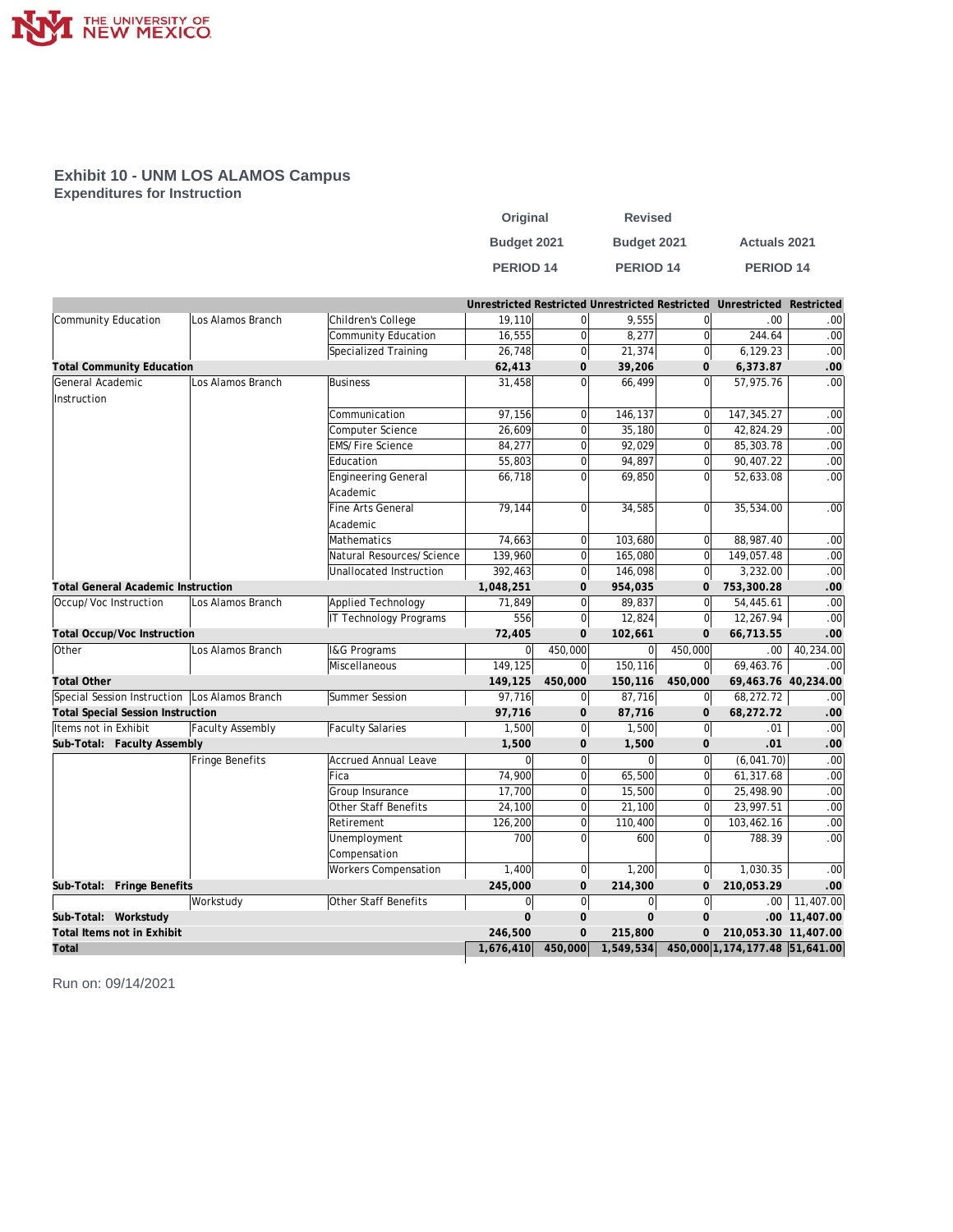# Exhibit 10 - UNM LOS ALAMOS Campus

## Expenditures for Instruction

| | | | Original Budget 2021 PERIOD 14 | | Revised Budget 2021 PERIOD 14 | | Actuals 2021 PERIOD 14 | |
|---|---|---|---|---|---|---|---|---|
| | | | Unrestricted | Restricted | Unrestricted | Restricted | Unrestricted | Restricted |
| Community Education | Los Alamos Branch | Children's College | 19,110 | 0 | 9,555 | 0 | .00 | .00 |
| | | Community Education | 16,555 | 0 | 8,277 | 0 | 244.64 | .00 |
| | | Specialized Training | 26,748 | 0 | 21,374 | 0 | 6,129.23 | .00 |
| **Total Community Education** | | | **62,413** | **0** | **39,206** | **0** | **6,373.87** | **.00** |
| General Academic Instruction | Los Alamos Branch | Business | 31,458 | 0 | 66,499 | 0 | 57,975.76 | .00 |
| | | Communication | 97,156 | 0 | 146,137 | 0 | 147,345.27 | .00 |
| | | Computer Science | 26,609 | 0 | 35,180 | 0 | 42,824.29 | .00 |
| | | EMS/Fire Science | 84,277 | 0 | 92,029 | 0 | 85,303.78 | .00 |
| | | Education | 55,803 | 0 | 94,897 | 0 | 90,407.22 | .00 |
| | | Engineering General Academic | 66,718 | 0 | 69,850 | 0 | 52,633.08 | .00 |
| | | Fine Arts General Academic | 79,144 | 0 | 34,585 | 0 | 35,534.00 | .00 |
| | | Mathematics | 74,663 | 0 | 103,680 | 0 | 88,987.40 | .00 |
| | | Natural Resources/Science | 139,960 | 0 | 165,080 | 0 | 149,057.48 | .00 |
| | | Unallocated Instruction | 392,463 | 0 | 146,098 | 0 | 3,232.00 | .00 |
| **Total General Academic Instruction** | | | **1,048,251** | **0** | **954,035** | **0** | **753,300.28** | **.00** |
| Occup/Voc Instruction | Los Alamos Branch | Applied Technology | 71,849 | 0 | 89,837 | 0 | 54,445.61 | .00 |
| | | IT Technology Programs | 556 | 0 | 12,824 | 0 | 12,267.94 | .00 |
| **Total Occup/Voc Instruction** | | | **72,405** | **0** | **102,661** | **0** | **66,713.55** | **.00** |
| Other | Los Alamos Branch | I&G Programs | 0 | 450,000 | 0 | 450,000 | .00 | 40,234.00 |
| | | Miscellaneous | 149,125 | 0 | 150,116 | 0 | 69,463.76 | .00 |
| **Total Other** | | | **149,125** | **450,000** | **150,116** | **450,000** | **69,463.76** | **40,234.00** |
| Special Session Instruction | Los Alamos Branch | Summer Session | 97,716 | 0 | 87,716 | 0 | 68,272.72 | .00 |
| **Total Special Session Instruction** | | | **97,716** | **0** | **87,716** | **0** | **68,272.72** | **.00** |
| Items not in Exhibit | Faculty Assembly | Faculty Salaries | 1,500 | 0 | 1,500 | 0 | .01 | .00 |
| **Sub-Total: Faculty Assembly** | | | **1,500** | **0** | **1,500** | **0** | **.01** | **.00** |
| | Fringe Benefits | Accrued Annual Leave | 0 | 0 | 0 | 0 | (6,041.70) | .00 |
| | | Fica | 74,900 | 0 | 65,500 | 0 | 61,317.68 | .00 |
| | | Group Insurance | 17,700 | 0 | 15,500 | 0 | 25,498.90 | .00 |
| | | Other Staff Benefits | 24,100 | 0 | 21,100 | 0 | 23,997.51 | .00 |
| | | Retirement | 126,200 | 0 | 110,400 | 0 | 103,462.16 | .00 |
| | | Unemployment Compensation | 700 | 0 | 600 | 0 | 788.39 | .00 |
| | | Workers Compensation | 1,400 | 0 | 1,200 | 0 | 1,030.35 | .00 |
| **Sub-Total: Fringe Benefits** | | | **245,000** | **0** | **214,300** | **0** | **210,053.29** | **.00** |
| | Workstudy | Other Staff Benefits | 0 | 0 | 0 | 0 | .00 | 11,407.00 |
| **Sub-Total: Workstudy** | | | **0** | **0** | **0** | **0** | **.00** | **11,407.00** |
| **Total Items not in Exhibit** | | | **246,500** | **0** | **215,800** | **0** | **210,053.30** | **11,407.00** |
| **Total** | | | **1,676,410** | **450,000** | **1,549,534** | **450,000** | **1,174,177.48** | **51,641.00** |

Run on: 09/14/2021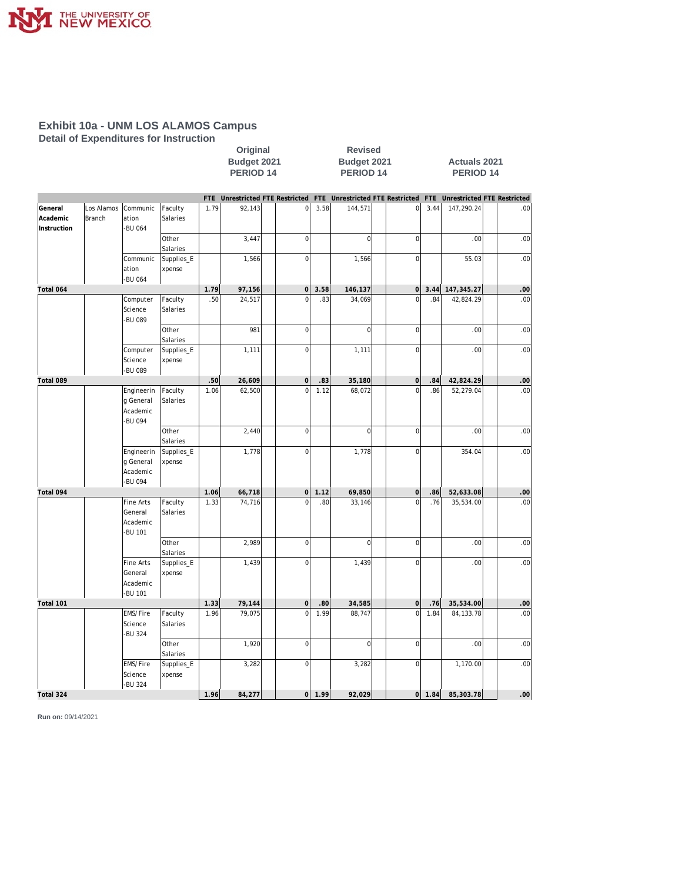## Exhibit 10a - UNM LOS ALAMOS Campus

### Detail of Expenditures for Instruction

| | | | | Original Budget 2021 PERIOD 14 | | | | Revised Budget 2021 PERIOD 14 | | | | Actuals 2021 PERIOD 14 | | | |
|---|---|---|---|---|---|---|---|---|---|---|---|---|---|---|---|
| | | | | FTE | Unrestricted | FTE | Restricted | FTE | Unrestricted | FTE | Restricted | FTE | Unrestricted | FTE | Restricted |
| General Academic Instruction | Los Alamos Branch | Communication-BU 064 | Faculty Salaries | 1.79 | 92,143 | | 0 | 3.58 | 144,571 | | 0 | 3.44 | 147,290.24 | | .00 |
| | | | Other Salaries | | 3,447 | | 0 | | 0 | | 0 | | .00 | | .00 |
| | | Communication-BU 064 | Supplies_Expense | | 1,566 | | 0 | | 1,566 | | 0 | | 55.03 | | .00 |
| **Total 064** | | | | **1.79** | **97,156** | | **0** | **3.58** | **146,137** | | **0** | **3.44** | **147,345.27** | | **.00** |
| | | Computer Science-BU 089 | Faculty Salaries | .50 | 24,517 | | 0 | .83 | 34,069 | | 0 | .84 | 42,824.29 | | .00 |
| | | | Other Salaries | | 981 | | 0 | | 0 | | 0 | | .00 | | .00 |
| | | Computer Science-BU 089 | Supplies_Expense | | 1,111 | | 0 | | 1,111 | | 0 | | .00 | | .00 |
| **Total 089** | | | | **.50** | **26,609** | | **0** | **.83** | **35,180** | | **0** | **.84** | **42,824.29** | | **.00** |
| | | Engineering General Academic-BU 094 | Faculty Salaries | 1.06 | 62,500 | | 0 | 1.12 | 68,072 | | 0 | .86 | 52,279.04 | | .00 |
| | | | Other Salaries | | 2,440 | | 0 | | 0 | | 0 | | .00 | | .00 |
| | | Engineering General Academic-BU 094 | Supplies_Expense | | 1,778 | | 0 | | 1,778 | | 0 | | 354.04 | | .00 |
| **Total 094** | | | | **1.06** | **66,718** | | **0** | **1.12** | **69,850** | | **0** | **.86** | **52,633.08** | | **.00** |
| | | Fine Arts General Academic-BU 101 | Faculty Salaries | 1.33 | 74,716 | | 0 | .80 | 33,146 | | 0 | .76 | 35,534.00 | | .00 |
| | | | Other Salaries | | 2,989 | | 0 | | 0 | | 0 | | .00 | | .00 |
| | | Fine Arts General Academic-BU 101 | Supplies_Expense | | 1,439 | | 0 | | 1,439 | | 0 | | .00 | | .00 |
| **Total 101** | | | | **1.33** | **79,144** | | **0** | **.80** | **34,585** | | **0** | **.76** | **35,534.00** | | **.00** |
| | | EMS/Fire Science-BU 324 | Faculty Salaries | 1.96 | 79,075 | | 0 | 1.99 | 88,747 | | 0 | 1.84 | 84,133.78 | | .00 |
| | | | Other Salaries | | 1,920 | | 0 | | 0 | | 0 | | .00 | | .00 |
| | | EMS/Fire Science-BU 324 | Supplies_Expense | | 3,282 | | 0 | | 3,282 | | 0 | | 1,170.00 | | .00 |
| **Total 324** | | | | **1.96** | **84,277** | | **0** | **1.99** | **92,029** | | **0** | **1.84** | **85,303.78** | | **.00** |

**Run on:** 09/14/2021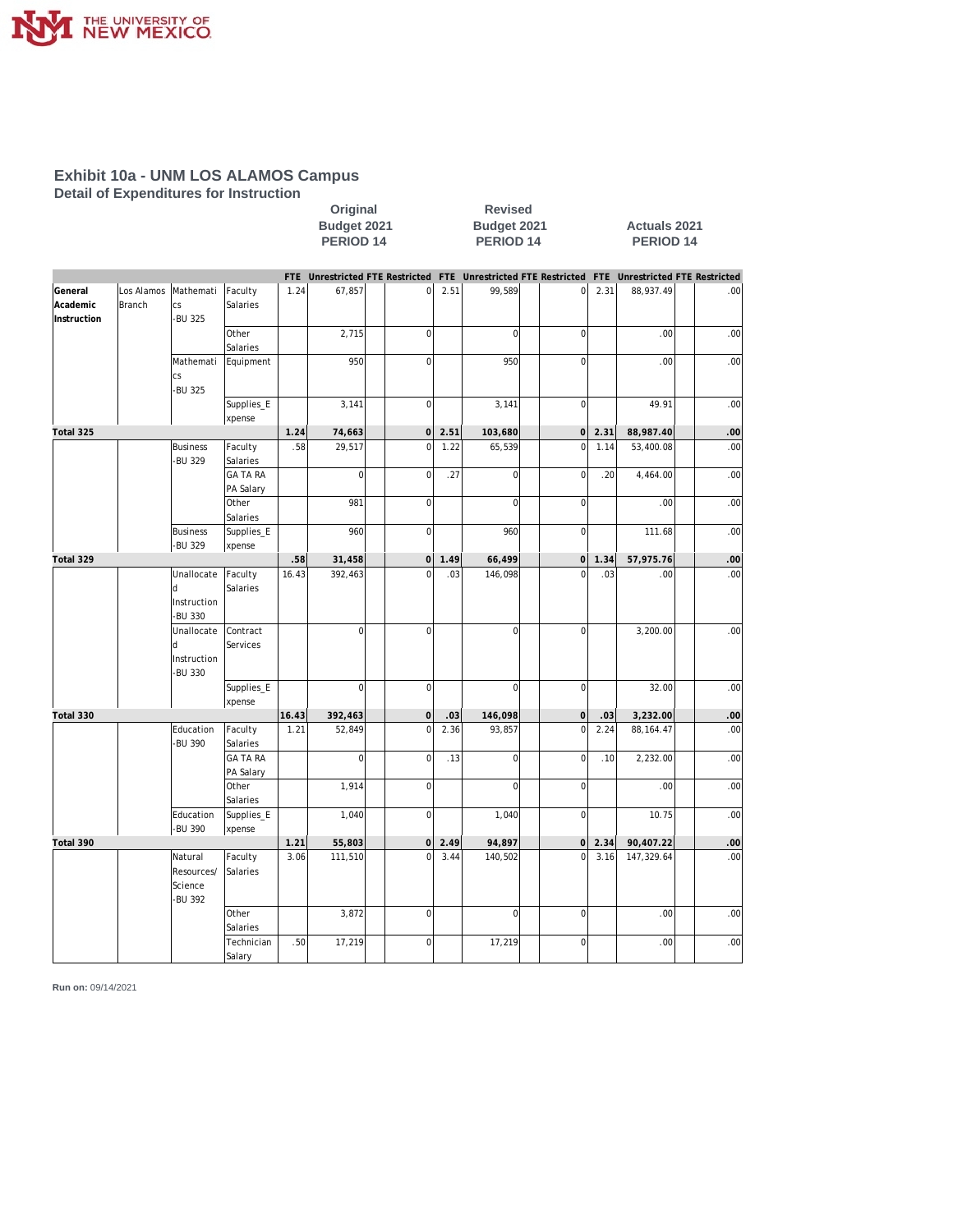## Exhibit 10a - UNM LOS ALAMOS Campus

### Detail of Expenditures for Instruction

| | | | | Original Budget 2021 PERIOD 14 | | | | Revised Budget 2021 PERIOD 14 | | | | Actuals 2021 PERIOD 14 | | | |
|---|---|---|---|---|---|---|---|---|---|---|---|---|---|---|---|
| | | | | FTE | Unrestricted | FTE | Restricted | FTE | Unrestricted | FTE | Restricted | FTE | Unrestricted | FTE | Restricted |
| General Academic Instruction | Los Alamos Branch | Mathematics -BU 325 | Faculty Salaries | 1.24 | 67,857 | | 0 | 2.51 | 99,589 | | 0 | 2.31 | 88,937.49 | | .00 |
| | | | Other Salaries | | 2,715 | | 0 | | 0 | | 0 | | .00 | | .00 |
| | | Mathematics -BU 325 | Equipment | | 950 | | 0 | | 950 | | 0 | | .00 | | .00 |
| | | | Supplies_Expense | | 3,141 | | 0 | | 3,141 | | 0 | | 49.91 | | .00 |
| **Total 325** | | | | **1.24** | **74,663** | | **0** | **2.51** | **103,680** | | **0** | **2.31** | **88,987.40** | | **.00** |
| | | Business -BU 329 | Faculty Salaries | .58 | 29,517 | | 0 | 1.22 | 65,539 | | 0 | 1.14 | 53,400.08 | | .00 |
| | | | GA TA RA PA Salary | | 0 | | 0 | .27 | 0 | | 0 | .20 | 4,464.00 | | .00 |
| | | | Other Salaries | | 981 | | 0 | | 0 | | 0 | | .00 | | .00 |
| | | Business -BU 329 | Supplies_Expense | | 960 | | 0 | | 960 | | 0 | | 111.68 | | .00 |
| **Total 329** | | | | **.58** | **31,458** | | **0** | **1.49** | **66,499** | | **0** | **1.34** | **57,975.76** | | **.00** |
| | | Unallocated Instruction -BU 330 | Faculty Salaries | 16.43 | 392,463 | | 0 | .03 | 146,098 | | 0 | .03 | .00 | | .00 |
| | | Unallocated Instruction -BU 330 | Contract Services | | 0 | | 0 | | 0 | | 0 | | 3,200.00 | | .00 |
| | | | Supplies_Expense | | 0 | | 0 | | 0 | | 0 | | 32.00 | | .00 |
| **Total 330** | | | | **16.43** | **392,463** | | **0** | **.03** | **146,098** | | **0** | **.03** | **3,232.00** | | **.00** |
| | | Education -BU 390 | Faculty Salaries | 1.21 | 52,849 | | 0 | 2.36 | 93,857 | | 0 | 2.24 | 88,164.47 | | .00 |
| | | | GA TA RA PA Salary | | 0 | | 0 | .13 | 0 | | 0 | .10 | 2,232.00 | | .00 |
| | | | Other Salaries | | 1,914 | | 0 | | 0 | | 0 | | .00 | | .00 |
| | | Education -BU 390 | Supplies_Expense | | 1,040 | | 0 | | 1,040 | | 0 | | 10.75 | | .00 |
| **Total 390** | | | | **1.21** | **55,803** | | **0** | **2.49** | **94,897** | | **0** | **2.34** | **90,407.22** | | **.00** |
| | | Natural Resources/ Science -BU 392 | Faculty Salaries | 3.06 | 111,510 | | 0 | 3.44 | 140,502 | | 0 | 3.16 | 147,329.64 | | .00 |
| | | | Other Salaries | | 3,872 | | 0 | | 0 | | 0 | | .00 | | .00 |
| | | | Technician Salary | .50 | 17,219 | | 0 | | 17,219 | | 0 | | .00 | | .00 |

**Run on:** 09/14/2021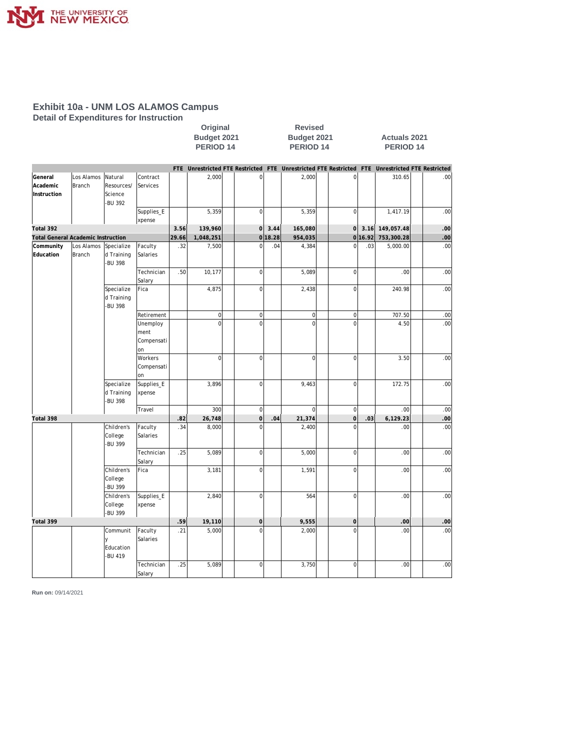# Exhibit 10a - UNM LOS ALAMOS Campus

## Detail of Expenditures for Instruction

| | | | | Original Budget 2021 PERIOD 14 | | | | Revised Budget 2021 PERIOD 14 | | | | Actuals 2021 PERIOD 14 | | | |
|---|---|---|---|---|---|---|---|---|---|---|---|---|---|---|---|
| | | | | FTE | Unrestricted | FTE | Restricted | FTE | Unrestricted | FTE | Restricted | FTE | Unrestricted | FTE | Restricted |
| General Academic Instruction | Los Alamos Branch | Natural Resources/ Science -BU 392 | Contract Services | | 2,000 | | 0 | | 2,000 | | 0 | | 310.65 | | .00 |
| | | | Supplies_Expense | | 5,359 | | 0 | | 5,359 | | 0 | | 1,417.19 | | .00 |
| **Total 392** | | | | **3.56** | **139,960** | | **0** | **3.44** | **165,080** | | **0** | **3.16** | **149,057.48** | | **.00** |
| **Total General Academic Instruction** | | | | **29.66** | **1,048,251** | | **0** | **18.28** | **954,035** | | **0** | **16.92** | **753,300.28** | | **.00** |
| Community Education | Los Alamos Branch | Specialized Training -BU 398 | Faculty Salaries | .32 | 7,500 | | 0 | .04 | 4,384 | | 0 | .03 | 5,000.00 | | .00 |
| | | | Technician Salary | .50 | 10,177 | | 0 | | 5,089 | | 0 | | .00 | | .00 |
| | | Specialized Training -BU 398 | Fica | | 4,875 | | 0 | | 2,438 | | 0 | | 240.98 | | .00 |
| | | | Retirement | | 0 | | 0 | | 0 | | 0 | | 707.50 | | .00 |
| | | | Unemployment Compensation | | 0 | | 0 | | 0 | | 0 | | 4.50 | | .00 |
| | | | Workers Compensation | | 0 | | 0 | | 0 | | 0 | | 3.50 | | .00 |
| | | Specialized Training -BU 398 | Supplies_Expense | | 3,896 | | 0 | | 9,463 | | 0 | | 172.75 | | .00 |
| | | | Travel | | 300 | | 0 | | 0 | | 0 | | .00 | | .00 |
| **Total 398** | | | | **.82** | **26,748** | | **0** | **.04** | **21,374** | | **0** | **.03** | **6,129.23** | | **.00** |
| | | Children's College -BU 399 | Faculty Salaries | .34 | 8,000 | | 0 | | 2,400 | | 0 | | .00 | | .00 |
| | | | Technician Salary | .25 | 5,089 | | 0 | | 5,000 | | 0 | | .00 | | .00 |
| | | Children's College -BU 399 | Fica | | 3,181 | | 0 | | 1,591 | | 0 | | .00 | | .00 |
| | | Children's College -BU 399 | Supplies_Expense | | 2,840 | | 0 | | 564 | | 0 | | .00 | | .00 |
| **Total 399** | | | | **.59** | **19,110** | | **0** | | **9,555** | | **0** | | **.00** | | **.00** |
| | | Community Education -BU 419 | Faculty Salaries | .21 | 5,000 | | 0 | | 2,000 | | 0 | | .00 | | .00 |
| | | | Technician Salary | .25 | 5,089 | | 0 | | 3,750 | | 0 | | .00 | | .00 |

**Run on:** 09/14/2021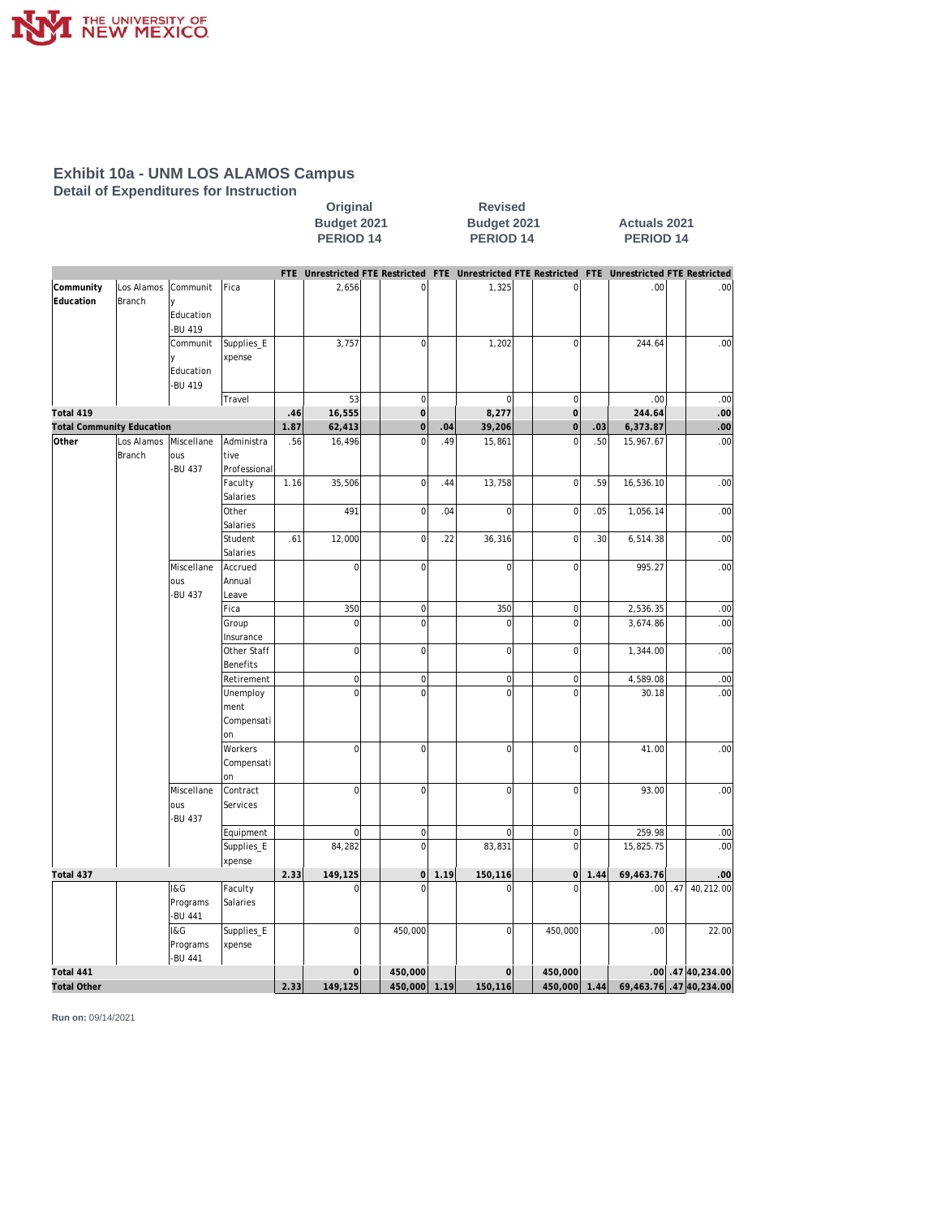# Exhibit 10a - UNM LOS ALAMOS Campus

## Detail of Expenditures for Instruction

| | | | | Original Budget 2021 PERIOD 14 | | | | Revised Budget 2021 PERIOD 14 | | | | Actuals 2021 PERIOD 14 | | | |
|---|---|---|---|---|---|---|---|---|---|---|---|---|---|---|---|
| | | | | FTE | Unrestricted | FTE | Restricted | FTE | Unrestricted | FTE | Restricted | FTE | Unrestricted | FTE | Restricted |
| Community Education | Los Alamos Branch | Community Education -BU 419 | Fica | | 2,656 | | 0 | | 1,325 | | 0 | | .00 | | .00 |
| | | Community Education -BU 419 | Supplies_Expense | | 3,757 | | 0 | | 1,202 | | 0 | | 244.64 | | .00 |
| | | | Travel | | 53 | | 0 | | 0 | | 0 | | .00 | | .00 |
| **Total 419** | | | | **.46** | **16,555** | | **0** | | **8,277** | | **0** | | **244.64** | | **.00** |
| **Total Community Education** | | | | **1.87** | **62,413** | | **0** | **.04** | **39,206** | | **0** | **.03** | **6,373.87** | | **.00** |
| **Other** | Los Alamos Branch | Miscellaneous -BU 437 | Administrative Professional | .56 | 16,496 | | 0 | .49 | 15,861 | | 0 | .50 | 15,967.67 | | .00 |
| | | | Faculty Salaries | 1.16 | 35,506 | | 0 | .44 | 13,758 | | 0 | .59 | 16,536.10 | | .00 |
| | | | Other Salaries | | 491 | | 0 | .04 | 0 | | 0 | .05 | 1,056.14 | | .00 |
| | | | Student Salaries | .61 | 12,000 | | 0 | .22 | 36,316 | | 0 | .30 | 6,514.38 | | .00 |
| | | Miscellaneous -BU 437 | Accrued Annual Leave | | 0 | | 0 | | 0 | | 0 | | 995.27 | | .00 |
| | | | Fica | | 350 | | 0 | | 350 | | 0 | | 2,536.35 | | .00 |
| | | | Group Insurance | | 0 | | 0 | | 0 | | 0 | | 3,674.86 | | .00 |
| | | | Other Staff Benefits | | 0 | | 0 | | 0 | | 0 | | 1,344.00 | | .00 |
| | | | Retirement | | 0 | | 0 | | 0 | | 0 | | 4,589.08 | | .00 |
| | | | Unemployment Compensation | | 0 | | 0 | | 0 | | 0 | | 30.18 | | .00 |
| | | | Workers Compensation | | 0 | | 0 | | 0 | | 0 | | 41.00 | | .00 |
| | | Miscellaneous -BU 437 | Contract Services | | 0 | | 0 | | 0 | | 0 | | 93.00 | | .00 |
| | | | Equipment | | 0 | | 0 | | 0 | | 0 | | 259.98 | | .00 |
| | | | Supplies_Expense | | 84,282 | | 0 | | 83,831 | | 0 | | 15,825.75 | | .00 |
| **Total 437** | | | | **2.33** | **149,125** | | **0** | **1.19** | **150,116** | | **0** | **1.44** | **69,463.76** | | **.00** |
| | | I&G Programs -BU 441 | Faculty Salaries | | 0 | | 0 | | 0 | | 0 | | .00 | .47 | 40,212.00 |
| | | I&G Programs -BU 441 | Supplies_Expense | | 0 | | 450,000 | | 0 | | 450,000 | | .00 | | 22.00 |
| **Total 441** | | | | | **0** | | **450,000** | | **0** | | **450,000** | | **.00** | **.47** | **40,234.00** |
| **Total Other** | | | | **2.33** | **149,125** | | **450,000** | **1.19** | **150,116** | | **450,000** | **1.44** | **69,463.76** | **.47** | **40,234.00** |

**Run on:** 09/14/2021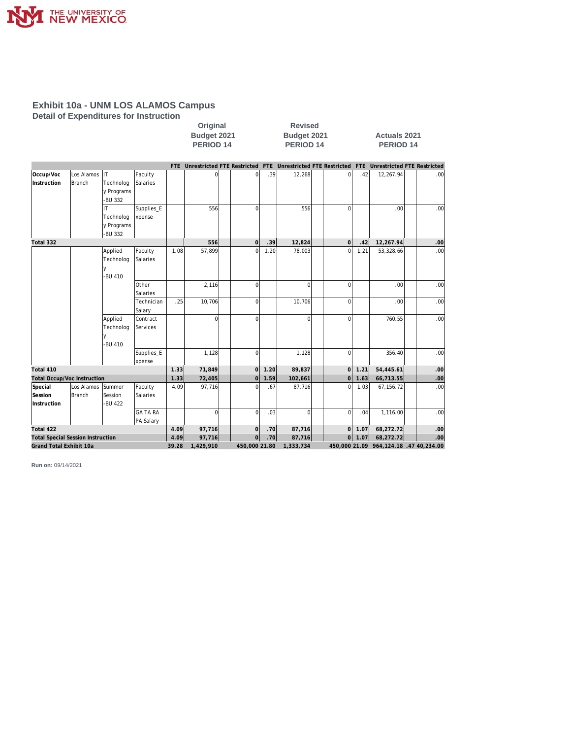# Exhibit 10a - UNM LOS ALAMOS Campus

## Detail of Expenditures for Instruction

| | | | | Original Budget 2021 PERIOD 14 | | | | Revised Budget 2021 PERIOD 14 | | | | Actuals 2021 PERIOD 14 | | | |
|---|---|---|---|---|---|---|---|---|---|---|---|---|---|---|---|
| | | | | FTE | Unrestricted | FTE | Restricted | FTE | Unrestricted | FTE | Restricted | FTE | Unrestricted | FTE | Restricted |
| Occup/Voc Instruction | Los Alamos Branch | IT Technology Programs -BU 332 | Faculty Salaries | | 0 | | 0 | .39 | 12,268 | | 0 | .42 | 12,267.94 | | .00 |
| | | IT Technology Programs -BU 332 | Supplies_Expense | | 556 | | 0 | | 556 | | 0 | | .00 | | .00 |
| **Total 332** | | | | | **556** | | **0** | **.39** | **12,824** | | **0** | **.42** | **12,267.94** | | **.00** |
| | | Applied Technology -BU 410 | Faculty Salaries | 1.08 | 57,899 | | 0 | 1.20 | 78,003 | | 0 | 1.21 | 53,328.66 | | .00 |
| | | | Other Salaries | | 2,116 | | 0 | | 0 | | 0 | | .00 | | .00 |
| | | | Technician Salary | .25 | 10,706 | | 0 | | 10,706 | | 0 | | .00 | | .00 |
| | | Applied Technology -BU 410 | Contract Services | | 0 | | 0 | | 0 | | 0 | | 760.55 | | .00 |
| | | | Supplies_Expense | | 1,128 | | 0 | | 1,128 | | 0 | | 356.40 | | .00 |
| **Total 410** | | | | **1.33** | **71,849** | | **0** | **1.20** | **89,837** | | **0** | **1.21** | **54,445.61** | | **.00** |
| **Total Occup/Voc Instruction** | | | | **1.33** | **72,405** | | **0** | **1.59** | **102,661** | | **0** | **1.63** | **66,713.55** | | **.00** |
| Special Session Instruction | Los Alamos Branch | Summer Session -BU 422 | Faculty Salaries | 4.09 | 97,716 | | 0 | .67 | 87,716 | | 0 | 1.03 | 67,156.72 | | .00 |
| | | | GA TA RA PA Salary | | 0 | | 0 | .03 | 0 | | 0 | .04 | 1,116.00 | | .00 |
| **Total 422** | | | | **4.09** | **97,716** | | **0** | **.70** | **87,716** | | **0** | **1.07** | **68,272.72** | | **.00** |
| **Total Special Session Instruction** | | | | **4.09** | **97,716** | | **0** | **.70** | **87,716** | | **0** | **1.07** | **68,272.72** | | **.00** |
| **Grand Total Exhibit 10a** | | | | **39.28** | **1,429,910** | | **450,000** | **21.80** | **1,333,734** | | **450,000** | **21.09** | **964,124.18** | **.47** | **40,234.00** |

**Run on:** 09/14/2021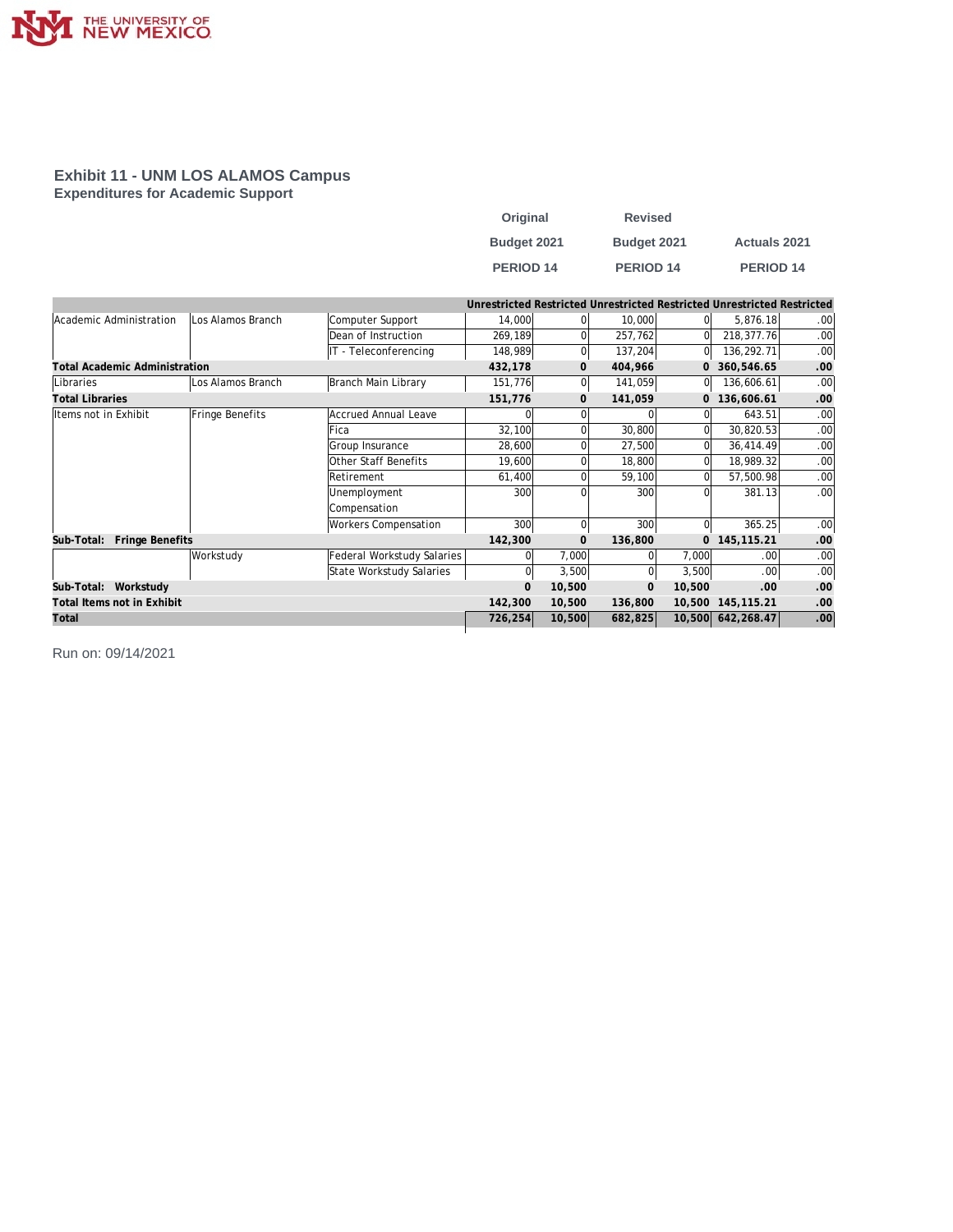## Exhibit 11 - UNM LOS ALAMOS Campus

### Expenditures for Academic Support

| | | | Original Budget 2021 PERIOD 14 | | Revised Budget 2021 PERIOD 14 | | Actuals 2021 PERIOD 14 | |
|---|---|---|---|---|---|---|---|---|
| | | | Unrestricted | Restricted | Unrestricted | Restricted | Unrestricted | Restricted |
| Academic Administration | Los Alamos Branch | Computer Support | 14,000 | 0 | 10,000 | 0 | 5,876.18 | .00 |
| | | Dean of Instruction | 269,189 | 0 | 257,762 | 0 | 218,377.76 | .00 |
| | | IT - Teleconferencing | 148,989 | 0 | 137,204 | 0 | 136,292.71 | .00 |
| **Total Academic Administration** | | | **432,178** | **0** | **404,966** | **0** | **360,546.65** | **.00** |
| Libraries | Los Alamos Branch | Branch Main Library | 151,776 | 0 | 141,059 | 0 | 136,606.61 | .00 |
| **Total Libraries** | | | **151,776** | **0** | **141,059** | **0** | **136,606.61** | **.00** |
| Items not in Exhibit | Fringe Benefits | Accrued Annual Leave | 0 | 0 | 0 | 0 | 643.51 | .00 |
| | | Fica | 32,100 | 0 | 30,800 | 0 | 30,820.53 | .00 |
| | | Group Insurance | 28,600 | 0 | 27,500 | 0 | 36,414.49 | .00 |
| | | Other Staff Benefits | 19,600 | 0 | 18,800 | 0 | 18,989.32 | .00 |
| | | Retirement | 61,400 | 0 | 59,100 | 0 | 57,500.98 | .00 |
| | | Unemployment Compensation | 300 | 0 | 300 | 0 | 381.13 | .00 |
| | | Workers Compensation | 300 | 0 | 300 | 0 | 365.25 | .00 |
| **Sub-Total: Fringe Benefits** | | | **142,300** | **0** | **136,800** | **0** | **145,115.21** | **.00** |
| | Workstudy | Federal Workstudy Salaries | 0 | 7,000 | 0 | 7,000 | .00 | .00 |
| | | State Workstudy Salaries | 0 | 3,500 | 0 | 3,500 | .00 | .00 |
| **Sub-Total: Workstudy** | | | **0** | **10,500** | **0** | **10,500** | **.00** | **.00** |
| **Total Items not in Exhibit** | | | **142,300** | **10,500** | **136,800** | **10,500** | **145,115.21** | **.00** |
| **Total** | | | **726,254** | **10,500** | **682,825** | **10,500** | **642,268.47** | **.00** |

Run on: 09/14/2021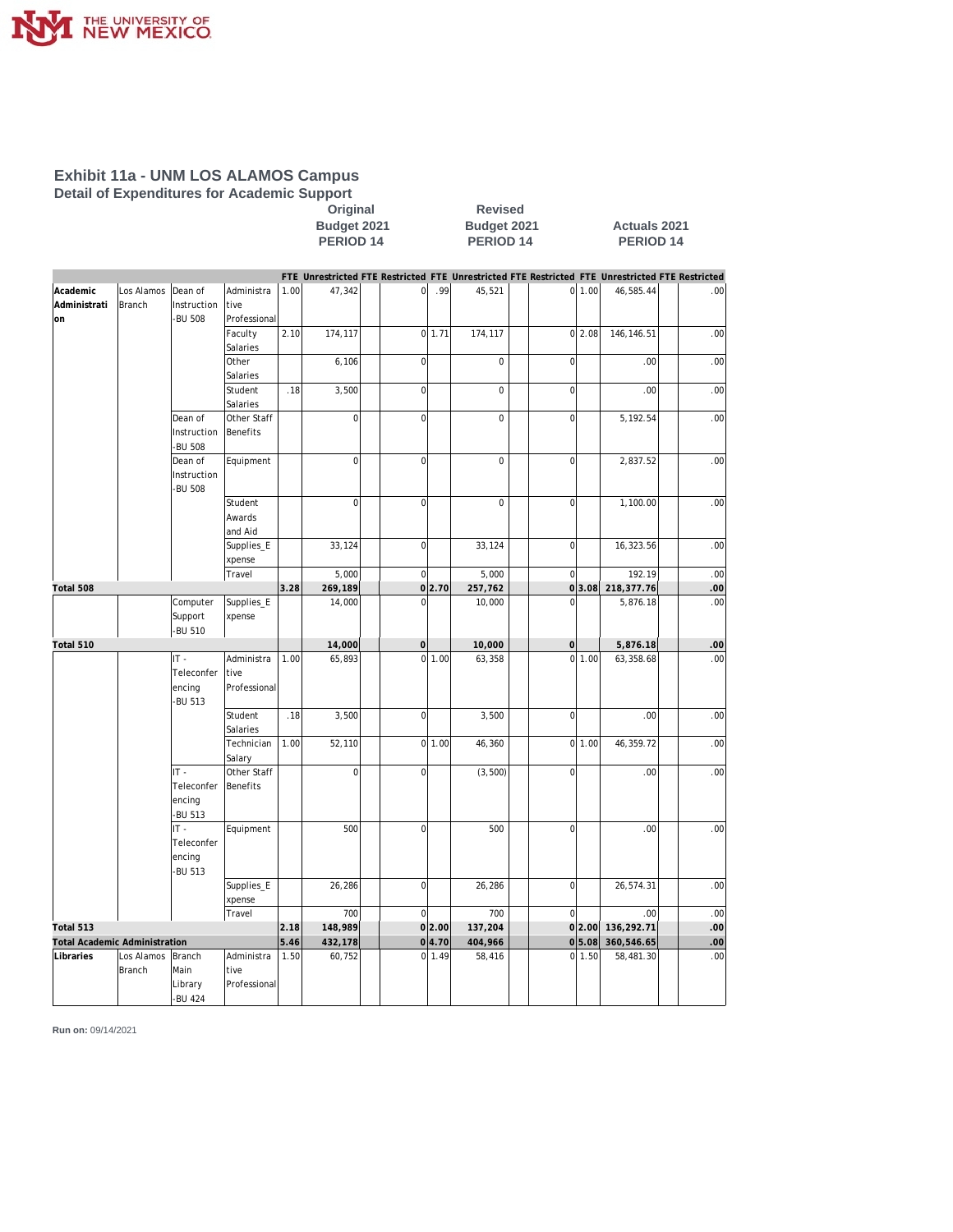# Exhibit 11a - UNM LOS ALAMOS Campus

## Detail of Expenditures for Academic Support

| | | | | Original Budget 2021 PERIOD 14 | | | | Revised Budget 2021 PERIOD 14 | | | | Actuals 2021 PERIOD 14 | | | |
|---|---|---|---|---|---|---|---|---|---|---|---|---|---|---|---|
| | | | | FTE | Unrestricted | FTE | Restricted | FTE | Unrestricted | FTE | Restricted | FTE | Unrestricted | FTE | Restricted |
| Academic Administration | Los Alamos Branch | Dean of Instruction -BU 508 | Administrative Professional | 1.00 | 47,342 | | 0 | .99 | 45,521 | | 0 | 1.00 | 46,585.44 | | .00 |
| | | | Faculty Salaries | 2.10 | 174,117 | | 0 | 1.71 | 174,117 | | 0 | 2.08 | 146,146.51 | | .00 |
| | | | Other Salaries | | 6,106 | | 0 | | 0 | | 0 | | .00 | | .00 |
| | | | Student Salaries | .18 | 3,500 | | 0 | | 0 | | 0 | | .00 | | .00 |
| | | Dean of Instruction -BU 508 | Other Staff Benefits | | 0 | | 0 | | 0 | | 0 | | 5,192.54 | | .00 |
| | | Dean of Instruction -BU 508 | Equipment | | 0 | | 0 | | 0 | | 0 | | 2,837.52 | | .00 |
| | | | Student Awards and Aid | | 0 | | 0 | | 0 | | 0 | | 1,100.00 | | .00 |
| | | | Supplies_Expense | | 33,124 | | 0 | | 33,124 | | 0 | | 16,323.56 | | .00 |
| | | | Travel | | 5,000 | | 0 | | 5,000 | | 0 | | 192.19 | | .00 |
| **Total 508** | | | | **3.28** | **269,189** | | **0** | **2.70** | **257,762** | | **0** | **3.08** | **218,377.76** | | **.00** |
| | | Computer Support -BU 510 | Supplies_Expense | | 14,000 | | 0 | | 10,000 | | 0 | | 5,876.18 | | .00 |
| **Total 510** | | | | | **14,000** | | **0** | | **10,000** | | **0** | | **5,876.18** | | **.00** |
| | | IT - Teleconferencing -BU 513 | Administrative Professional | 1.00 | 65,893 | | 0 | 1.00 | 63,358 | | 0 | 1.00 | 63,358.68 | | .00 |
| | | | Student Salaries | .18 | 3,500 | | 0 | | 3,500 | | 0 | | .00 | | .00 |
| | | | Technician Salary | 1.00 | 52,110 | | 0 | 1.00 | 46,360 | | 0 | 1.00 | 46,359.72 | | .00 |
| | | IT - Teleconferencing -BU 513 | Other Staff Benefits | | 0 | | 0 | | (3,500) | | 0 | | .00 | | .00 |
| | | IT - Teleconferencing -BU 513 | Equipment | | 500 | | 0 | | 500 | | 0 | | .00 | | .00 |
| | | | Supplies_Expense | | 26,286 | | 0 | | 26,286 | | 0 | | 26,574.31 | | .00 |
| | | | Travel | | 700 | | 0 | | 700 | | 0 | | .00 | | .00 |
| **Total 513** | | | | **2.18** | **148,989** | | **0** | **2.00** | **137,204** | | **0** | **2.00** | **136,292.71** | | **.00** |
| **Total Academic Administration** | | | | **5.46** | **432,178** | | **0** | **4.70** | **404,966** | | **0** | **5.08** | **360,546.65** | | **.00** |
| Libraries | Los Alamos Branch | Branch Main Library -BU 424 | Administrative Professional | 1.50 | 60,752 | | 0 | 1.49 | 58,416 | | 0 | 1.50 | 58,481.30 | | .00 |

**Run on:** 09/14/2021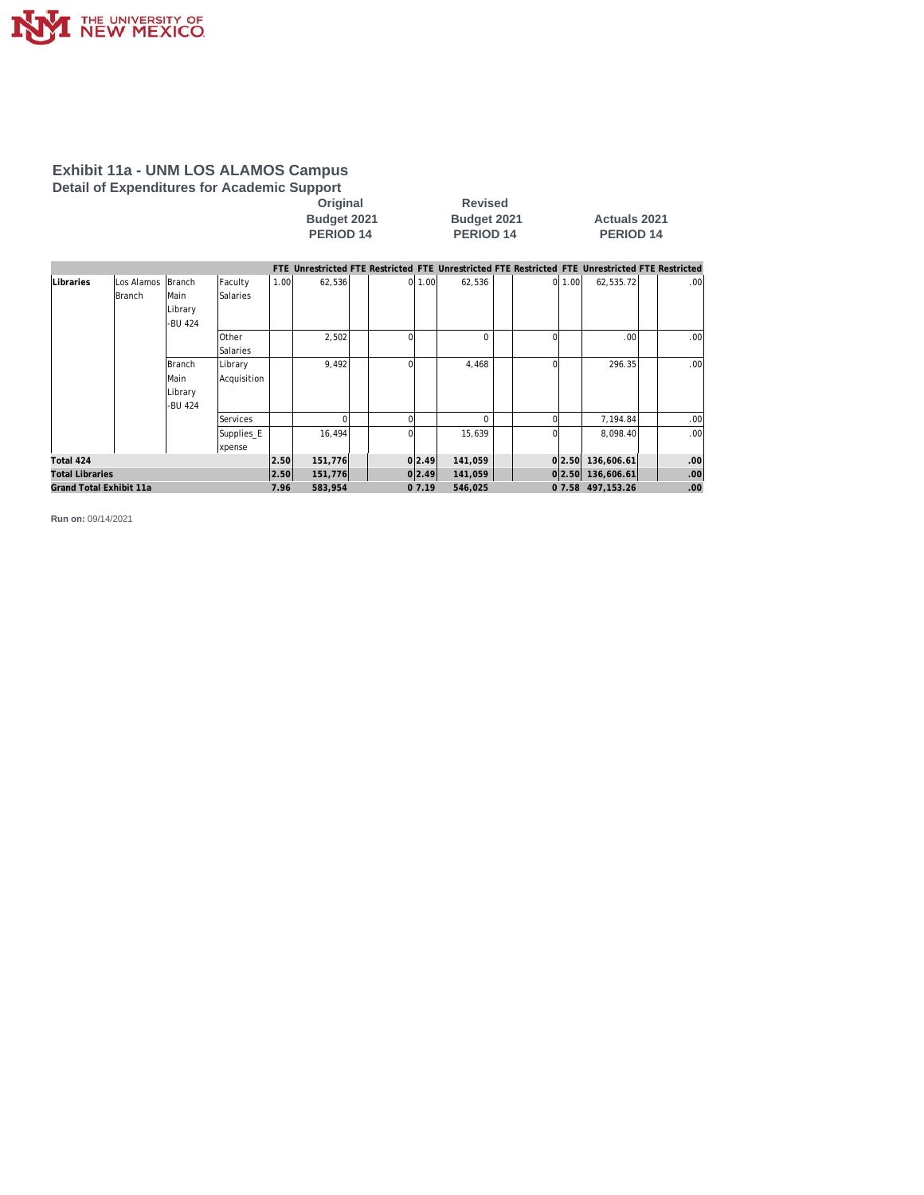# Exhibit 11a - UNM LOS ALAMOS Campus

## Detail of Expenditures for Academic Support

| | | | | Original Budget 2021 PERIOD 14 | | | | Revised Budget 2021 PERIOD 14 | | | | Actuals 2021 PERIOD 14 | | | |
|---|---|---|---|---|---|---|---|---|---|---|---|---|---|---|---|
| | | | | FTE | Unrestricted | FTE | Restricted | FTE | Unrestricted | FTE | Restricted | FTE | Unrestricted | FTE | Restricted |
| Libraries | Los Alamos Branch | Branch Main Library -BU 424 | Faculty Salaries | 1.00 | 62,536 | | 0 | 1.00 | 62,536 | | 0 | 1.00 | 62,535.72 | | .00 |
| | | | Other Salaries | | 2,502 | | 0 | | 0 | | 0 | | .00 | | .00 |
| | | Branch Main Library -BU 424 | Library Acquisition | | 9,492 | | 0 | | 4,468 | | 0 | | 296.35 | | .00 |
| | | | Services | | 0 | | 0 | | 0 | | 0 | | 7,194.84 | | .00 |
| | | | Supplies_Expense | | 16,494 | | 0 | | 15,639 | | 0 | | 8,098.40 | | .00 |
| **Total 424** | | | | **2.50** | **151,776** | | **0** | **2.49** | **141,059** | | **0** | **2.50** | **136,606.61** | | **.00** |
| **Total Libraries** | | | | **2.50** | **151,776** | | **0** | **2.49** | **141,059** | | **0** | **2.50** | **136,606.61** | | **.00** |
| **Grand Total Exhibit 11a** | | | | **7.96** | **583,954** | | **0** | **7.19** | **546,025** | | **0** | **7.58** | **497,153.26** | | **.00** |

**Run on:** 09/14/2021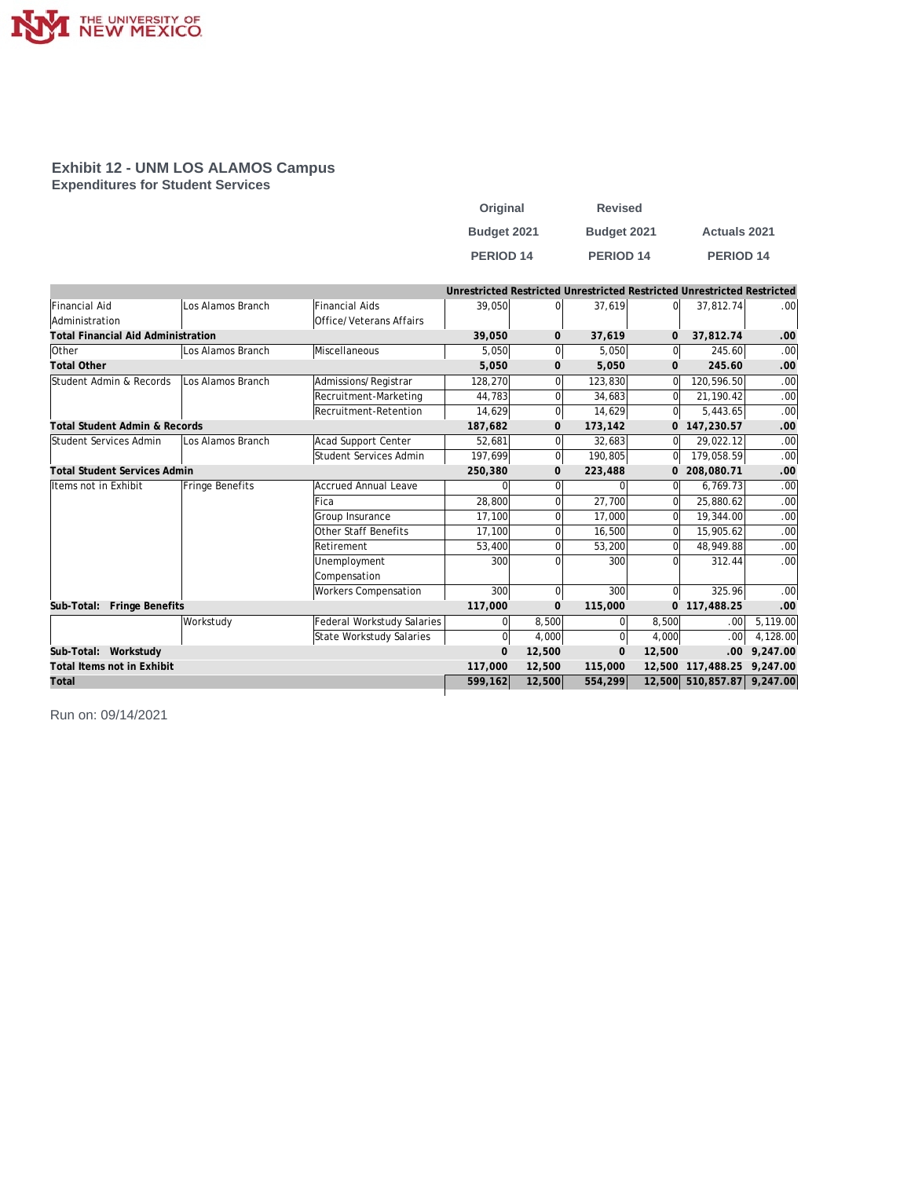THE UNIVERSITY OF NEW MEXICO

## Exhibit 12 - UNM LOS ALAMOS Campus
### Expenditures for Student Services

| | | | Original Budget 2021 PERIOD 14 | | Revised Budget 2021 PERIOD 14 | | Actuals 2021 PERIOD 14 | |
|---|---|---|---|---|---|---|---|---|
| | | | Unrestricted | Restricted | Unrestricted | Restricted | Unrestricted | Restricted |
| Financial Aid Administration | Los Alamos Branch | Financial Aids Office/Veterans Affairs | 39,050 | 0 | 37,619 | 0 | 37,812.74 | .00 |
| **Total Financial Aid Administration** | | | **39,050** | **0** | **37,619** | **0** | **37,812.74** | **.00** |
| Other | Los Alamos Branch | Miscellaneous | 5,050 | 0 | 5,050 | 0 | 245.60 | .00 |
| **Total Other** | | | **5,050** | **0** | **5,050** | **0** | **245.60** | **.00** |
| Student Admin & Records | Los Alamos Branch | Admissions/Registrar | 128,270 | 0 | 123,830 | 0 | 120,596.50 | .00 |
| | | Recruitment-Marketing | 44,783 | 0 | 34,683 | 0 | 21,190.42 | .00 |
| | | Recruitment-Retention | 14,629 | 0 | 14,629 | 0 | 5,443.65 | .00 |
| **Total Student Admin & Records** | | | **187,682** | **0** | **173,142** | **0** | **147,230.57** | **.00** |
| Student Services Admin | Los Alamos Branch | Acad Support Center | 52,681 | 0 | 32,683 | 0 | 29,022.12 | .00 |
| | | Student Services Admin | 197,699 | 0 | 190,805 | 0 | 179,058.59 | .00 |
| **Total Student Services Admin** | | | **250,380** | **0** | **223,488** | **0** | **208,080.71** | **.00** |
| Items not in Exhibit | Fringe Benefits | Accrued Annual Leave | 0 | 0 | 0 | 0 | 6,769.73 | .00 |
| | | Fica | 28,800 | 0 | 27,700 | 0 | 25,880.62 | .00 |
| | | Group Insurance | 17,100 | 0 | 17,000 | 0 | 19,344.00 | .00 |
| | | Other Staff Benefits | 17,100 | 0 | 16,500 | 0 | 15,905.62 | .00 |
| | | Retirement | 53,400 | 0 | 53,200 | 0 | 48,949.88 | .00 |
| | | Unemployment Compensation | 300 | 0 | 300 | 0 | 312.44 | .00 |
| | | Workers Compensation | 300 | 0 | 300 | 0 | 325.96 | .00 |
| **Sub-Total: Fringe Benefits** | | | **117,000** | **0** | **115,000** | **0** | **117,488.25** | **.00** |
| | Workstudy | Federal Workstudy Salaries | 0 | 8,500 | 0 | 8,500 | .00 | 5,119.00 |
| | | State Workstudy Salaries | 0 | 4,000 | 0 | 4,000 | .00 | 4,128.00 |
| **Sub-Total: Workstudy** | | | **0** | **12,500** | **0** | **12,500** | **.00** | **9,247.00** |
| **Total Items not in Exhibit** | | | **117,000** | **12,500** | **115,000** | **12,500** | **117,488.25** | **9,247.00** |
| **Total** | | | **599,162** | **12,500** | **554,299** | **12,500** | **510,857.87** | **9,247.00** |

Run on: 09/14/2021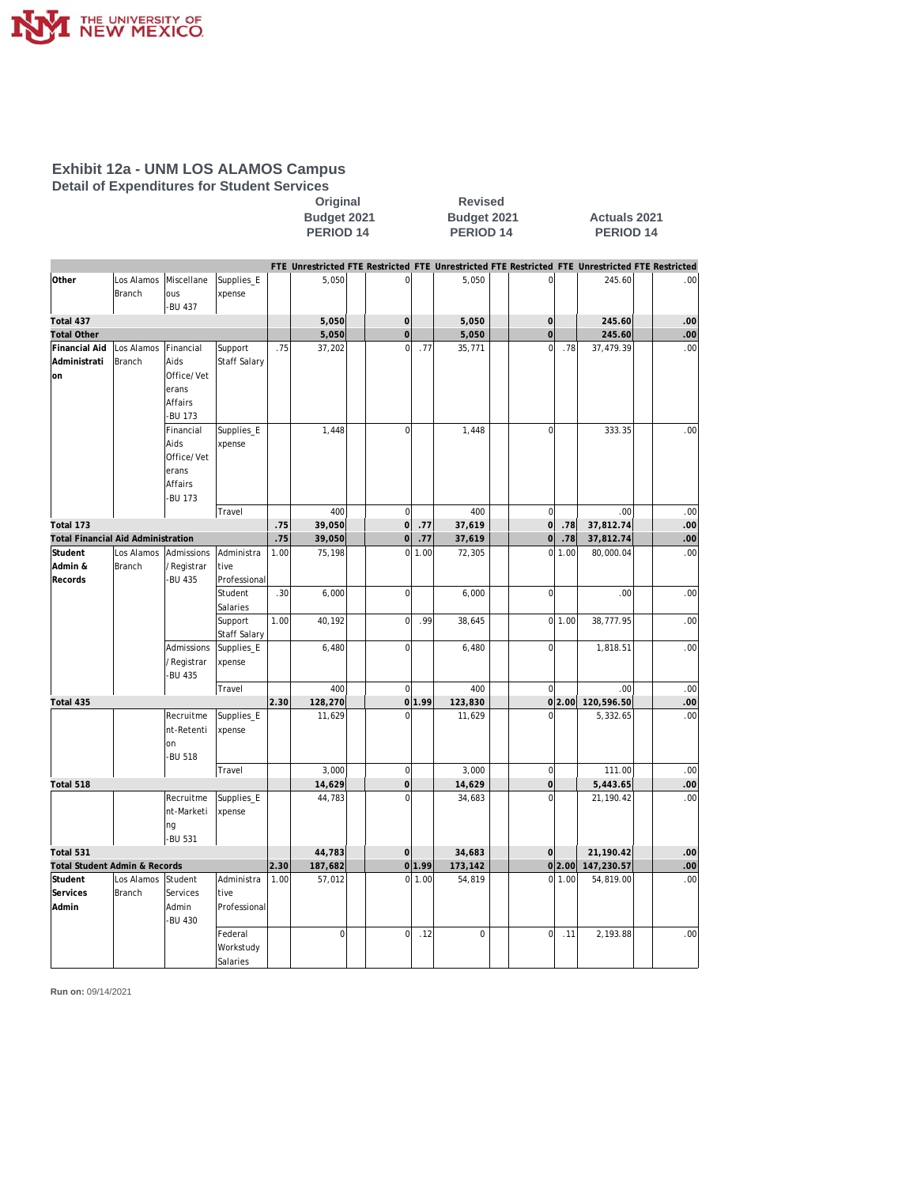# Exhibit 12a - UNM LOS ALAMOS Campus

## Detail of Expenditures for Student Services

| | | | | Original Budget 2021 PERIOD 14 | | | | Revised Budget 2021 PERIOD 14 | | | | Actuals 2021 PERIOD 14 | | | |
|---|---|---|---|---|---|---|---|---|---|---|---|---|---|---|---|
| | | | | FTE | Unrestricted | FTE | Restricted | FTE | Unrestricted | FTE | Restricted | FTE | Unrestricted | FTE | Restricted |
| Other | Los Alamos Branch | Miscellaneous -BU 437 | Supplies_Expense | | 5,050 | | 0 | | 5,050 | | 0 | | 245.60 | | .00 |
| **Total 437** | | | | | **5,050** | | **0** | | **5,050** | | **0** | | **245.60** | | **.00** |
| **Total Other** | | | | | **5,050** | | **0** | | **5,050** | | **0** | | **245.60** | | **.00** |
| Financial Aid Administration | Los Alamos Branch | Financial Aids Office/Veterans Affairs -BU 173 | Support Staff Salary | .75 | 37,202 | | 0 | .77 | 35,771 | | 0 | .78 | 37,479.39 | | .00 |
| | | Financial Aids Office/Veterans Affairs -BU 173 | Supplies_Expense | | 1,448 | | 0 | | 1,448 | | 0 | | 333.35 | | .00 |
| | | | Travel | | 400 | | 0 | | 400 | | 0 | | .00 | | .00 |
| **Total 173** | | | | **.75** | **39,050** | | **0** | **.77** | **37,619** | | **0** | **.78** | **37,812.74** | | **.00** |
| **Total Financial Aid Administration** | | | | **.75** | **39,050** | | **0** | **.77** | **37,619** | | **0** | **.78** | **37,812.74** | | **.00** |
| Student Admin & Records | Los Alamos Branch | Admissions / Registrar -BU 435 | Administrative Professional | 1.00 | 75,198 | | 0 | 1.00 | 72,305 | | 0 | 1.00 | 80,000.04 | | .00 |
| | | | Student Salaries | .30 | 6,000 | | 0 | | 6,000 | | 0 | | .00 | | .00 |
| | | | Support Staff Salary | 1.00 | 40,192 | | 0 | .99 | 38,645 | | 0 | 1.00 | 38,777.95 | | .00 |
| | | Admissions / Registrar -BU 435 | Supplies_Expense | | 6,480 | | 0 | | 6,480 | | 0 | | 1,818.51 | | .00 |
| | | | Travel | | 400 | | 0 | | 400 | | 0 | | .00 | | .00 |
| **Total 435** | | | | **2.30** | **128,270** | | **0** | **1.99** | **123,830** | | **0** | **2.00** | **120,596.50** | | **.00** |
| | | Recruitment-Retention -BU 518 | Supplies_Expense | | 11,629 | | 0 | | 11,629 | | 0 | | 5,332.65 | | .00 |
| | | | Travel | | 3,000 | | 0 | | 3,000 | | 0 | | 111.00 | | .00 |
| **Total 518** | | | | | **14,629** | | **0** | | **14,629** | | **0** | | **5,443.65** | | **.00** |
| | | Recruitment-Marketing -BU 531 | Supplies_Expense | | 44,783 | | 0 | | 34,683 | | 0 | | 21,190.42 | | .00 |
| **Total 531** | | | | | **44,783** | | **0** | | **34,683** | | **0** | | **21,190.42** | | **.00** |
| **Total Student Admin & Records** | | | | **2.30** | **187,682** | | **0** | **1.99** | **173,142** | | **0** | **2.00** | **147,230.57** | | **.00** |
| Student Services Admin | Los Alamos Branch | Student Services Admin -BU 430 | Administrative Professional | 1.00 | 57,012 | | 0 | 1.00 | 54,819 | | 0 | 1.00 | 54,819.00 | | .00 |
| | | | Federal Workstudy Salaries | | 0 | | 0 | .12 | 0 | | 0 | .11 | 2,193.88 | | .00 |

**Run on:** 09/14/2021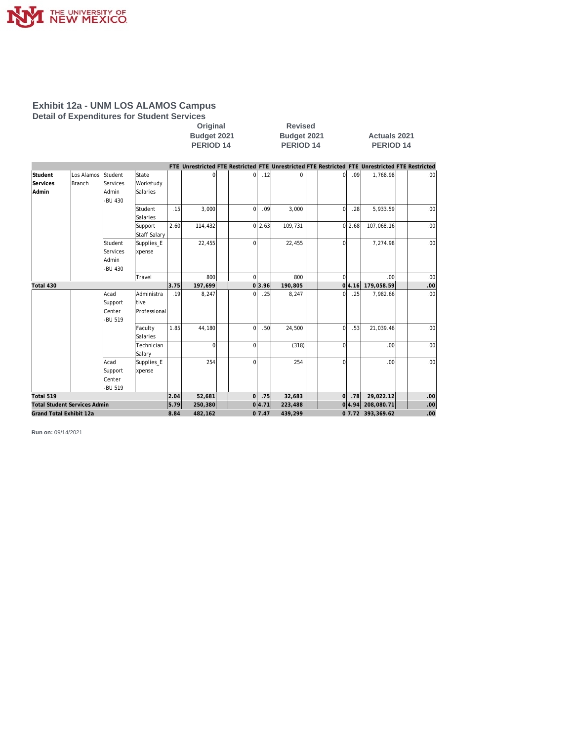# Exhibit 12a - UNM LOS ALAMOS Campus

## Detail of Expenditures for Student Services

| | | | | Original Budget 2021 PERIOD 14 | | | | Revised Budget 2021 PERIOD 14 | | | | Actuals 2021 PERIOD 14 | | | |
|---|---|---|---|---|---|---|---|---|---|---|---|---|---|---|---|
| | | | | FTE | Unrestricted | FTE | Restricted | FTE | Unrestricted | FTE | Restricted | FTE | Unrestricted | FTE | Restricted |
| **Student Services Admin** | Los Alamos Branch | Student Services Admin -BU 430 | State Workstudy Salaries | | 0 | | 0 | .12 | 0 | | 0 | .09 | 1,768.98 | | .00 |
| | | | Student Salaries | .15 | 3,000 | | 0 | .09 | 3,000 | | 0 | .28 | 5,933.59 | | .00 |
| | | | Support Staff Salary | 2.60 | 114,432 | | 0 | 2.63 | 109,731 | | 0 | 2.68 | 107,068.16 | | .00 |
| | | Student Services Admin -BU 430 | Supplies_Expense | | 22,455 | | 0 | | 22,455 | | 0 | | 7,274.98 | | .00 |
| | | | Travel | | 800 | | 0 | | 800 | | 0 | | .00 | | .00 |
| **Total 430** | | | | **3.75** | **197,699** | | **0** | **3.96** | **190,805** | | **0** | **4.16** | **179,058.59** | | **.00** |
| | | Acad Support Center -BU 519 | Administrative Professional | .19 | 8,247 | | 0 | .25 | 8,247 | | 0 | .25 | 7,982.66 | | .00 |
| | | | Faculty Salaries | 1.85 | 44,180 | | 0 | .50 | 24,500 | | 0 | .53 | 21,039.46 | | .00 |
| | | | Technician Salary | | 0 | | 0 | | (318) | | 0 | | .00 | | .00 |
| | | Acad Support Center -BU 519 | Supplies_Expense | | 254 | | 0 | | 254 | | 0 | | .00 | | .00 |
| **Total 519** | | | | **2.04** | **52,681** | | **0** | **.75** | **32,683** | | **0** | **.78** | **29,022.12** | | **.00** |
| **Total Student Services Admin** | | | | **5.79** | **250,380** | | **0** | **4.71** | **223,488** | | **0** | **4.94** | **208,080.71** | | **.00** |
| **Grand Total Exhibit 12a** | | | | **8.84** | **482,162** | | **0** | **7.47** | **439,299** | | **0** | **7.72** | **393,369.62** | | **.00** |

**Run on:** 09/14/2021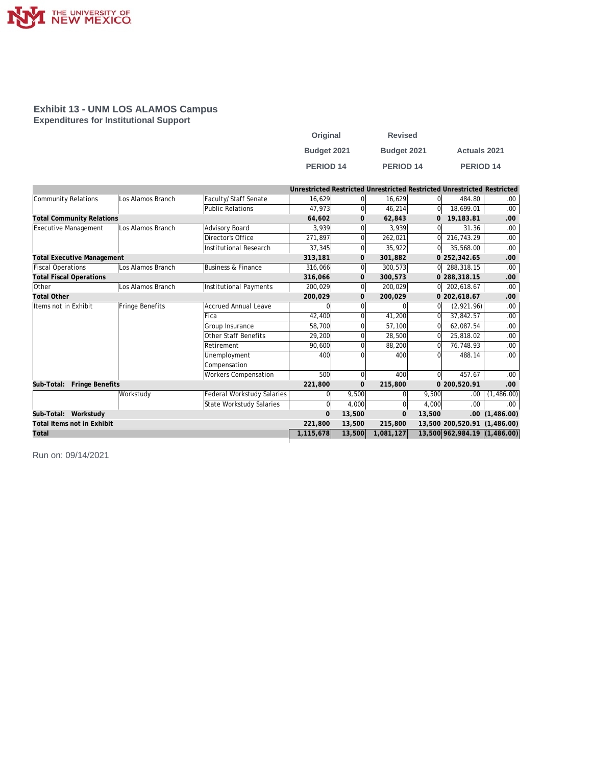# Exhibit 13 - UNM LOS ALAMOS Campus

## Expenditures for Institutional Support

| | | | Original Budget 2021 PERIOD 14 | | Revised Budget 2021 PERIOD 14 | | Actuals 2021 PERIOD 14 | |
|---|---|---|---|---|---|---|---|---|
| | | | Unrestricted | Restricted | Unrestricted | Restricted | Unrestricted | Restricted |
| Community Relations | Los Alamos Branch | Faculty/ Staff Senate | 16,629 | 0 | 16,629 | 0 | 484.80 | .00 |
| | | Public Relations | 47,973 | 0 | 46,214 | 0 | 18,699.01 | .00 |
| **Total Community Relations** | | | **64,602** | **0** | **62,843** | **0** | **19,183.81** | **.00** |
| Executive Management | Los Alamos Branch | Advisory Board | 3,939 | 0 | 3,939 | 0 | 31.36 | .00 |
| | | Director's Office | 271,897 | 0 | 262,021 | 0 | 216,743.29 | .00 |
| | | Institutional Research | 37,345 | 0 | 35,922 | 0 | 35,568.00 | .00 |
| **Total Executive Management** | | | **313,181** | **0** | **301,882** | **0** | **252,342.65** | **.00** |
| Fiscal Operations | Los Alamos Branch | Business & Finance | 316,066 | 0 | 300,573 | 0 | 288,318.15 | .00 |
| **Total Fiscal Operations** | | | **316,066** | **0** | **300,573** | **0** | **288,318.15** | **.00** |
| Other | Los Alamos Branch | Institutional Payments | 200,029 | 0 | 200,029 | 0 | 202,618.67 | .00 |
| **Total Other** | | | **200,029** | **0** | **200,029** | **0** | **202,618.67** | **.00** |
| Items not in Exhibit | Fringe Benefits | Accrued Annual Leave | 0 | 0 | 0 | 0 | (2,921.96) | .00 |
| | | Fica | 42,400 | 0 | 41,200 | 0 | 37,842.57 | .00 |
| | | Group Insurance | 58,700 | 0 | 57,100 | 0 | 62,087.54 | .00 |
| | | Other Staff Benefits | 29,200 | 0 | 28,500 | 0 | 25,818.02 | .00 |
| | | Retirement | 90,600 | 0 | 88,200 | 0 | 76,748.93 | .00 |
| | | Unemployment Compensation | 400 | 0 | 400 | 0 | 488.14 | .00 |
| | | Workers Compensation | 500 | 0 | 400 | 0 | 457.67 | .00 |
| **Sub-Total: Fringe Benefits** | | | **221,800** | **0** | **215,800** | **0** | **200,520.91** | **.00** |
| | Workstudy | Federal Workstudy Salaries | 0 | 9,500 | 0 | 9,500 | .00 | (1,486.00) |
| | | State Workstudy Salaries | 0 | 4,000 | 0 | 4,000 | .00 | .00 |
| **Sub-Total: Workstudy** | | | **0** | **13,500** | **0** | **13,500** | **.00** | **(1,486.00)** |
| **Total Items not in Exhibit** | | | **221,800** | **13,500** | **215,800** | **13,500** | **200,520.91** | **(1,486.00)** |
| **Total** | | | **1,115,678** | **13,500** | **1,081,127** | **13,500** | **962,984.19** | **(1,486.00)** |

Run on: 09/14/2021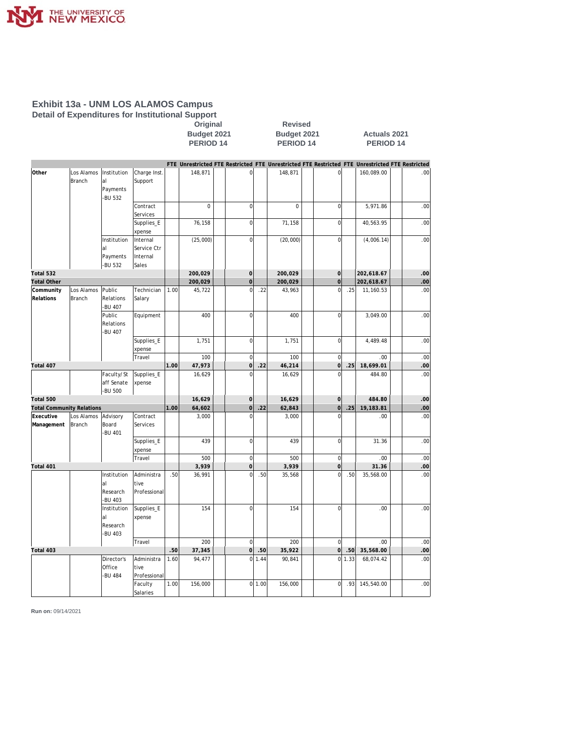# Exhibit 13a - UNM LOS ALAMOS Campus

## Detail of Expenditures for Institutional Support

| | | | | Original Budget 2021 PERIOD 14 | | | | Revised Budget 2021 PERIOD 14 | | | | Actuals 2021 PERIOD 14 | | | |
|---|---|---|---|---|---|---|---|---|---|---|---|---|---|---|---|
| | | | | FTE | Unrestricted | FTE | Restricted | FTE | Unrestricted | FTE | Restricted | FTE | Unrestricted | FTE | Restricted |
| Other | Los Alamos Branch | Institutional Payments -BU 532 | Charge Inst. Support | | 148,871 | | 0 | | 148,871 | | 0 | | 160,089.00 | | .00 |
| | | | Contract Services | | 0 | | 0 | | 0 | | 0 | | 5,971.86 | | .00 |
| | | | Supplies_Expense | | 76,158 | | 0 | | 71,158 | | 0 | | 40,563.95 | | .00 |
| | | Institutional Payments -BU 532 | Internal Service Ctr Internal Sales | | (25,000) | | 0 | | (20,000) | | 0 | | (4,006.14) | | .00 |
| **Total 532** | | | | | **200,029** | | **0** | | **200,029** | | **0** | | **202,618.67** | | **.00** |
| **Total Other** | | | | | **200,029** | | **0** | | **200,029** | | **0** | | **202,618.67** | | **.00** |
| Community Relations | Los Alamos Branch | Public Relations -BU 407 | Technician Salary | 1.00 | 45,722 | | 0 | .22 | 43,963 | | 0 | .25 | 11,160.53 | | .00 |
| | | Public Relations -BU 407 | Equipment | | 400 | | 0 | | 400 | | 0 | | 3,049.00 | | .00 |
| | | | Supplies_Expense | | 1,751 | | 0 | | 1,751 | | 0 | | 4,489.48 | | .00 |
| | | | Travel | | 100 | | 0 | | 100 | | 0 | | .00 | | .00 |
| **Total 407** | | | | **1.00** | **47,973** | | **0** | **.22** | **46,214** | | **0** | **.25** | **18,699.01** | | **.00** |
| | | Faculty/Staff Senate -BU 500 | Supplies_Expense | | 16,629 | | 0 | | 16,629 | | 0 | | 484.80 | | .00 |
| **Total 500** | | | | | **16,629** | | **0** | | **16,629** | | **0** | | **484.80** | | **.00** |
| **Total Community Relations** | | | | **1.00** | **64,602** | | **0** | **.22** | **62,843** | | **0** | **.25** | **19,183.81** | | **.00** |
| Executive Management | Los Alamos Branch | Advisory Board -BU 401 | Contract Services | | 3,000 | | 0 | | 3,000 | | 0 | | .00 | | .00 |
| | | | Supplies_Expense | | 439 | | 0 | | 439 | | 0 | | 31.36 | | .00 |
| | | | Travel | | 500 | | 0 | | 500 | | 0 | | .00 | | .00 |
| **Total 401** | | | | | **3,939** | | **0** | | **3,939** | | **0** | | **31.36** | | **.00** |
| | | Institutional Research -BU 403 | Administrative Professional | .50 | 36,991 | | 0 | .50 | 35,568 | | 0 | .50 | 35,568.00 | | .00 |
| | | Institutional Research -BU 403 | Supplies_Expense | | 154 | | 0 | | 154 | | 0 | | .00 | | .00 |
| | | | Travel | | 200 | | 0 | | 200 | | 0 | | .00 | | .00 |
| **Total 403** | | | | **.50** | **37,345** | | **0** | **.50** | **35,922** | | **0** | **.50** | **35,568.00** | | **.00** |
| | | Director's Office -BU 484 | Administrative Professional | 1.60 | 94,477 | | 0 | 1.44 | 90,841 | | 0 | 1.33 | 68,074.42 | | .00 |
| | | | Faculty Salaries | 1.00 | 156,000 | | 0 | 1.00 | 156,000 | | 0 | .93 | 145,540.00 | | .00 |

**Run on:** 09/14/2021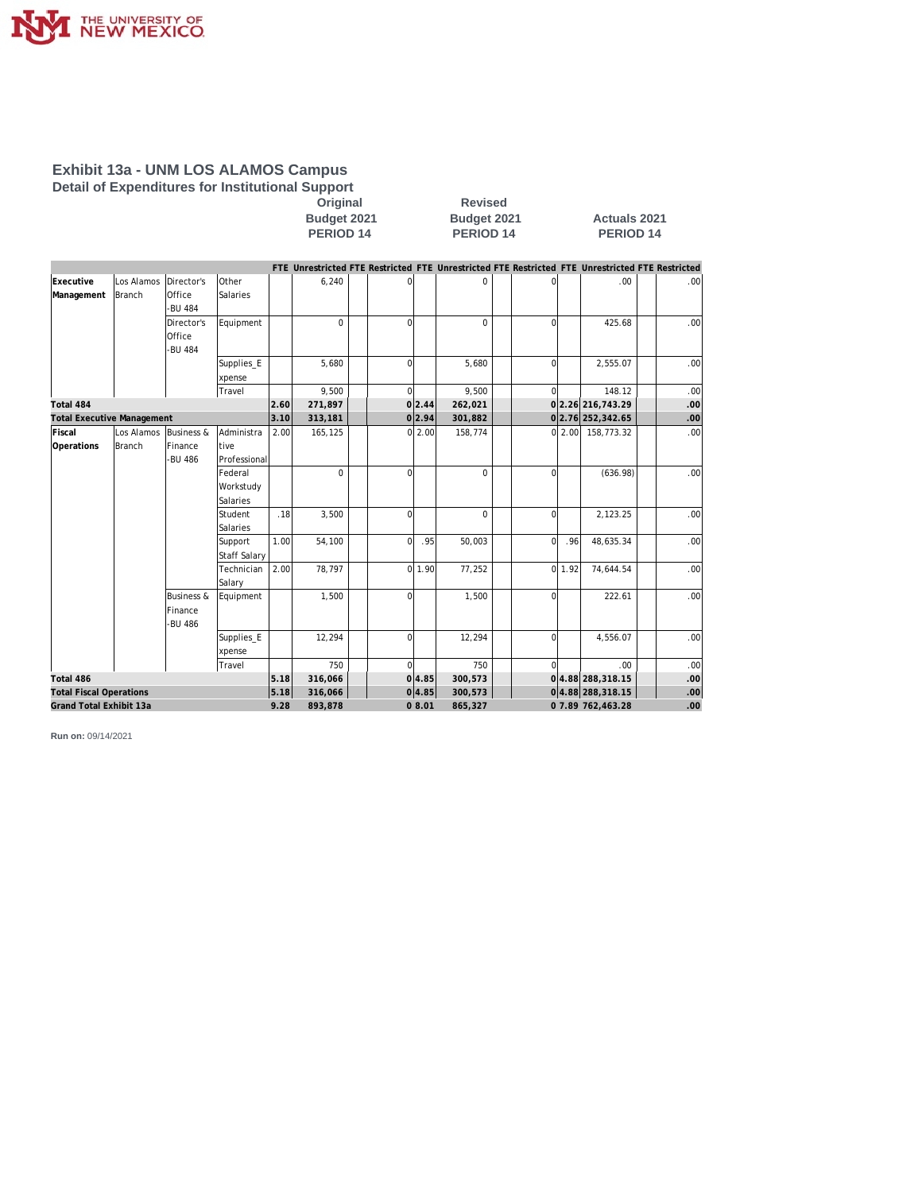# Exhibit 13a - UNM LOS ALAMOS Campus

## Detail of Expenditures for Institutional Support

| | | | | Original Budget 2021 PERIOD 14 | | | | Revised Budget 2021 PERIOD 14 | | | | Actuals 2021 PERIOD 14 | | | |
|---|---|---|---|---|---|---|---|---|---|---|---|---|---|---|---|
| | | | | FTE | Unrestricted | FTE | Restricted | FTE | Unrestricted | FTE | Restricted | FTE | Unrestricted | FTE | Restricted |
| Executive Management | Los Alamos Branch | Director's Office -BU 484 | Other Salaries | | 6,240 | | 0 | | 0 | | 0 | | .00 | | .00 |
| | | Director's Office -BU 484 | Equipment | | 0 | | 0 | | 0 | | 0 | | 425.68 | | .00 |
| | | | Supplies_Expense | | 5,680 | | 0 | | 5,680 | | 0 | | 2,555.07 | | .00 |
| | | | Travel | | 9,500 | | 0 | | 9,500 | | 0 | | 148.12 | | .00 |
| **Total 484** | | | | **2.60** | **271,897** | | **0** | **2.44** | **262,021** | | **0** | **2.26** | **216,743.29** | | **.00** |
| **Total Executive Management** | | | | **3.10** | **313,181** | | **0** | **2.94** | **301,882** | | **0** | **2.76** | **252,342.65** | | **.00** |
| Fiscal Operations | Los Alamos Branch | Business & Finance -BU 486 | Administrative Professional | 2.00 | 165,125 | | 0 | 2.00 | 158,774 | | 0 | 2.00 | 158,773.32 | | .00 |
| | | | Federal Workstudy Salaries | | 0 | | 0 | | 0 | | 0 | | (636.98) | | .00 |
| | | | Student Salaries | .18 | 3,500 | | 0 | | 0 | | 0 | | 2,123.25 | | .00 |
| | | | Support Staff Salary | 1.00 | 54,100 | | 0 | .95 | 50,003 | | 0 | .96 | 48,635.34 | | .00 |
| | | | Technician Salary | 2.00 | 78,797 | | 0 | 1.90 | 77,252 | | 0 | 1.92 | 74,644.54 | | .00 |
| | | Business & Finance -BU 486 | Equipment | | 1,500 | | 0 | | 1,500 | | 0 | | 222.61 | | .00 |
| | | | Supplies_Expense | | 12,294 | | 0 | | 12,294 | | 0 | | 4,556.07 | | .00 |
| | | | Travel | | 750 | | 0 | | 750 | | 0 | | .00 | | .00 |
| **Total 486** | | | | **5.18** | **316,066** | | **0** | **4.85** | **300,573** | | **0** | **4.88** | **288,318.15** | | **.00** |
| **Total Fiscal Operations** | | | | **5.18** | **316,066** | | **0** | **4.85** | **300,573** | | **0** | **4.88** | **288,318.15** | | **.00** |
| **Grand Total Exhibit 13a** | | | | **9.28** | **893,878** | | **0** | **8.01** | **865,327** | | **0** | **7.89** | **762,463.28** | | **.00** |

**Run on:** 09/14/2021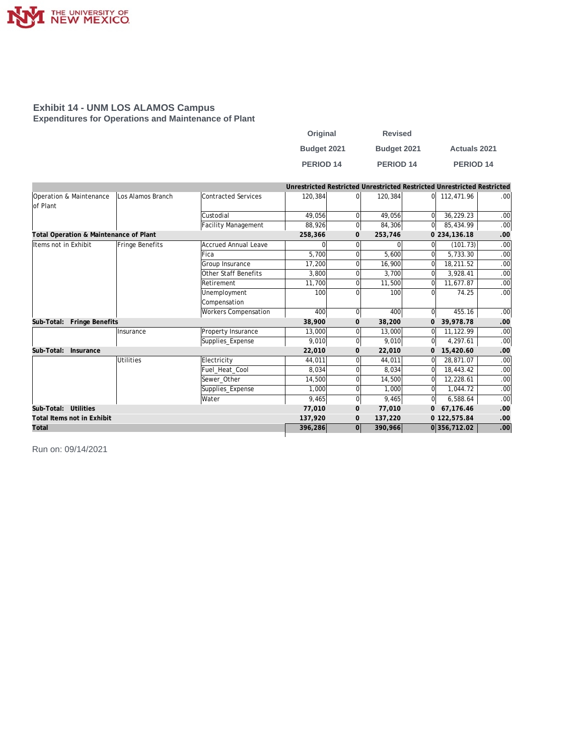## Exhibit 14 - UNM LOS ALAMOS Campus

### Expenditures for Operations and Maintenance of Plant

| | | | Original Budget 2021 PERIOD 14 | | Revised Budget 2021 PERIOD 14 | | Actuals 2021 PERIOD 14 | |
|---|---|---|---|---|---|---|---|---|
| | | | Unrestricted | Restricted | Unrestricted | Restricted | Unrestricted | Restricted |
| Operation & Maintenance of Plant | Los Alamos Branch | Contracted Services | 120,384 | 0 | 120,384 | 0 | 112,471.96 | .00 |
| | | Custodial | 49,056 | 0 | 49,056 | 0 | 36,229.23 | .00 |
| | | Facility Management | 88,926 | 0 | 84,306 | 0 | 85,434.99 | .00 |
| **Total Operation & Maintenance of Plant** | | | **258,366** | **0** | **253,746** | **0** | **234,136.18** | **.00** |
| Items not in Exhibit | Fringe Benefits | Accrued Annual Leave | 0 | 0 | 0 | 0 | (101.73) | .00 |
| | | Fica | 5,700 | 0 | 5,600 | 0 | 5,733.30 | .00 |
| | | Group Insurance | 17,200 | 0 | 16,900 | 0 | 18,211.52 | .00 |
| | | Other Staff Benefits | 3,800 | 0 | 3,700 | 0 | 3,928.41 | .00 |
| | | Retirement | 11,700 | 0 | 11,500 | 0 | 11,677.87 | .00 |
| | | Unemployment Compensation | 100 | 0 | 100 | 0 | 74.25 | .00 |
| | | Workers Compensation | 400 | 0 | 400 | 0 | 455.16 | .00 |
| **Sub-Total: Fringe Benefits** | | | **38,900** | **0** | **38,200** | **0** | **39,978.78** | **.00** |
| | Insurance | Property Insurance | 13,000 | 0 | 13,000 | 0 | 11,122.99 | .00 |
| | | Supplies_Expense | 9,010 | 0 | 9,010 | 0 | 4,297.61 | .00 |
| **Sub-Total: Insurance** | | | **22,010** | **0** | **22,010** | **0** | **15,420.60** | **.00** |
| | Utilities | Electricity | 44,011 | 0 | 44,011 | 0 | 28,871.07 | .00 |
| | | Fuel_Heat_Cool | 8,034 | 0 | 8,034 | 0 | 18,443.42 | .00 |
| | | Sewer_Other | 14,500 | 0 | 14,500 | 0 | 12,228.61 | .00 |
| | | Supplies_Expense | 1,000 | 0 | 1,000 | 0 | 1,044.72 | .00 |
| | | Water | 9,465 | 0 | 9,465 | 0 | 6,588.64 | .00 |
| **Sub-Total: Utilities** | | | **77,010** | **0** | **77,010** | **0** | **67,176.46** | **.00** |
| **Total Items not in Exhibit** | | | **137,920** | **0** | **137,220** | **0** | **122,575.84** | **.00** |
| **Total** | | | **396,286** | **0** | **390,966** | **0** | **356,712.02** | **.00** |

Run on: 09/14/2021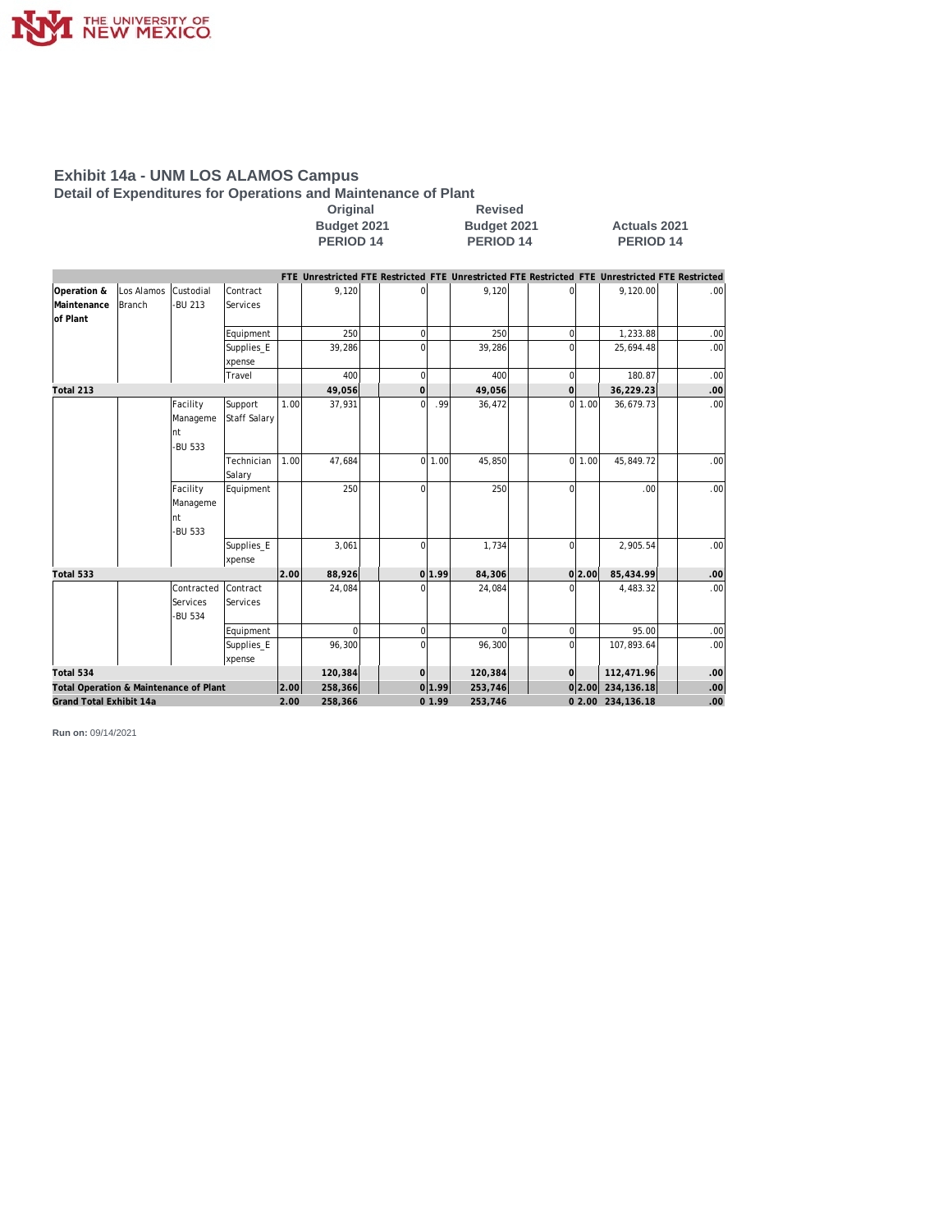# Exhibit 14a - UNM LOS ALAMOS Campus

## Detail of Expenditures for Operations and Maintenance of Plant

| | | | | Original Budget 2021 PERIOD 14 | | | | Revised Budget 2021 PERIOD 14 | | | | Actuals 2021 PERIOD 14 | | | |
|---|---|---|---|---|---|---|---|---|---|---|---|---|---|---|---|
| | | | | FTE | Unrestricted | FTE | Restricted | FTE | Unrestricted | FTE | Restricted | FTE | Unrestricted | FTE | Restricted |
| Operation & Maintenance of Plant | Los Alamos Branch | Custodial -BU 213 | Contract Services | | 9,120 | | 0 | | 9,120 | | 0 | | 9,120.00 | | .00 |
| | | | Equipment | | 250 | | 0 | | 250 | | 0 | | 1,233.88 | | .00 |
| | | | Supplies_Expense | | 39,286 | | 0 | | 39,286 | | 0 | | 25,694.48 | | .00 |
| | | | Travel | | 400 | | 0 | | 400 | | 0 | | 180.87 | | .00 |
| **Total 213** | | | | | **49,056** | | **0** | | **49,056** | | **0** | | **36,229.23** | | **.00** |
| | | Facility Management -BU 533 | Support Staff Salary | 1.00 | 37,931 | | 0 | .99 | 36,472 | | 0 | 1.00 | 36,679.73 | | .00 |
| | | | Technician Salary | 1.00 | 47,684 | | 0 | 1.00 | 45,850 | | 0 | 1.00 | 45,849.72 | | .00 |
| | | Facility Management -BU 533 | Equipment | | 250 | | 0 | | 250 | | 0 | | .00 | | .00 |
| | | | Supplies_Expense | | 3,061 | | 0 | | 1,734 | | 0 | | 2,905.54 | | .00 |
| **Total 533** | | | | **2.00** | **88,926** | | **0** | **1.99** | **84,306** | | **0** | **2.00** | **85,434.99** | | **.00** |
| | | Contracted Services -BU 534 | Contract Services | | 24,084 | | 0 | | 24,084 | | 0 | | 4,483.32 | | .00 |
| | | | Equipment | | 0 | | 0 | | 0 | | 0 | | 95.00 | | .00 |
| | | | Supplies_Expense | | 96,300 | | 0 | | 96,300 | | 0 | | 107,893.64 | | .00 |
| **Total 534** | | | | | **120,384** | | **0** | | **120,384** | | **0** | | **112,471.96** | | **.00** |
| **Total Operation & Maintenance of Plant** | | | | **2.00** | **258,366** | | **0** | **1.99** | **253,746** | | **0** | **2.00** | **234,136.18** | | **.00** |
| **Grand Total Exhibit 14a** | | | | **2.00** | **258,366** | | **0** | **1.99** | **253,746** | | **0** | **2.00** | **234,136.18** | | **.00** |

**Run on:** 09/14/2021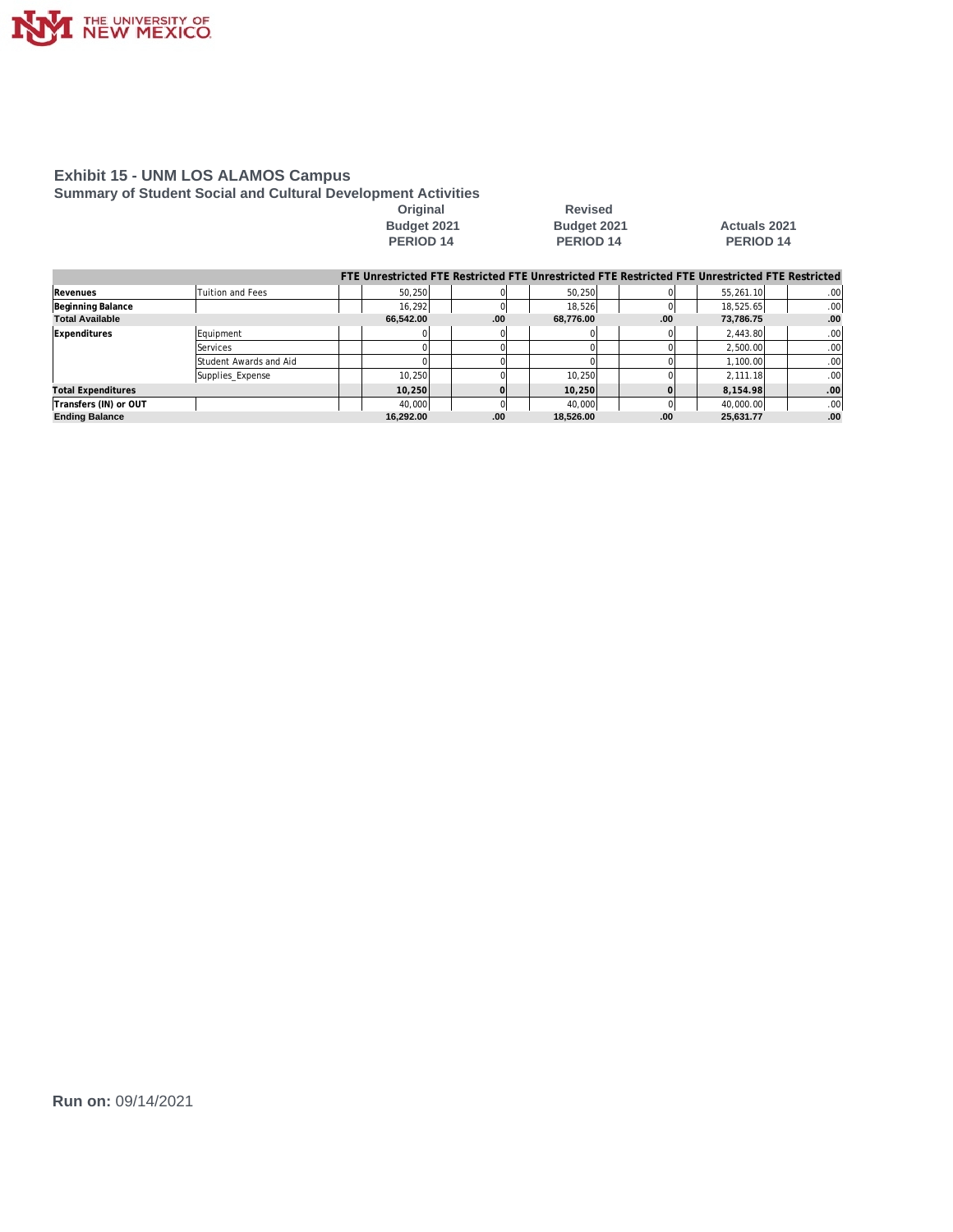## Exhibit 15 - UNM LOS ALAMOS Campus

### Summary of Student Social and Cultural Development Activities

| | | Original Budget 2021 PERIOD 14 | | | | Revised Budget 2021 PERIOD 14 | | | | Actuals 2021 PERIOD 14 | | | |
|---|---|---|---|---|---|---|---|---|---|---|---|---|---|
| | | FTE | Unrestricted | FTE | Restricted | FTE | Unrestricted | FTE | Restricted | FTE | Unrestricted | FTE | Restricted |
| **Revenues** | Tuition and Fees | | 50,250 | | 0 | | 50,250 | | 0 | | 55,261.10 | | .00 |
| **Beginning Balance** | | | 16,292 | | 0 | | 18,526 | | 0 | | 18,525.65 | | .00 |
| **Total Available** | | | **66,542.00** | | **.00** | | **68,776.00** | | **.00** | | **73,786.75** | | **.00** |
| **Expenditures** | Equipment | | 0 | | 0 | | 0 | | 0 | | 2,443.80 | | .00 |
| | Services | | 0 | | 0 | | 0 | | 0 | | 2,500.00 | | .00 |
| | Student Awards and Aid | | 0 | | 0 | | 0 | | 0 | | 1,100.00 | | .00 |
| | Supplies_Expense | | 10,250 | | 0 | | 10,250 | | 0 | | 2,111.18 | | .00 |
| **Total Expenditures** | | | **10,250** | | **0** | | **10,250** | | **0** | | **8,154.98** | | **.00** |
| **Transfers (IN) or OUT** | | | 40,000 | | 0 | | 40,000 | | 0 | | 40,000.00 | | .00 |
| **Ending Balance** | | | **16,292.00** | | **.00** | | **18,526.00** | | **.00** | | **25,631.77** | | **.00** |

**Run on:** 09/14/2021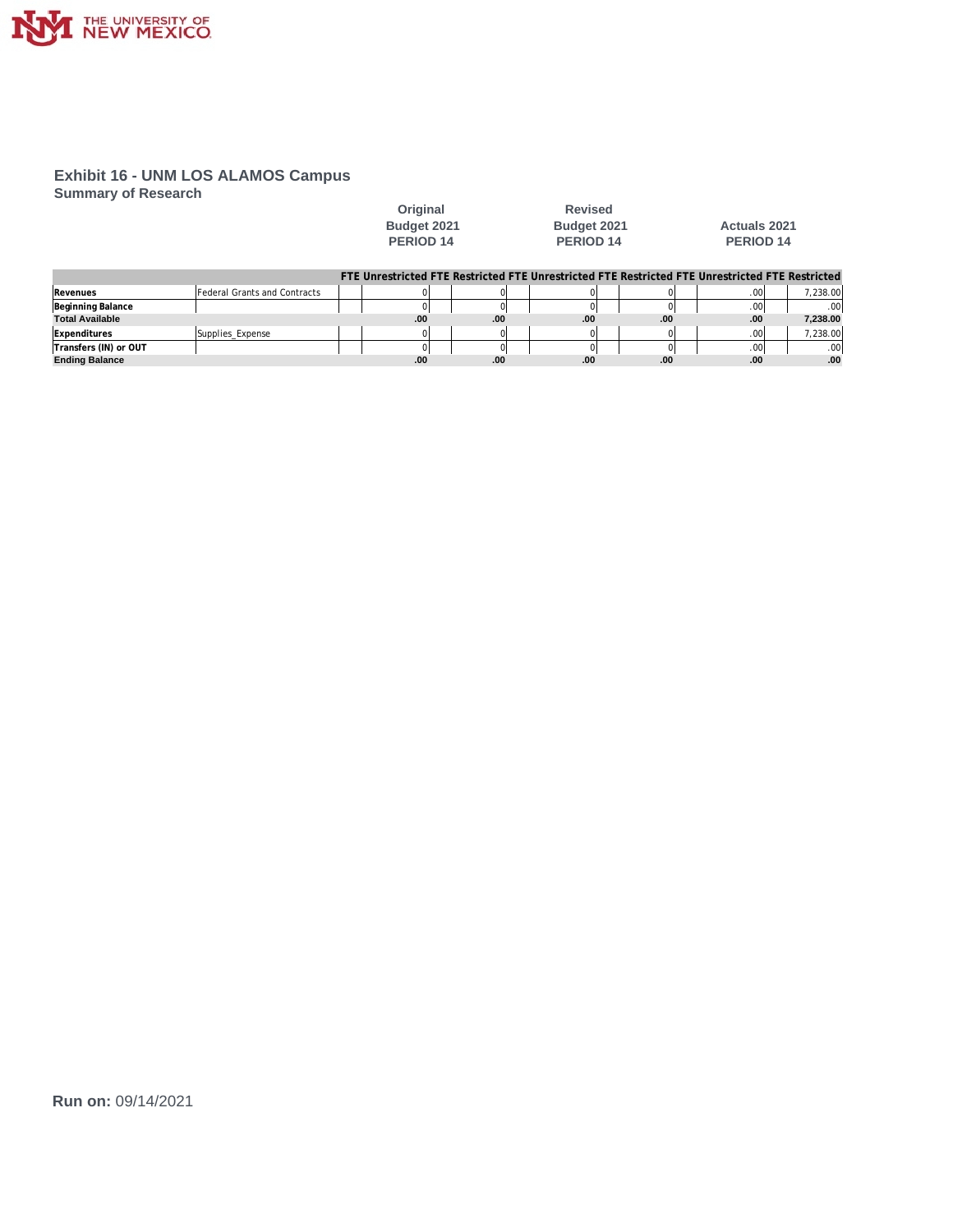# Exhibit 16 - UNM LOS ALAMOS Campus

## Summary of Research

| | | Original Budget 2021 PERIOD 14 | | | | Revised Budget 2021 PERIOD 14 | | | | Actuals 2021 PERIOD 14 | | | |
|---|---|---|---|---|---|---|---|---|---|---|---|---|---|
| | | FTE | Unrestricted | FTE | Restricted | FTE | Unrestricted | FTE | Restricted | FTE | Unrestricted | FTE | Restricted |
| **Revenues** | Federal Grants and Contracts | | 0 | | 0 | | 0 | | 0 | | .00 | | 7,238.00 |
| **Beginning Balance** | | | 0 | | 0 | | 0 | | 0 | | .00 | | .00 |
| **Total Available** | | | .00 | | .00 | | .00 | | .00 | | .00 | | 7,238.00 |
| **Expenditures** | Supplies_Expense | | 0 | | 0 | | 0 | | 0 | | .00 | | 7,238.00 |
| **Transfers (IN) or OUT** | | | 0 | | 0 | | 0 | | 0 | | .00 | | .00 |
| **Ending Balance** | | | .00 | | .00 | | .00 | | .00 | | .00 | | .00 |

**Run on:** 09/14/2021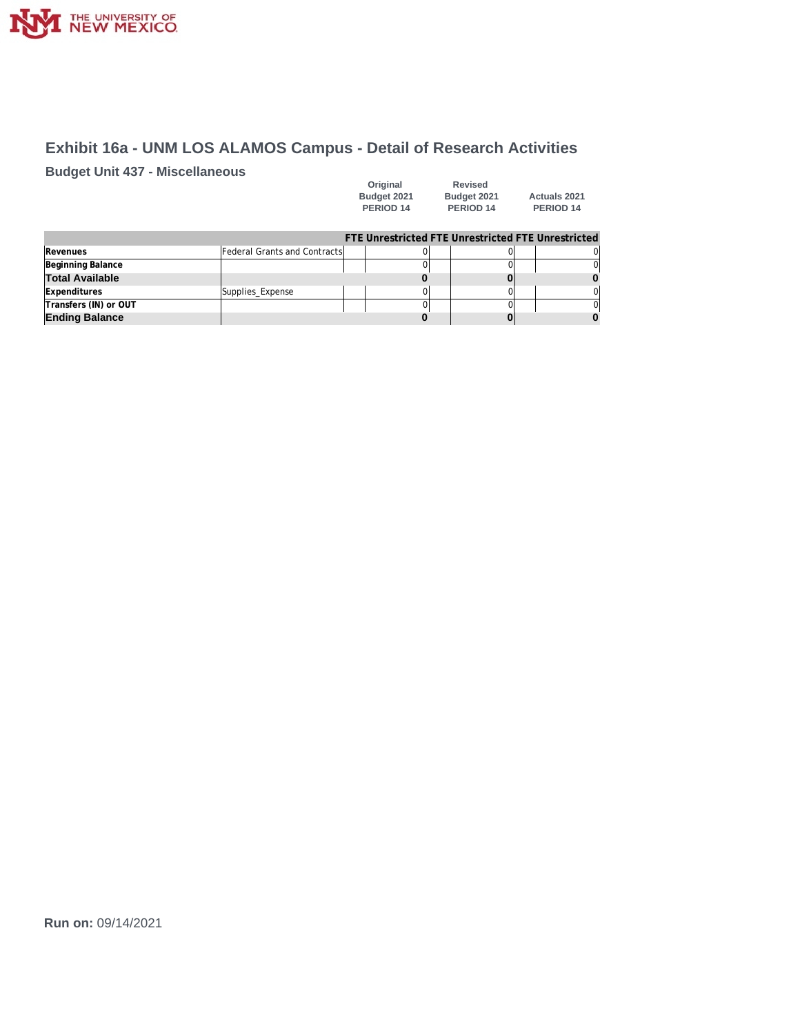## Exhibit 16a - UNM LOS ALAMOS Campus - Detail of Research Activities

### Budget Unit 437 - Miscellaneous

| | | Original Budget 2021 PERIOD 14 | | Revised Budget 2021 PERIOD 14 | | Actuals 2021 PERIOD 14 | |
|---|---|---|---|---|---|---|---|
| | | FTE | Unrestricted | FTE | Unrestricted | FTE | Unrestricted |
| **Revenues** | Federal Grants and Contracts | | 0 | | 0 | | 0 |
| **Beginning Balance** | | | 0 | | 0 | | 0 |
| **Total Available** | | | **0** | | **0** | | **0** |
| **Expenditures** | Supplies_Expense | | 0 | | 0 | | 0 |
| **Transfers (IN) or OUT** | | | 0 | | 0 | | 0 |
| **Ending Balance** | | | **0** | | **0** | | **0** |

**Run on:** 09/14/2021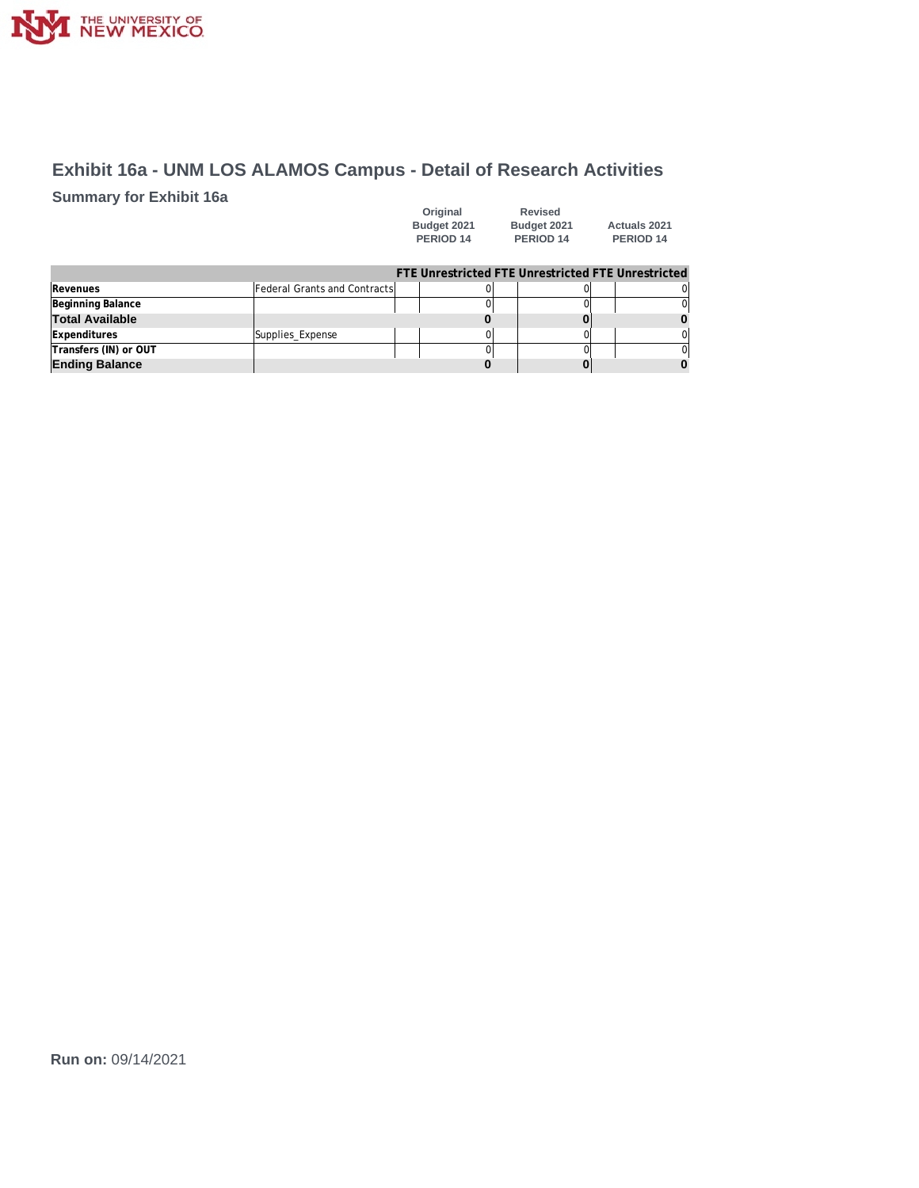# Exhibit 16a - UNM LOS ALAMOS Campus - Detail of Research Activities

## Summary for Exhibit 16a

| | | Original Budget 2021 PERIOD 14 | | Revised Budget 2021 PERIOD 14 | | Actuals 2021 PERIOD 14 | |
|---|---|---|---|---|---|---|---|
| | | FTE | Unrestricted | FTE | Unrestricted | FTE | Unrestricted |
| **Revenues** | Federal Grants and Contracts | | 0 | | 0 | | 0 |
| **Beginning Balance** | | | 0 | | 0 | | 0 |
| **Total Available** | | | **0** | | **0** | | **0** |
| **Expenditures** | Supplies_Expense | | 0 | | 0 | | 0 |
| **Transfers (IN) or OUT** | | | 0 | | 0 | | 0 |
| **Ending Balance** | | | **0** | | **0** | | **0** |

**Run on:** 09/14/2021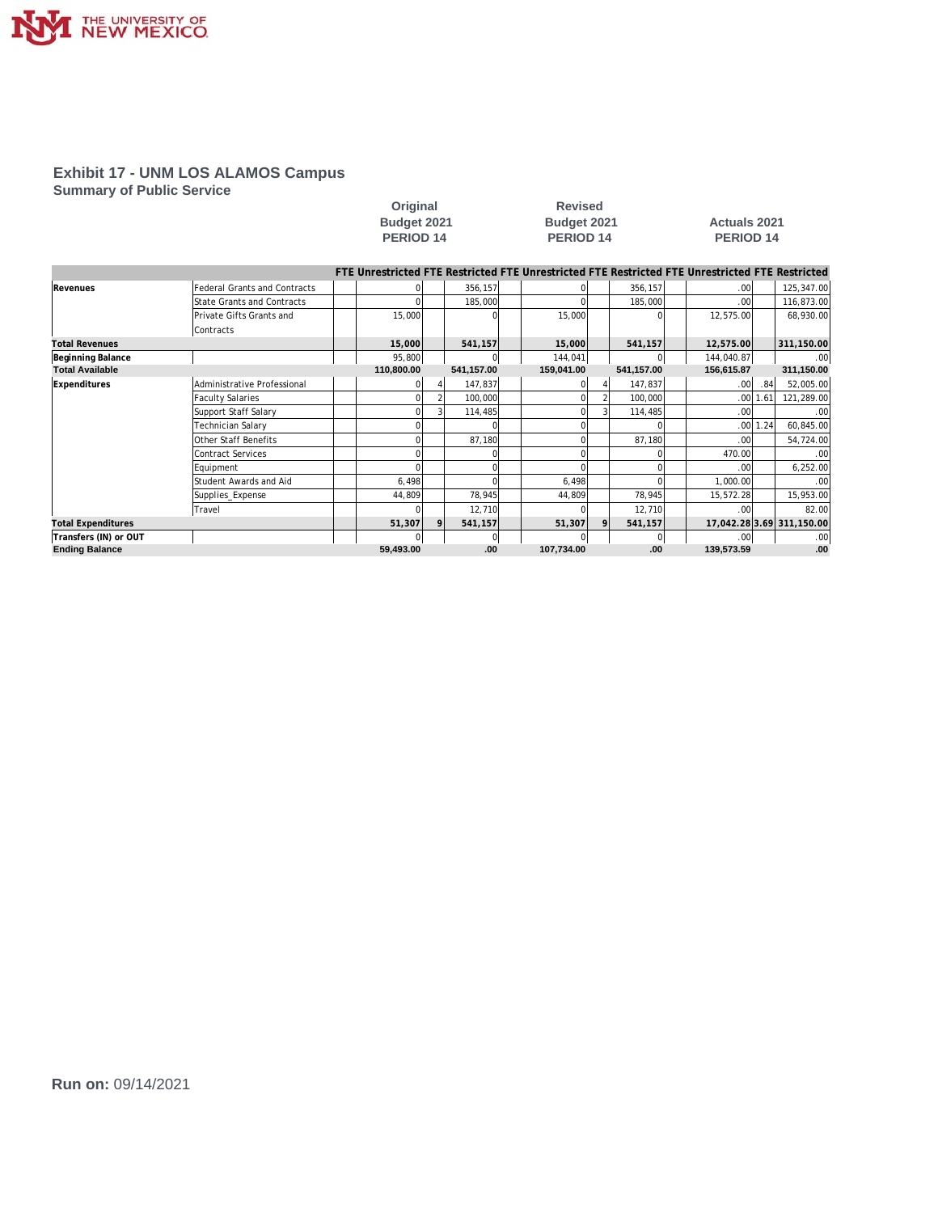## Exhibit 17 - UNM LOS ALAMOS Campus

### Summary of Public Service

| | | Original Budget 2021 PERIOD 14 | | | | Revised Budget 2021 PERIOD 14 | | | | Actuals 2021 PERIOD 14 | | | |
|---|---|---|---|---|---|---|---|---|---|---|---|---|---|
| | | FTE | Unrestricted | FTE | Restricted | FTE | Unrestricted | FTE | Restricted | FTE | Unrestricted | FTE | Restricted |
| **Revenues** | Federal Grants and Contracts | | 0 | | 356,157 | | 0 | | 356,157 | | .00 | | 125,347.00 |
| | State Grants and Contracts | | 0 | | 185,000 | | 0 | | 185,000 | | .00 | | 116,873.00 |
| | Private Gifts Grants and Contracts | | 15,000 | | 0 | | 15,000 | | 0 | | 12,575.00 | | 68,930.00 |
| **Total Revenues** | | | **15,000** | | **541,157** | | **15,000** | | **541,157** | | **12,575.00** | | **311,150.00** |
| **Beginning Balance** | | | 95,800 | | 0 | | 144,041 | | 0 | | 144,040.87 | | .00 |
| **Total Available** | | | **110,800.00** | | **541,157.00** | | **159,041.00** | | **541,157.00** | | **156,615.87** | | **311,150.00** |
| **Expenditures** | Administrative Professional | | 0 | 4 | 147,837 | | 0 | 4 | 147,837 | | .00 | .84 | 52,005.00 |
| | Faculty Salaries | | 0 | 2 | 100,000 | | 0 | 2 | 100,000 | | .00 | 1.61 | 121,289.00 |
| | Support Staff Salary | | 0 | 3 | 114,485 | | 0 | 3 | 114,485 | | .00 | | .00 |
| | Technician Salary | | 0 | | 0 | | 0 | | 0 | | .00 | 1.24 | 60,845.00 |
| | Other Staff Benefits | | 0 | | 87,180 | | 0 | | 87,180 | | .00 | | 54,724.00 |
| | Contract Services | | 0 | | 0 | | 0 | | 0 | | 470.00 | | .00 |
| | Equipment | | 0 | | 0 | | 0 | | 0 | | .00 | | 6,252.00 |
| | Student Awards and Aid | | 6,498 | | 0 | | 6,498 | | 0 | | 1,000.00 | | .00 |
| | Supplies_Expense | | 44,809 | | 78,945 | | 44,809 | | 78,945 | | 15,572.28 | | 15,953.00 |
| | Travel | | 0 | | 12,710 | | 0 | | 12,710 | | .00 | | 82.00 |
| **Total Expenditures** | | | **51,307** | **9** | **541,157** | | **51,307** | **9** | **541,157** | | **17,042.28** | **3.69** | **311,150.00** |
| **Transfers (IN) or OUT** | | | 0 | | 0 | | 0 | | 0 | | .00 | | .00 |
| **Ending Balance** | | | **59,493.00** | | **.00** | | **107,734.00** | | **.00** | | **139,573.59** | | **.00** |

**Run on:** 09/14/2021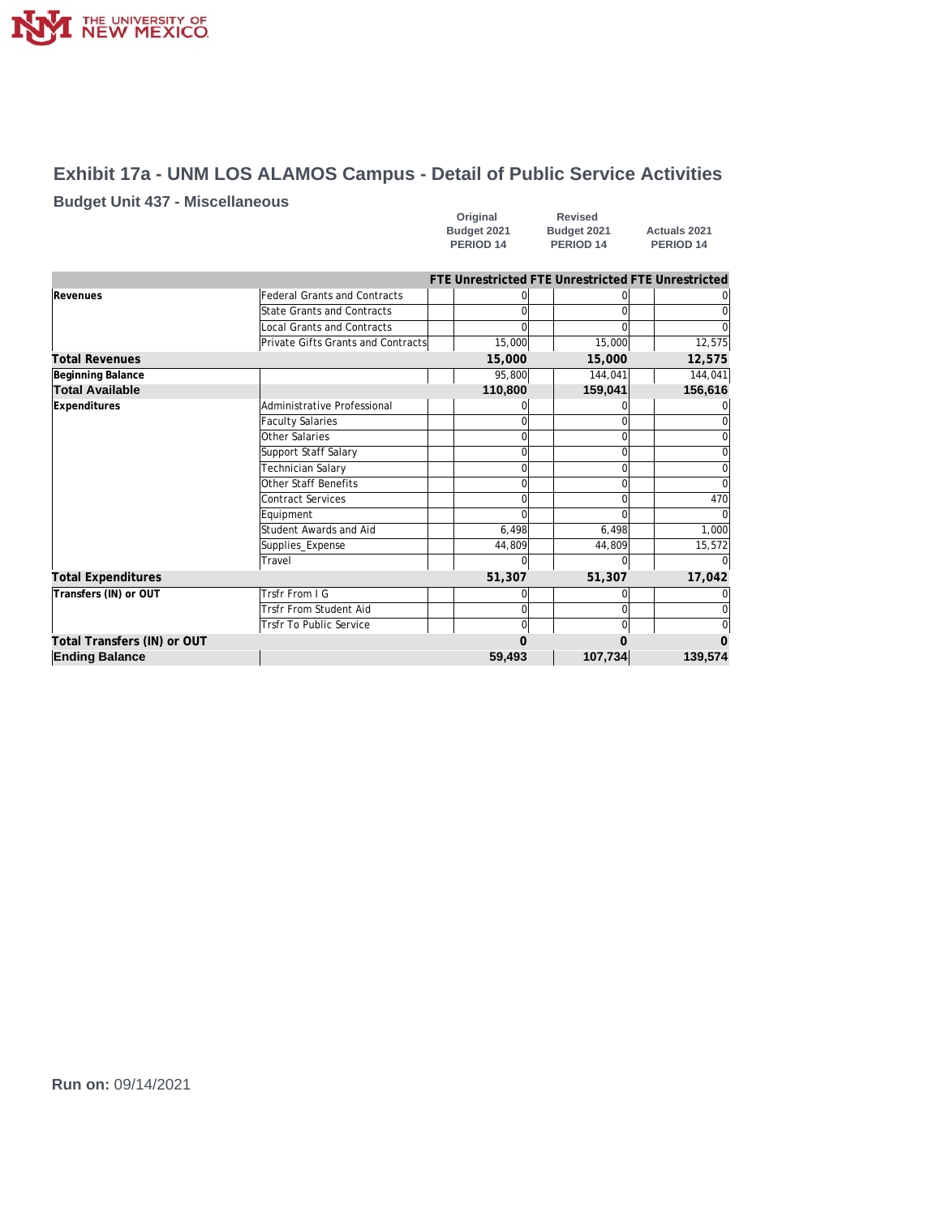# Exhibit 17a - UNM LOS ALAMOS Campus - Detail of Public Service Activities

## Budget Unit 437 - Miscellaneous

| | | Original Budget 2021 PERIOD 14 | | Revised Budget 2021 PERIOD 14 | | Actuals 2021 PERIOD 14 | |
|---|---|---|---|---|---|---|---|
| | | FTE | Unrestricted | FTE | Unrestricted | FTE | Unrestricted |
| **Revenues** | Federal Grants and Contracts | | 0 | | 0 | | 0 |
| | State Grants and Contracts | | 0 | | 0 | | 0 |
| | Local Grants and Contracts | | 0 | | 0 | | 0 |
| | Private Gifts Grants and Contracts | | 15,000 | | 15,000 | | 12,575 |
| **Total Revenues** | | | **15,000** | | **15,000** | | **12,575** |
| **Beginning Balance** | | | 95,800 | | 144,041 | | 144,041 |
| **Total Available** | | | **110,800** | | **159,041** | | **156,616** |
| **Expenditures** | Administrative Professional | | 0 | | 0 | | 0 |
| | Faculty Salaries | | 0 | | 0 | | 0 |
| | Other Salaries | | 0 | | 0 | | 0 |
| | Support Staff Salary | | 0 | | 0 | | 0 |
| | Technician Salary | | 0 | | 0 | | 0 |
| | Other Staff Benefits | | 0 | | 0 | | 0 |
| | Contract Services | | 0 | | 0 | | 470 |
| | Equipment | | 0 | | 0 | | 0 |
| | Student Awards and Aid | | 6,498 | | 6,498 | | 1,000 |
| | Supplies_Expense | | 44,809 | | 44,809 | | 15,572 |
| | Travel | | 0 | | 0 | | 0 |
| **Total Expenditures** | | | **51,307** | | **51,307** | | **17,042** |
| **Transfers (IN) or OUT** | Trsfr From I G | | 0 | | 0 | | 0 |
| | Trsfr From Student Aid | | 0 | | 0 | | 0 |
| | Trsfr To Public Service | | 0 | | 0 | | 0 |
| **Total Transfers (IN) or OUT** | | | **0** | | **0** | | **0** |
| **Ending Balance** | | | **59,493** | | **107,734** | | **139,574** |

**Run on:** 09/14/2021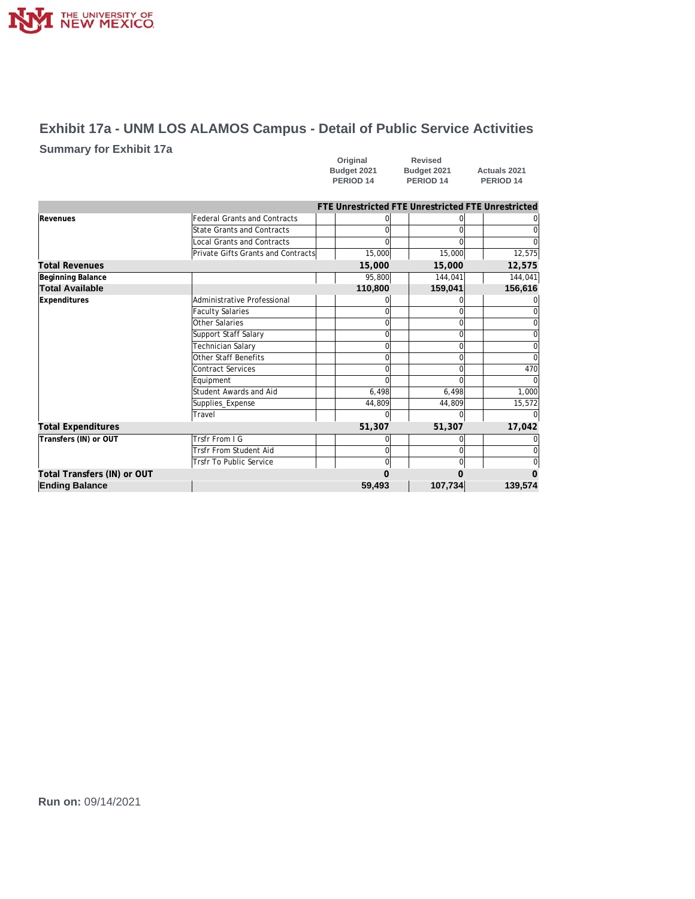# Exhibit 17a - UNM LOS ALAMOS Campus - Detail of Public Service Activities

## Summary for Exhibit 17a

| | | Original Budget 2021 PERIOD 14 | | Revised Budget 2021 PERIOD 14 | | Actuals 2021 PERIOD 14 | |
|---|---|---|---|---|---|---|---|
| | | FTE | Unrestricted | FTE | Unrestricted | FTE | Unrestricted |
| **Revenues** | Federal Grants and Contracts | | 0 | | 0 | | 0 |
| | State Grants and Contracts | | 0 | | 0 | | 0 |
| | Local Grants and Contracts | | 0 | | 0 | | 0 |
| | Private Gifts Grants and Contracts | | 15,000 | | 15,000 | | 12,575 |
| **Total Revenues** | | | **15,000** | | **15,000** | | **12,575** |
| **Beginning Balance** | | | 95,800 | | 144,041 | | 144,041 |
| **Total Available** | | | **110,800** | | **159,041** | | **156,616** |
| **Expenditures** | Administrative Professional | | 0 | | 0 | | 0 |
| | Faculty Salaries | | 0 | | 0 | | 0 |
| | Other Salaries | | 0 | | 0 | | 0 |
| | Support Staff Salary | | 0 | | 0 | | 0 |
| | Technician Salary | | 0 | | 0 | | 0 |
| | Other Staff Benefits | | 0 | | 0 | | 0 |
| | Contract Services | | 0 | | 0 | | 470 |
| | Equipment | | 0 | | 0 | | 0 |
| | Student Awards and Aid | | 6,498 | | 6,498 | | 1,000 |
| | Supplies_Expense | | 44,809 | | 44,809 | | 15,572 |
| | Travel | | 0 | | 0 | | 0 |
| **Total Expenditures** | | | **51,307** | | **51,307** | | **17,042** |
| **Transfers (IN) or OUT** | Trsfr From I G | | 0 | | 0 | | 0 |
| | Trsfr From Student Aid | | 0 | | 0 | | 0 |
| | Trsfr To Public Service | | 0 | | 0 | | 0 |
| **Total Transfers (IN) or OUT** | | | **0** | | **0** | | **0** |
| **Ending Balance** | | | **59,493** | | **107,734** | | **139,574** |

**Run on:** 09/14/2021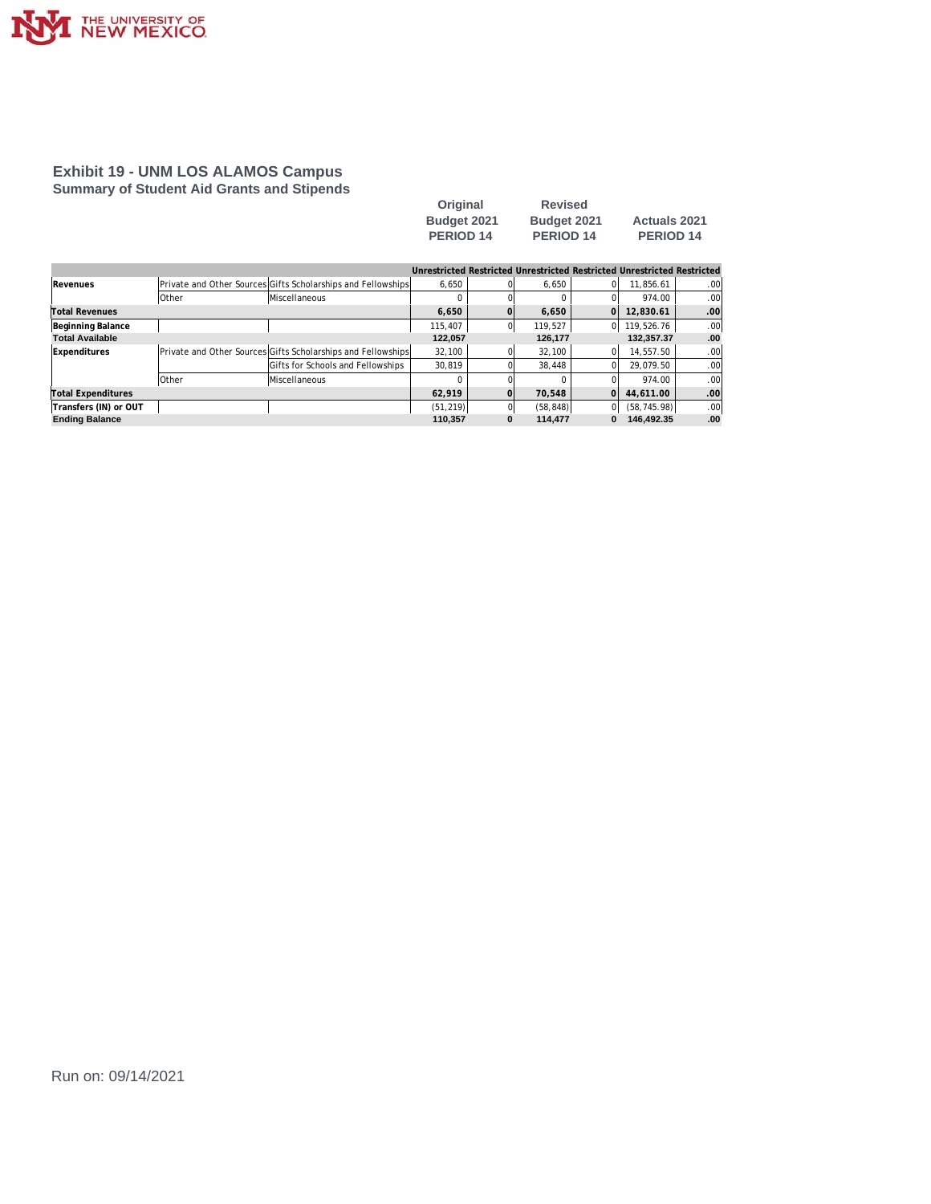## Exhibit 19 - UNM LOS ALAMOS Campus

### Summary of Student Aid Grants and Stipends

| | | | Original Budget 2021 PERIOD 14 | | Revised Budget 2021 PERIOD 14 | | Actuals 2021 PERIOD 14 | |
|---|---|---|---|---|---|---|---|---|
| | | | Unrestricted | Restricted | Unrestricted | Restricted | Unrestricted | Restricted |
| **Revenues** | Private and Other Sources | Gifts Scholarships and Fellowships | 6,650 | 0 | 6,650 | 0 | 11,856.61 | .00 |
| | Other | Miscellaneous | 0 | 0 | 0 | 0 | 974.00 | .00 |
| **Total Revenues** | | | **6,650** | **0** | **6,650** | **0** | **12,830.61** | **.00** |
| **Beginning Balance** | | | 115,407 | 0 | 119,527 | 0 | 119,526.76 | .00 |
| **Total Available** | | | **122,057** | | **126,177** | | **132,357.37** | **.00** |
| **Expenditures** | Private and Other Sources | Gifts Scholarships and Fellowships | 32,100 | 0 | 32,100 | 0 | 14,557.50 | .00 |
| | | Gifts for Schools and Fellowships | 30,819 | 0 | 38,448 | 0 | 29,079.50 | .00 |
| | Other | Miscellaneous | 0 | 0 | 0 | 0 | 974.00 | .00 |
| **Total Expenditures** | | | **62,919** | **0** | **70,548** | **0** | **44,611.00** | **.00** |
| **Transfers (IN) or OUT** | | | (51,219) | 0 | (58,848) | 0 | (58,745.98) | .00 |
| **Ending Balance** | | | **110,357** | **0** | **114,477** | **0** | **146,492.35** | **.00** |

Run on: 09/14/2021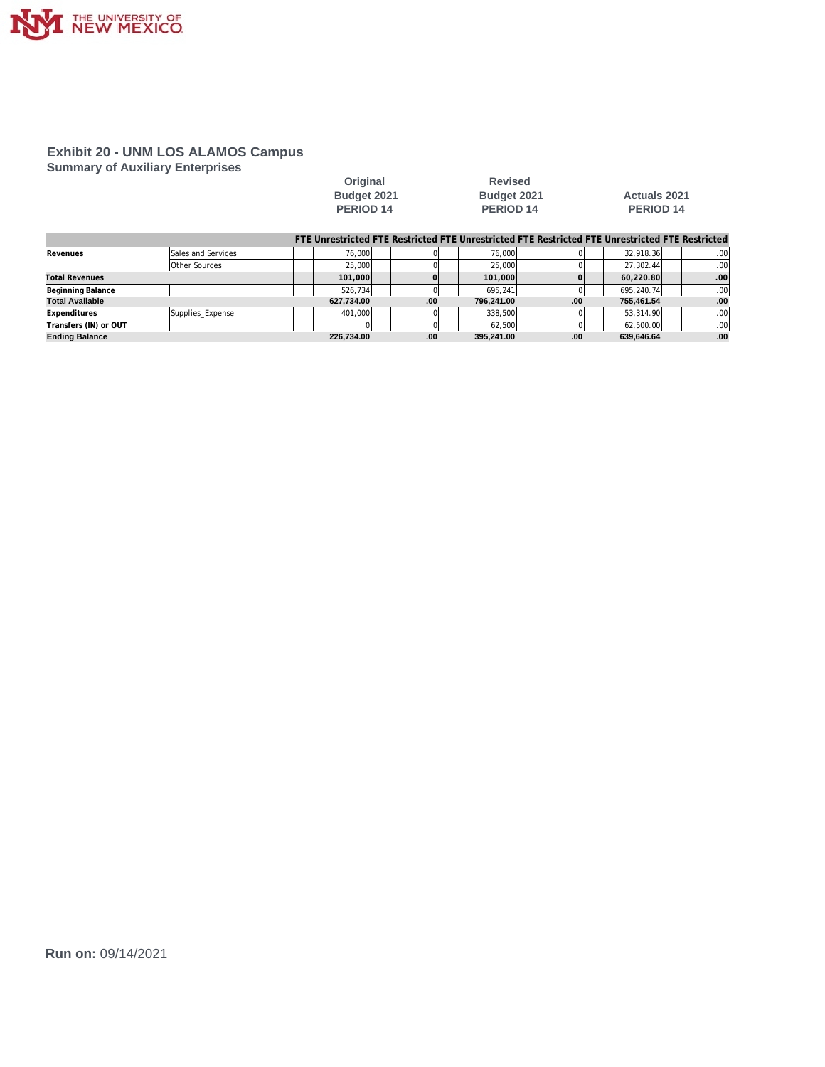# Exhibit 20 - UNM LOS ALAMOS Campus

## Summary of Auxiliary Enterprises

| | | Original Budget 2021 PERIOD 14 | | | | Revised Budget 2021 PERIOD 14 | | | | Actuals 2021 PERIOD 14 | | | |
|---|---|---|---|---|---|---|---|---|---|---|---|---|---|
| | | FTE | Unrestricted | FTE | Restricted | FTE | Unrestricted | FTE | Restricted | FTE | Unrestricted | FTE | Restricted |
| **Revenues** | Sales and Services | | 76,000 | | 0 | | 76,000 | | 0 | | 32,918.36 | | .00 |
| | Other Sources | | 25,000 | | 0 | | 25,000 | | 0 | | 27,302.44 | | .00 |
| **Total Revenues** | | | **101,000** | | **0** | | **101,000** | | **0** | | **60,220.80** | | **.00** |
| **Beginning Balance** | | | 526,734 | | 0 | | 695,241 | | 0 | | 695,240.74 | | .00 |
| **Total Available** | | | **627,734.00** | | **.00** | | **796,241.00** | | **.00** | | **755,461.54** | | **.00** |
| **Expenditures** | Supplies_Expense | | 401,000 | | 0 | | 338,500 | | 0 | | 53,314.90 | | .00 |
| **Transfers (IN) or OUT** | | | 0 | | 0 | | 62,500 | | 0 | | 62,500.00 | | .00 |
| **Ending Balance** | | | **226,734.00** | | **.00** | | **395,241.00** | | **.00** | | **639,646.64** | | **.00** |

**Run on:** 09/14/2021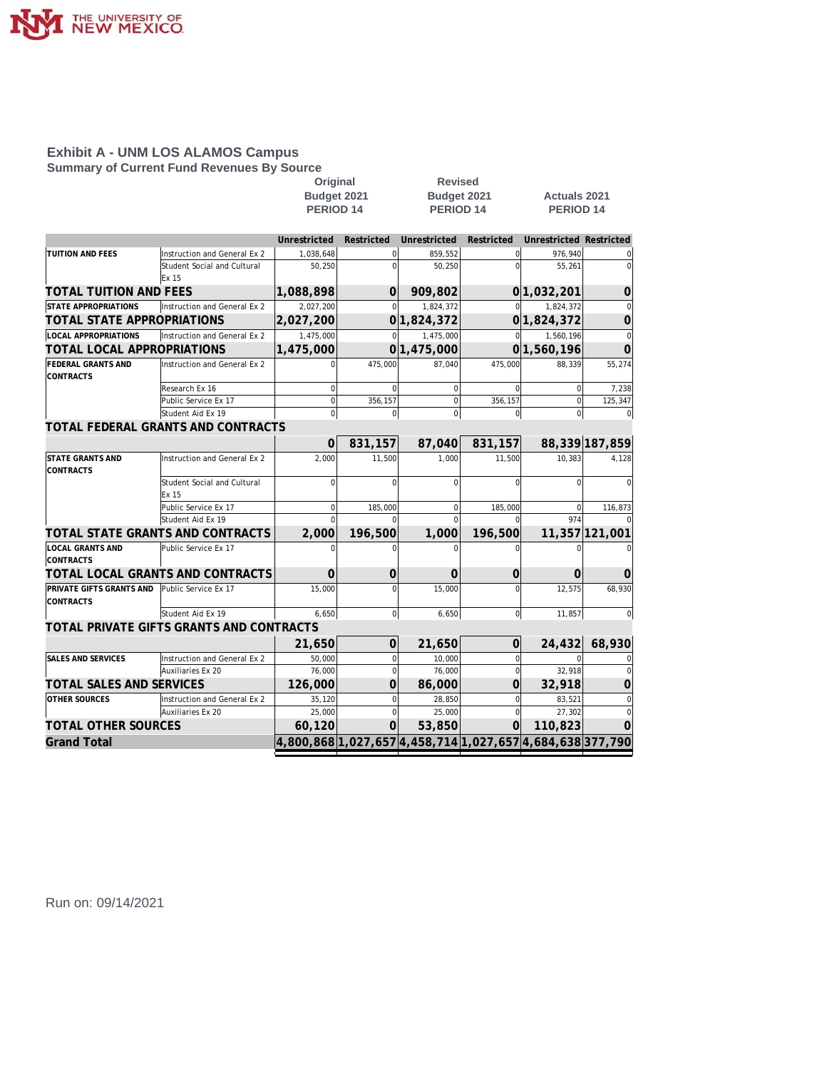## Exhibit A - UNM LOS ALAMOS Campus

### Summary of Current Fund Revenues By Source

| | | Original Budget 2021 PERIOD 14 | | Revised Budget 2021 PERIOD 14 | | Actuals 2021 PERIOD 14 | |
|---|---|---|---|---|---|---|---|
| | | Unrestricted | Restricted | Unrestricted | Restricted | Unrestricted | Restricted |
| TUITION AND FEES | Instruction and General Ex 2 | 1,038,648 | 0 | 859,552 | 0 | 976,940 | 0 |
| | Student Social and Cultural Ex 15 | 50,250 | 0 | 50,250 | 0 | 55,261 | 0 |
| **TOTAL TUITION AND FEES** | | **1,088,898** | **0** | **909,802** | **0** | **1,032,201** | **0** |
| STATE APPROPRIATIONS | Instruction and General Ex 2 | 2,027,200 | 0 | 1,824,372 | 0 | 1,824,372 | 0 |
| **TOTAL STATE APPROPRIATIONS** | | **2,027,200** | **0** | **1,824,372** | **0** | **1,824,372** | **0** |
| LOCAL APPROPRIATIONS | Instruction and General Ex 2 | 1,475,000 | 0 | 1,475,000 | 0 | 1,560,196 | 0 |
| **TOTAL LOCAL APPROPRIATIONS** | | **1,475,000** | **0** | **1,475,000** | **0** | **1,560,196** | **0** |
| FEDERAL GRANTS AND CONTRACTS | Instruction and General Ex 2 | 0 | 475,000 | 87,040 | 475,000 | 88,339 | 55,274 |
| | Research Ex 16 | 0 | 0 | 0 | 0 | 0 | 7,238 |
| | Public Service Ex 17 | 0 | 356,157 | 0 | 356,157 | 0 | 125,347 |
| | Student Aid Ex 19 | 0 | 0 | 0 | 0 | 0 | 0 |
| **TOTAL FEDERAL GRANTS AND CONTRACTS** | | **0** | **831,157** | **87,040** | **831,157** | **88,339** | **187,859** |
| STATE GRANTS AND CONTRACTS | Instruction and General Ex 2 | 2,000 | 11,500 | 1,000 | 11,500 | 10,383 | 4,128 |
| | Student Social and Cultural Ex 15 | 0 | 0 | 0 | 0 | 0 | 0 |
| | Public Service Ex 17 | 0 | 185,000 | 0 | 185,000 | 0 | 116,873 |
| | Student Aid Ex 19 | 0 | 0 | 0 | 0 | 974 | 0 |
| **TOTAL STATE GRANTS AND CONTRACTS** | | **2,000** | **196,500** | **1,000** | **196,500** | **11,357** | **121,001** |
| LOCAL GRANTS AND CONTRACTS | Public Service Ex 17 | 0 | 0 | 0 | 0 | 0 | 0 |
| **TOTAL LOCAL GRANTS AND CONTRACTS** | | **0** | **0** | **0** | **0** | **0** | **0** |
| PRIVATE GIFTS GRANTS AND CONTRACTS | Public Service Ex 17 | 15,000 | 0 | 15,000 | 0 | 12,575 | 68,930 |
| | Student Aid Ex 19 | 6,650 | 0 | 6,650 | 0 | 11,857 | 0 |
| **TOTAL PRIVATE GIFTS GRANTS AND CONTRACTS** | | **21,650** | **0** | **21,650** | **0** | **24,432** | **68,930** |
| SALES AND SERVICES | Instruction and General Ex 2 | 50,000 | 0 | 10,000 | 0 | 0 | 0 |
| | Auxiliaries Ex 20 | 76,000 | 0 | 76,000 | 0 | 32,918 | 0 |
| **TOTAL SALES AND SERVICES** | | **126,000** | **0** | **86,000** | **0** | **32,918** | **0** |
| OTHER SOURCES | Instruction and General Ex 2 | 35,120 | 0 | 28,850 | 0 | 83,521 | 0 |
| | Auxiliaries Ex 20 | 25,000 | 0 | 25,000 | 0 | 27,302 | 0 |
| **TOTAL OTHER SOURCES** | | **60,120** | **0** | **53,850** | **0** | **110,823** | **0** |
| **Grand Total** | | **4,800,868** | **1,027,657** | **4,458,714** | **1,027,657** | **4,684,638** | **377,790** |

Run on: 09/14/2021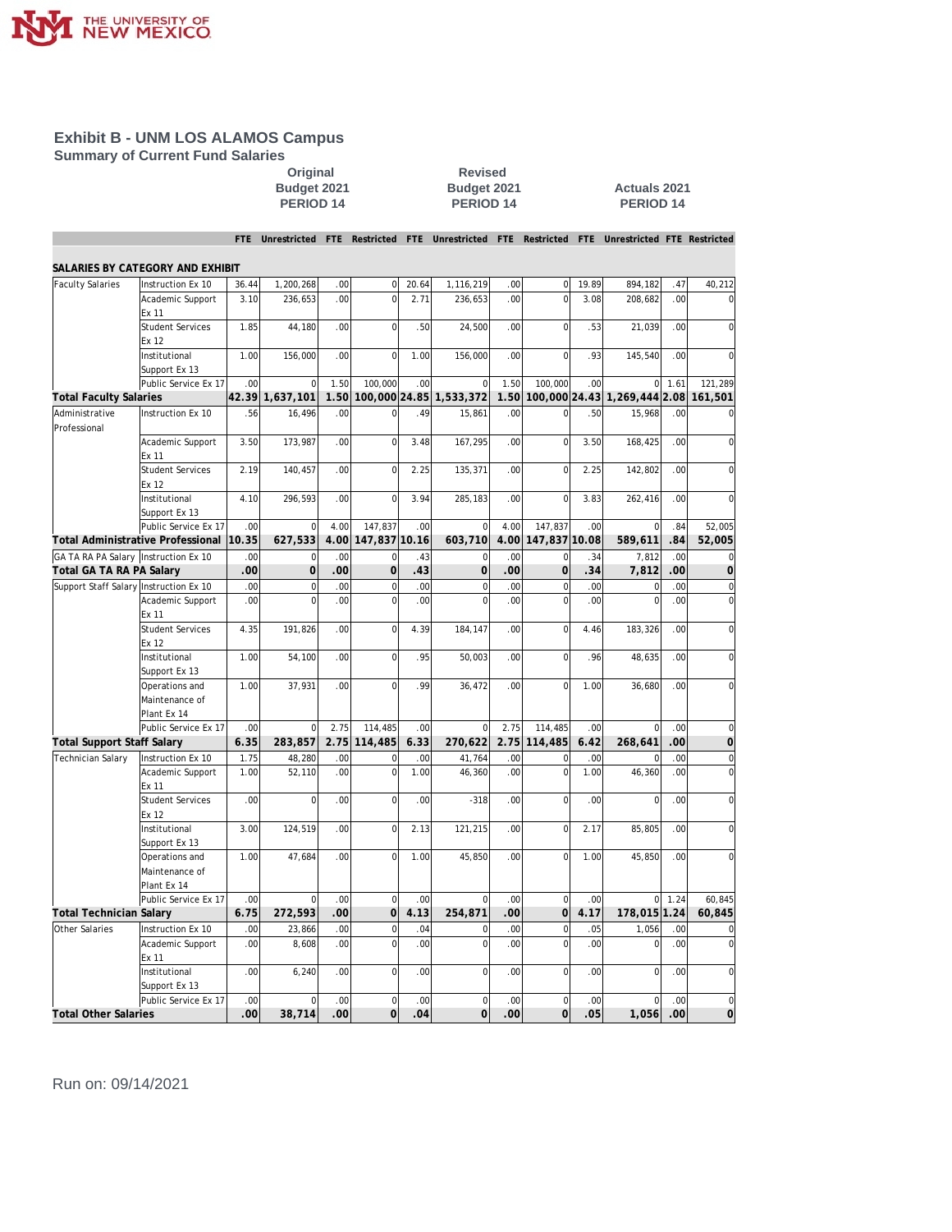## Exhibit B - UNM LOS ALAMOS Campus

### Summary of Current Fund Salaries

| | | Original Budget 2021 PERIOD 14 | | | | Revised Budget 2021 PERIOD 14 | | | | Actuals 2021 PERIOD 14 | | | |
|---|---|---|---|---|---|---|---|---|---|---|---|---|---|
| | | FTE | Unrestricted | FTE | Restricted | FTE | Unrestricted | FTE | Restricted | FTE | Unrestricted | FTE | Restricted |
| **SALARIES BY CATEGORY AND EXHIBIT** | | | | | | | | | | | | | |
| Faculty Salaries | Instruction Ex 10 | 36.44 | 1,200,268 | .00 | 0 | 20.64 | 1,116,219 | .00 | 0 | 19.89 | 894,182 | .47 | 40,212 |
| | Academic Support Ex 11 | 3.10 | 236,653 | .00 | 0 | 2.71 | 236,653 | .00 | 0 | 3.08 | 208,682 | .00 | 0 |
| | Student Services Ex 12 | 1.85 | 44,180 | .00 | 0 | .50 | 24,500 | .00 | 0 | .53 | 21,039 | .00 | 0 |
| | Institutional Support Ex 13 | 1.00 | 156,000 | .00 | 0 | 1.00 | 156,000 | .00 | 0 | .93 | 145,540 | .00 | 0 |
| | Public Service Ex 17 | .00 | 0 | 1.50 | 100,000 | .00 | 0 | 1.50 | 100,000 | .00 | 0 | 1.61 | 121,289 |
| **Total Faculty Salaries** | | **42.39** | **1,637,101** | **1.50** | **100,000** | **24.85** | **1,533,372** | **1.50** | **100,000** | **24.43** | **1,269,444** | **2.08** | **161,501** |
| Administrative Professional | Instruction Ex 10 | .56 | 16,496 | .00 | 0 | .49 | 15,861 | .00 | 0 | .50 | 15,968 | .00 | 0 |
| | Academic Support Ex 11 | 3.50 | 173,987 | .00 | 0 | 3.48 | 167,295 | .00 | 0 | 3.50 | 168,425 | .00 | 0 |
| | Student Services Ex 12 | 2.19 | 140,457 | .00 | 0 | 2.25 | 135,371 | .00 | 0 | 2.25 | 142,802 | .00 | 0 |
| | Institutional Support Ex 13 | 4.10 | 296,593 | .00 | 0 | 3.94 | 285,183 | .00 | 0 | 3.83 | 262,416 | .00 | 0 |
| | Public Service Ex 17 | .00 | 0 | 4.00 | 147,837 | .00 | 0 | 4.00 | 147,837 | .00 | 0 | .84 | 52,005 |
| **Total Administrative Professional** | | **10.35** | **627,533** | **4.00** | **147,837** | **10.16** | **603,710** | **4.00** | **147,837** | **10.08** | **589,611** | **.84** | **52,005** |
| GA TA RA PA Salary | Instruction Ex 10 | .00 | 0 | .00 | 0 | .43 | 0 | .00 | 0 | .34 | 7,812 | .00 | 0 |
| **Total GA TA RA PA Salary** | | **.00** | **0** | **.00** | **0** | **.43** | **0** | **.00** | **0** | **.34** | **7,812** | **.00** | **0** |
| Support Staff Salary | Instruction Ex 10 | .00 | 0 | .00 | 0 | .00 | 0 | .00 | 0 | .00 | 0 | .00 | 0 |
| | Academic Support Ex 11 | .00 | 0 | .00 | 0 | .00 | 0 | .00 | 0 | .00 | 0 | .00 | 0 |
| | Student Services Ex 12 | 4.35 | 191,826 | .00 | 0 | 4.39 | 184,147 | .00 | 0 | 4.46 | 183,326 | .00 | 0 |
| | Institutional Support Ex 13 | 1.00 | 54,100 | .00 | 0 | .95 | 50,003 | .00 | 0 | .96 | 48,635 | .00 | 0 |
| | Operations and Maintenance of Plant Ex 14 | 1.00 | 37,931 | .00 | 0 | .99 | 36,472 | .00 | 0 | 1.00 | 36,680 | .00 | 0 |
| | Public Service Ex 17 | .00 | 0 | 2.75 | 114,485 | .00 | 0 | 2.75 | 114,485 | .00 | 0 | .00 | 0 |
| **Total Support Staff Salary** | | **6.35** | **283,857** | **2.75** | **114,485** | **6.33** | **270,622** | **2.75** | **114,485** | **6.42** | **268,641** | **.00** | **0** |
| Technician Salary | Instruction Ex 10 | 1.75 | 48,280 | .00 | 0 | .00 | 41,764 | .00 | 0 | .00 | 0 | .00 | 0 |
| | Academic Support Ex 11 | 1.00 | 52,110 | .00 | 0 | 1.00 | 46,360 | .00 | 0 | 1.00 | 46,360 | .00 | 0 |
| | Student Services Ex 12 | .00 | 0 | .00 | 0 | .00 | -318 | .00 | 0 | .00 | 0 | .00 | 0 |
| | Institutional Support Ex 13 | 3.00 | 124,519 | .00 | 0 | 2.13 | 121,215 | .00 | 0 | 2.17 | 85,805 | .00 | 0 |
| | Operations and Maintenance of Plant Ex 14 | 1.00 | 47,684 | .00 | 0 | 1.00 | 45,850 | .00 | 0 | 1.00 | 45,850 | .00 | 0 |
| | Public Service Ex 17 | .00 | 0 | .00 | 0 | .00 | 0 | .00 | 0 | .00 | 0 | 1.24 | 60,845 |
| **Total Technician Salary** | | **6.75** | **272,593** | **.00** | **0** | **4.13** | **254,871** | **.00** | **0** | **4.17** | **178,015** | **1.24** | **60,845** |
| Other Salaries | Instruction Ex 10 | .00 | 23,866 | .00 | 0 | .04 | 0 | .00 | 0 | .05 | 1,056 | .00 | 0 |
| | Academic Support Ex 11 | .00 | 8,608 | .00 | 0 | .00 | 0 | .00 | 0 | .00 | 0 | .00 | 0 |
| | Institutional Support Ex 13 | .00 | 6,240 | .00 | 0 | .00 | 0 | .00 | 0 | .00 | 0 | .00 | 0 |
| | Public Service Ex 17 | .00 | 0 | .00 | 0 | .00 | 0 | .00 | 0 | .00 | 0 | .00 | 0 |
| **Total Other Salaries** | | **.00** | **38,714** | **.00** | **0** | **.04** | **0** | **.00** | **0** | **.05** | **1,056** | **.00** | **0** |

Run on: 09/14/2021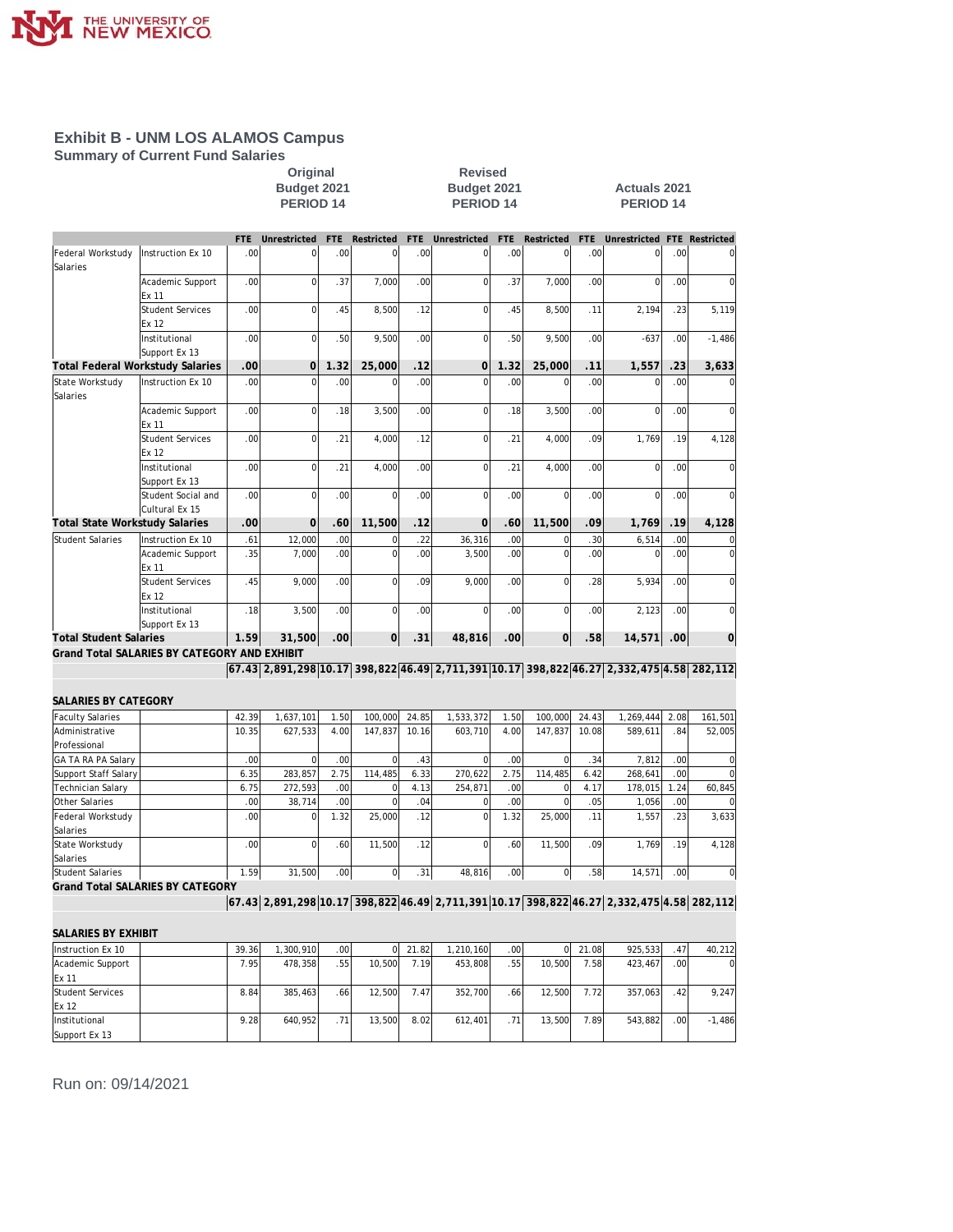# Exhibit B - UNM LOS ALAMOS Campus

## Summary of Current Fund Salaries

| | | Original Budget 2021 PERIOD 14 | | | | Revised Budget 2021 PERIOD 14 | | | | Actuals 2021 PERIOD 14 | | | |
|---|---|---|---|---|---|---|---|---|---|---|---|---|---|
| | | FTE | Unrestricted | FTE | Restricted | FTE | Unrestricted | FTE | Restricted | FTE | Unrestricted | FTE | Restricted |
| Federal Workstudy Salaries | Instruction Ex 10 | .00 | 0 | .00 | 0 | .00 | 0 | .00 | 0 | .00 | 0 | .00 | 0 |
| | Academic Support Ex 11 | .00 | 0 | .37 | 7,000 | .00 | 0 | .37 | 7,000 | .00 | 0 | .00 | 0 |
| | Student Services Ex 12 | .00 | 0 | .45 | 8,500 | .12 | 0 | .45 | 8,500 | .11 | 2,194 | .23 | 5,119 |
| | Institutional Support Ex 13 | .00 | 0 | .50 | 9,500 | .00 | 0 | .50 | 9,500 | .00 | -637 | .00 | -1,486 |
| **Total Federal Workstudy Salaries** | | **.00** | **0** | **1.32** | **25,000** | **.12** | **0** | **1.32** | **25,000** | **.11** | **1,557** | **.23** | **3,633** |
| State Workstudy Salaries | Instruction Ex 10 | .00 | 0 | .00 | 0 | .00 | 0 | .00 | 0 | .00 | 0 | .00 | 0 |
| | Academic Support Ex 11 | .00 | 0 | .18 | 3,500 | .00 | 0 | .18 | 3,500 | .00 | 0 | .00 | 0 |
| | Student Services Ex 12 | .00 | 0 | .21 | 4,000 | .12 | 0 | .21 | 4,000 | .09 | 1,769 | .19 | 4,128 |
| | Institutional Support Ex 13 | .00 | 0 | .21 | 4,000 | .00 | 0 | .21 | 4,000 | .00 | 0 | .00 | 0 |
| | Student Social and Cultural Ex 15 | .00 | 0 | .00 | 0 | .00 | 0 | .00 | 0 | .00 | 0 | .00 | 0 |
| **Total State Workstudy Salaries** | | **.00** | **0** | **.60** | **11,500** | **.12** | **0** | **.60** | **11,500** | **.09** | **1,769** | **.19** | **4,128** |
| Student Salaries | Instruction Ex 10 | .61 | 12,000 | .00 | 0 | .22 | 36,316 | .00 | 0 | .30 | 6,514 | .00 | 0 |
| | Academic Support Ex 11 | .35 | 7,000 | .00 | 0 | .00 | 3,500 | .00 | 0 | .00 | 0 | .00 | 0 |
| | Student Services Ex 12 | .45 | 9,000 | .00 | 0 | .09 | 9,000 | .00 | 0 | .28 | 5,934 | .00 | 0 |
| | Institutional Support Ex 13 | .18 | 3,500 | .00 | 0 | .00 | 0 | .00 | 0 | .00 | 2,123 | .00 | 0 |
| **Total Student Salaries** | | **1.59** | **31,500** | **.00** | **0** | **.31** | **48,816** | **.00** | **0** | **.58** | **14,571** | **.00** | **0** |
| **Grand Total SALARIES BY CATEGORY AND EXHIBIT** | | **67.43** | **2,891,298** | **10.17** | **398,822** | **46.49** | **2,711,391** | **10.17** | **398,822** | **46.27** | **2,332,475** | **4.58** | **282,112** |
| **SALARIES BY CATEGORY** | | | | | | | | | | | | | |
| Faculty Salaries | | 42.39 | 1,637,101 | 1.50 | 100,000 | 24.85 | 1,533,372 | 1.50 | 100,000 | 24.43 | 1,269,444 | 2.08 | 161,501 |
| Administrative Professional | | 10.35 | 627,533 | 4.00 | 147,837 | 10.16 | 603,710 | 4.00 | 147,837 | 10.08 | 589,611 | .84 | 52,005 |
| GA TA RA PA Salary | | .00 | 0 | .00 | 0 | .43 | 0 | .00 | 0 | .34 | 7,812 | .00 | 0 |
| Support Staff Salary | | 6.35 | 283,857 | 2.75 | 114,485 | 6.33 | 270,622 | 2.75 | 114,485 | 6.42 | 268,641 | .00 | 0 |
| Technician Salary | | 6.75 | 272,593 | .00 | 0 | 4.13 | 254,871 | .00 | 0 | 4.17 | 178,015 | 1.24 | 60,845 |
| Other Salaries | | .00 | 38,714 | .00 | 0 | .04 | 0 | .00 | 0 | .05 | 1,056 | .00 | 0 |
| Federal Workstudy Salaries | | .00 | 0 | 1.32 | 25,000 | .12 | 0 | 1.32 | 25,000 | .11 | 1,557 | .23 | 3,633 |
| State Workstudy Salaries | | .00 | 0 | .60 | 11,500 | .12 | 0 | .60 | 11,500 | .09 | 1,769 | .19 | 4,128 |
| Student Salaries | | 1.59 | 31,500 | .00 | 0 | .31 | 48,816 | .00 | 0 | .58 | 14,571 | .00 | 0 |
| **Grand Total SALARIES BY CATEGORY** | | **67.43** | **2,891,298** | **10.17** | **398,822** | **46.49** | **2,711,391** | **10.17** | **398,822** | **46.27** | **2,332,475** | **4.58** | **282,112** |
| **SALARIES BY EXHIBIT** | | | | | | | | | | | | | |
| Instruction Ex 10 | | 39.36 | 1,300,910 | .00 | 0 | 21.82 | 1,210,160 | .00 | 0 | 21.08 | 925,533 | .47 | 40,212 |
| Academic Support Ex 11 | | 7.95 | 478,358 | .55 | 10,500 | 7.19 | 453,808 | .55 | 10,500 | 7.58 | 423,467 | .00 | 0 |
| Student Services Ex 12 | | 8.84 | 385,463 | .66 | 12,500 | 7.47 | 352,700 | .66 | 12,500 | 7.72 | 357,063 | .42 | 9,247 |
| Institutional Support Ex 13 | | 9.28 | 640,952 | .71 | 13,500 | 8.02 | 612,401 | .71 | 13,500 | 7.89 | 543,882 | .00 | -1,486 |

Run on: 09/14/2021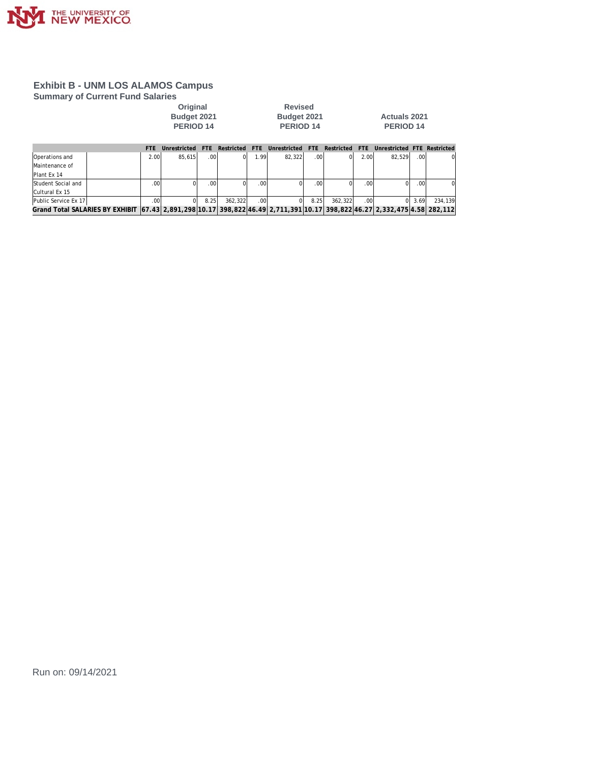## Exhibit B - UNM LOS ALAMOS Campus

### Summary of Current Fund Salaries

| | Original Budget 2021 PERIOD 14 | | | | Revised Budget 2021 PERIOD 14 | | | | Actuals 2021 PERIOD 14 | | | |
|---|---|---|---|---|---|---|---|---|---|---|---|---|
| | FTE | Unrestricted | FTE | Restricted | FTE | Unrestricted | FTE | Restricted | FTE | Unrestricted | FTE | Restricted |
| Operations and Maintenance of Plant Ex 14 | 2.00 | 85,615 | .00 | 0 | 1.99 | 82,322 | .00 | 0 | 2.00 | 82,529 | .00 | 0 |
| Student Social and Cultural Ex 15 | .00 | 0 | .00 | 0 | .00 | 0 | .00 | 0 | .00 | 0 | .00 | 0 |
| Public Service Ex 17 | .00 | 0 | 8.25 | 362,322 | .00 | 0 | 8.25 | 362,322 | .00 | 0 | 3.69 | 234,139 |
| **Grand Total SALARIES BY EXHIBIT** | **67.43** | **2,891,298** | **10.17** | **398,822** | **46.49** | **2,711,391** | **10.17** | **398,822** | **46.27** | **2,332,475** | **4.58** | **282,112** |

Run on: 09/14/2021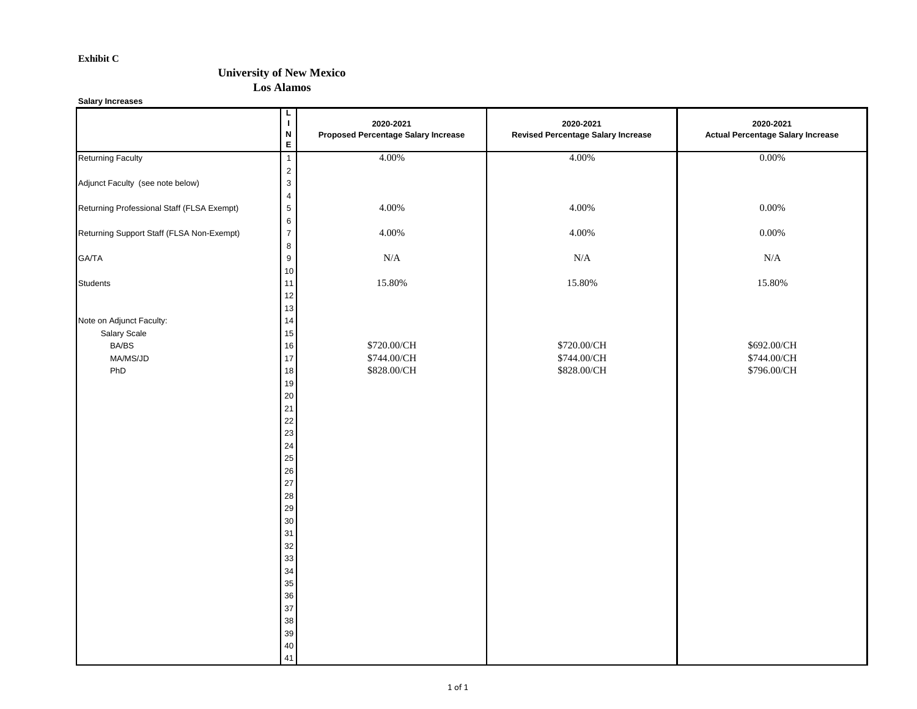**Exhibit C**

## University of New Mexico
## Los Alamos

**Salary Increases**

| | LINE | 2020-2021 Proposed Percentage Salary Increase | 2020-2021 Revised Percentage Salary Increase | 2020-2021 Actual Percentage Salary Increase |
|---|---|---|---|---|
| Returning Faculty | 1 | 4.00% | 4.00% | 0.00% |
| | 2 | | | |
| Adjunct Faculty (see note below) | 3 | | | |
| | 4 | | | |
| Returning Professional Staff (FLSA Exempt) | 5 | 4.00% | 4.00% | 0.00% |
| | 6 | | | |
| Returning Support Staff (FLSA Non-Exempt) | 7 | 4.00% | 4.00% | 0.00% |
| | 8 | | | |
| GA/TA | 9 | N/A | N/A | N/A |
| | 10 | | | |
| Students | 11 | 15.80% | 15.80% | 15.80% |
| | 12 | | | |
| | 13 | | | |
| Note on Adjunct Faculty: | 14 | | | |
| Salary Scale | 15 | | | |
| BA/BS | 16 | $720.00/CH | $720.00/CH | $692.00/CH |
| MA/MS/JD | 17 | $744.00/CH | $744.00/CH | $744.00/CH |
| PhD | 18 | $828.00/CH | $828.00/CH | $796.00/CH |
| | 19 | | | |
| | 20 | | | |
| | 21 | | | |
| | 22 | | | |
| | 23 | | | |
| | 24 | | | |
| | 25 | | | |
| | 26 | | | |
| | 27 | | | |
| | 28 | | | |
| | 29 | | | |
| | 30 | | | |
| | 31 | | | |
| | 32 | | | |
| | 33 | | | |
| | 34 | | | |
| | 35 | | | |
| | 36 | | | |
| | 37 | | | |
| | 38 | | | |
| | 39 | | | |
| | 40 | | | |
| | 41 | | | |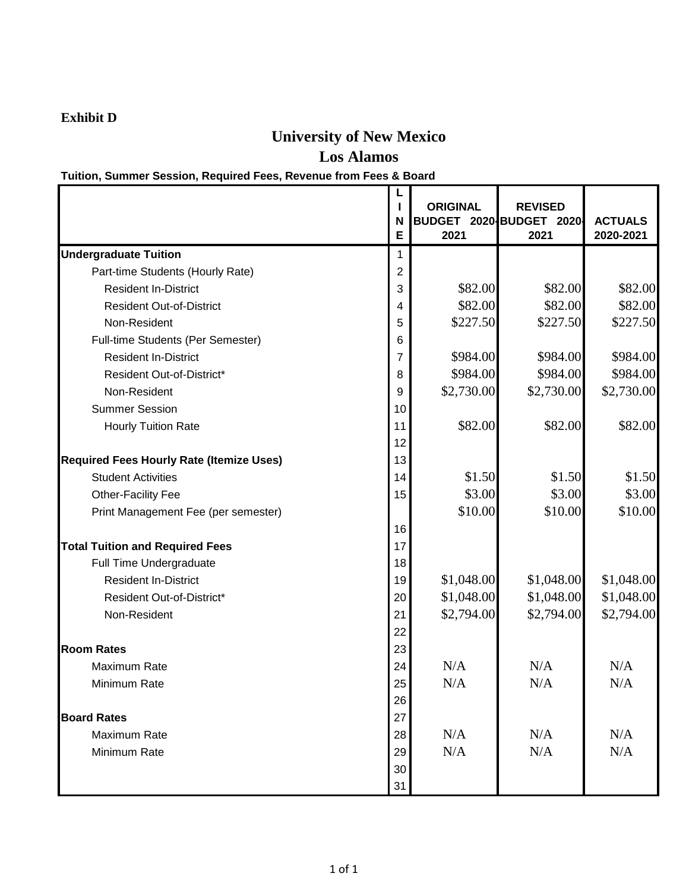**Exhibit D**

# University of New Mexico

## Los Alamos

**Tuition, Summer Session, Required Fees, Revenue from Fees & Board**

| | LINE | ORIGINAL BUDGET 2020-2021 | REVISED BUDGET 2020-2021 | ACTUALS 2020-2021 |
|---|---|---|---|---|
| **Undergraduate Tuition** | 1 | | | |
| Part-time Students (Hourly Rate) | 2 | | | |
| Resident In-District | 3 | $82.00 | $82.00 | $82.00 |
| Resident Out-of-District | 4 | $82.00 | $82.00 | $82.00 |
| Non-Resident | 5 | $227.50 | $227.50 | $227.50 |
| Full-time Students (Per Semester) | 6 | | | |
| Resident In-District | 7 | $984.00 | $984.00 | $984.00 |
| Resident Out-of-District* | 8 | $984.00 | $984.00 | $984.00 |
| Non-Resident | 9 | $2,730.00 | $2,730.00 | $2,730.00 |
| Summer Session | 10 | | | |
| Hourly Tuition Rate | 11 | $82.00 | $82.00 | $82.00 |
| | 12 | | | |
| **Required Fees Hourly Rate (Itemize Uses)** | 13 | | | |
| Student Activities | 14 | $1.50 | $1.50 | $1.50 |
| Other-Facility Fee | 15 | $3.00 | $3.00 | $3.00 |
| Print Management Fee (per semester) | | $10.00 | $10.00 | $10.00 |
| | 16 | | | |
| **Total Tuition and Required Fees** | 17 | | | |
| Full Time Undergraduate | 18 | | | |
| Resident In-District | 19 | $1,048.00 | $1,048.00 | $1,048.00 |
| Resident Out-of-District* | 20 | $1,048.00 | $1,048.00 | $1,048.00 |
| Non-Resident | 21 | $2,794.00 | $2,794.00 | $2,794.00 |
| | 22 | | | |
| **Room Rates** | 23 | | | |
| Maximum Rate | 24 | N/A | N/A | N/A |
| Minimum Rate | 25 | N/A | N/A | N/A |
| | 26 | | | |
| **Board Rates** | 27 | | | |
| Maximum Rate | 28 | N/A | N/A | N/A |
| Minimum Rate | 29 | N/A | N/A | N/A |
| | 30 | | | |
| | 31 | | | |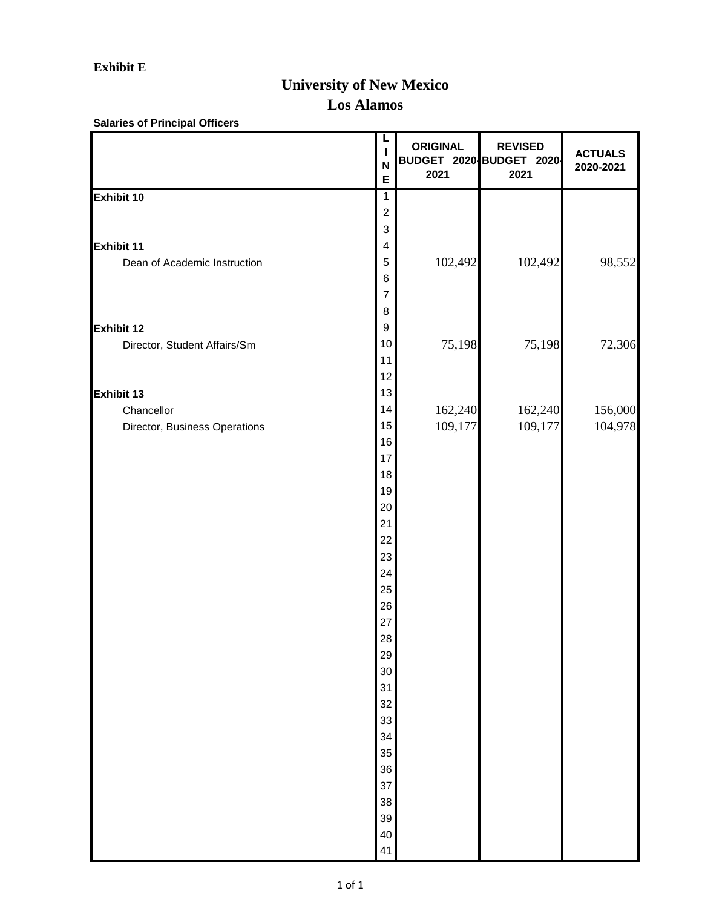**Exhibit E**

# University of New Mexico
## Los Alamos

**Salaries of Principal Officers**

| | LINE | ORIGINAL BUDGET 2020-2021 | REVISED BUDGET 2020-2021 | ACTUALS 2020-2021 |
|---|---|---|---|---|
| **Exhibit 10** | 1 | | | |
| | 2 | | | |
| | 3 | | | |
| **Exhibit 11** | 4 | | | |
| Dean of Academic Instruction | 5 | 102,492 | 102,492 | 98,552 |
| | 6 | | | |
| | 7 | | | |
| | 8 | | | |
| **Exhibit 12** | 9 | | | |
| Director, Student Affairs/Sm | 10 | 75,198 | 75,198 | 72,306 |
| | 11 | | | |
| | 12 | | | |
| **Exhibit 13** | 13 | | | |
| Chancellor | 14 | 162,240 | 162,240 | 156,000 |
| Director, Business Operations | 15 | 109,177 | 109,177 | 104,978 |
| | 16 | | | |
| | 17 | | | |
| | 18 | | | |
| | 19 | | | |
| | 20 | | | |
| | 21 | | | |
| | 22 | | | |
| | 23 | | | |
| | 24 | | | |
| | 25 | | | |
| | 26 | | | |
| | 27 | | | |
| | 28 | | | |
| | 29 | | | |
| | 30 | | | |
| | 31 | | | |
| | 32 | | | |
| | 33 | | | |
| | 34 | | | |
| | 35 | | | |
| | 36 | | | |
| | 37 | | | |
| | 38 | | | |
| | 39 | | | |
| | 40 | | | |
| | 41 | | | |